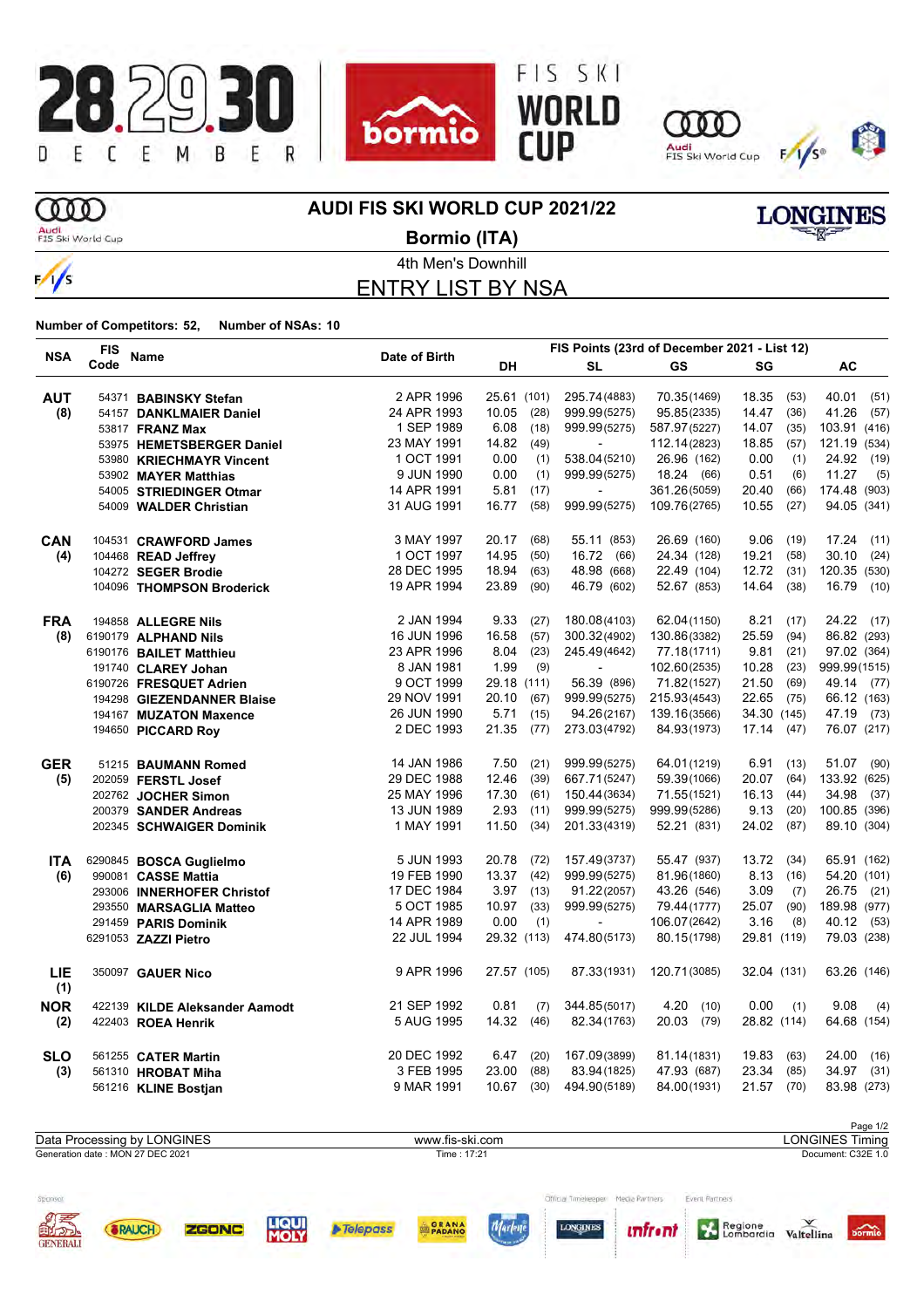# AUDI FIS SKI WORLD CUP 2021/22

## Bormio (ITA)

4th Men's Downhill

## ENTRY LIST BY NSA

**Number of Competitors: 52, Number of NSAs: 10**

| NSA | FIS Code | Name | Date of Birth | FIS Points (23rd of December 2021 - List 12) | | | | |
|---|---|---|---|---|---|---|---|---|
| | | | | DH | SL | GS | SG | AC |
| **AUT (8)** | 54371 | **BABINSKY Stefan** | 2 APR 1996 | 25.61 (101) | 295.74 (4883) | 70.35 (1469) | 18.35 (53) | 40.01 (51) |
| | 54157 | **DANKLMAIER Daniel** | 24 APR 1993 | 10.05 (28) | 999.99 (5275) | 95.85 (2335) | 14.47 (36) | 41.26 (57) |
| | 53817 | **FRANZ Max** | 1 SEP 1989 | 6.08 (18) | 999.99 (5275) | 587.97 (5227) | 14.07 (35) | 103.91 (416) |
| | 53975 | **HEMETSBERGER Daniel** | 23 MAY 1991 | 14.82 (49) | - | 112.14 (2823) | 18.85 (57) | 121.19 (534) |
| | 53980 | **KRIECHMAYR Vincent** | 1 OCT 1991 | 0.00 (1) | 538.04 (5210) | 26.96 (162) | 0.00 (1) | 24.92 (19) |
| | 53902 | **MAYER Matthias** | 9 JUN 1990 | 0.00 (1) | 999.99 (5275) | 18.24 (66) | 0.51 (6) | 11.27 (5) |
| | 54005 | **STRIEDINGER Otmar** | 14 APR 1991 | 5.81 (17) | - | 361.26 (5059) | 20.40 (66) | 174.48 (903) |
| | 54009 | **WALDER Christian** | 31 AUG 1991 | 16.77 (58) | 999.99 (5275) | 109.76 (2765) | 10.55 (27) | 94.05 (341) |
| **CAN (4)** | 104531 | **CRAWFORD James** | 3 MAY 1997 | 20.17 (68) | 55.11 (853) | 26.69 (160) | 9.06 (19) | 17.24 (11) |
| | 104468 | **READ Jeffrey** | 1 OCT 1997 | 14.95 (50) | 16.72 (66) | 24.34 (128) | 19.21 (58) | 30.10 (24) |
| | 104272 | **SEGER Brodie** | 28 DEC 1995 | 18.94 (63) | 48.98 (668) | 22.49 (104) | 12.72 (31) | 120.35 (530) |
| | 104096 | **THOMPSON Broderick** | 19 APR 1994 | 23.89 (90) | 46.79 (602) | 52.67 (853) | 14.64 (38) | 16.79 (10) |
| **FRA (8)** | 194858 | **ALLEGRE Nils** | 2 JAN 1994 | 9.33 (27) | 180.08 (4103) | 62.04 (1150) | 8.21 (17) | 24.22 (17) |
| | 6190179 | **ALPHAND Nils** | 16 JUN 1996 | 16.58 (57) | 300.32 (4902) | 130.86 (3382) | 25.59 (94) | 86.82 (293) |
| | 6190176 | **BAILET Matthieu** | 23 APR 1996 | 8.04 (23) | 245.49 (4642) | 77.18 (1711) | 9.81 (21) | 97.02 (364) |
| | 191740 | **CLAREY Johan** | 8 JAN 1981 | 1.99 (9) | - | 102.60 (2535) | 10.28 (23) | 999.99 (1515) |
| | 6190726 | **FRESQUET Adrien** | 9 OCT 1999 | 29.18 (111) | 56.39 (896) | 71.82 (1527) | 21.50 (69) | 49.14 (77) |
| | 194298 | **GIEZENDANNER Blaise** | 29 NOV 1991 | 20.10 (67) | 999.99 (5275) | 215.93 (4543) | 22.65 (75) | 66.12 (163) |
| | 194167 | **MUZATON Maxence** | 26 JUN 1990 | 5.71 (15) | 94.26 (2167) | 139.16 (3566) | 34.30 (145) | 47.19 (73) |
| | 194650 | **PICCARD Roy** | 2 DEC 1993 | 21.35 (77) | 273.03 (4792) | 84.93 (1973) | 17.14 (47) | 76.07 (217) |
| **GER (5)** | 51215 | **BAUMANN Romed** | 14 JAN 1986 | 7.50 (21) | 999.99 (5275) | 64.01 (1219) | 6.91 (13) | 51.07 (90) |
| | 202059 | **FERSTL Josef** | 29 DEC 1988 | 12.46 (39) | 667.71 (5247) | 59.39 (1066) | 20.07 (64) | 133.92 (625) |
| | 202762 | **JOCHER Simon** | 25 MAY 1996 | 17.30 (61) | 150.44 (3634) | 71.55 (1521) | 16.13 (44) | 34.98 (37) |
| | 200379 | **SANDER Andreas** | 13 JUN 1989 | 2.93 (11) | 999.99 (5275) | 999.99 (5286) | 9.13 (20) | 100.85 (396) |
| | 202345 | **SCHWAIGER Dominik** | 1 MAY 1991 | 11.50 (34) | 201.33 (4319) | 52.21 (831) | 24.02 (87) | 89.10 (304) |
| **ITA (6)** | 6290845 | **BOSCA Guglielmo** | 5 JUN 1993 | 20.78 (72) | 157.49 (3737) | 55.47 (937) | 13.72 (34) | 65.91 (162) |
| | 990081 | **CASSE Mattia** | 19 FEB 1990 | 13.37 (42) | 999.99 (5275) | 81.96 (1860) | 8.13 (16) | 54.20 (101) |
| | 293006 | **INNERHOFER Christof** | 17 DEC 1984 | 3.97 (13) | 91.22 (2057) | 43.26 (546) | 3.09 (7) | 26.75 (21) |
| | 293550 | **MARSAGLIA Matteo** | 5 OCT 1985 | 10.97 (33) | 999.99 (5275) | 79.44 (1777) | 25.07 (90) | 189.98 (977) |
| | 291459 | **PARIS Dominik** | 14 APR 1989 | 0.00 (1) | - | 106.07 (2642) | 3.16 (8) | 40.12 (53) |
| | 6291053 | **ZAZZI Pietro** | 22 JUL 1994 | 29.32 (113) | 474.80 (5173) | 80.15 (1798) | 29.81 (119) | 79.03 (238) |
| **LIE (1)** | 350097 | **GAUER Nico** | 9 APR 1996 | 27.57 (105) | 87.33 (1931) | 120.71 (3085) | 32.04 (131) | 63.26 (146) |
| **NOR (2)** | 422139 | **KILDE Aleksander Aamodt** | 21 SEP 1992 | 0.81 (7) | 344.85 (5017) | 4.20 (10) | 0.00 (1) | 9.08 (4) |
| | 422403 | **ROEA Henrik** | 5 AUG 1995 | 14.32 (46) | 82.34 (1763) | 20.03 (79) | 28.82 (114) | 64.68 (154) |
| **SLO (3)** | 561255 | **CATER Martin** | 20 DEC 1992 | 6.47 (20) | 167.09 (3899) | 81.14 (1831) | 19.83 (63) | 24.00 (16) |
| | 561310 | **HROBAT Miha** | 3 FEB 1995 | 23.00 (88) | 83.94 (1825) | 47.93 (687) | 23.34 (85) | 34.97 (31) |
| | 561216 | **KLINE Bostjan** | 9 MAR 1991 | 10.67 (30) | 494.90 (5189) | 84.00 (1931) | 21.57 (70) | 83.98 (273) |

Data Processing by LONGINES | www.fis-ski.com | LONGINES Timing

Generation date : MON 27 DEC 2021 | Time : 17:21 | Document: C32E 1.0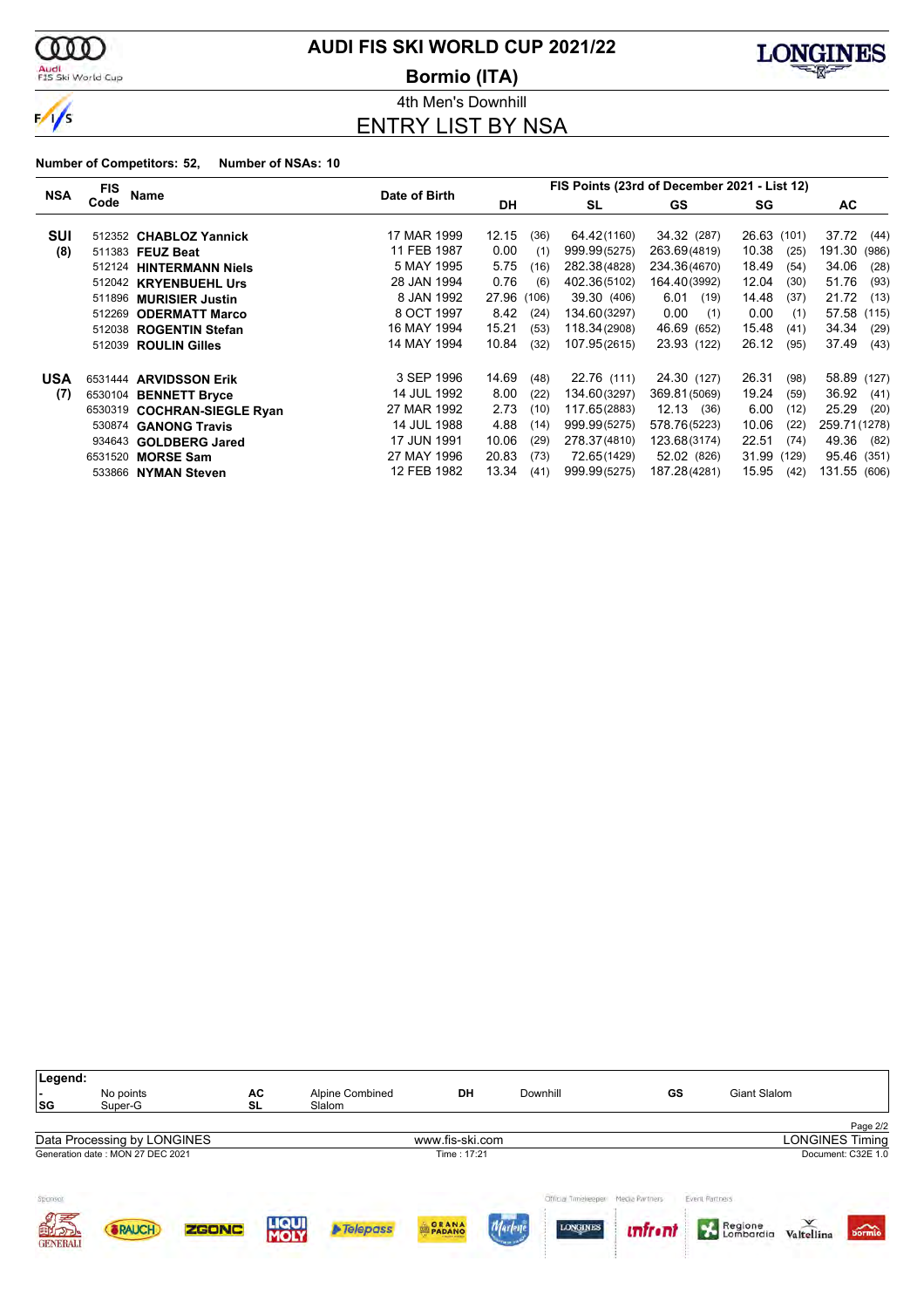# AUDI FIS SKI WORLD CUP 2021/22

## Bormio (ITA)

### 4th Men's Downhill

## ENTRY LIST BY NSA

**Number of Competitors: 52, Number of NSAs: 10**

| NSA | FIS Code | Name | Date of Birth | DH | | SL | | GS | | SG | | AC | |
|---|---|---|---|---|---|---|---|---|---|---|---|---|---|
| | | | | FIS Points (23rd of December 2021 - List 12) | | | | | | | | | |
| **SUI** | 512352 | **CHABLOZ Yannick** | 17 MAR 1999 | 12.15 | (36) | 64.42 | (1160) | 34.32 | (287) | 26.63 | (101) | 37.72 | (44) |
| **(8)** | 511383 | **FEUZ Beat** | 11 FEB 1987 | 0.00 | (1) | 999.99 | (5275) | 263.69 | (4819) | 10.38 | (25) | 191.30 | (986) |
| | 512124 | **HINTERMANN Niels** | 5 MAY 1995 | 5.75 | (16) | 282.38 | (4828) | 234.36 | (4670) | 18.49 | (54) | 34.06 | (28) |
| | 512042 | **KRYENBUEHL Urs** | 28 JAN 1994 | 0.76 | (6) | 402.36 | (5102) | 164.40 | (3992) | 12.04 | (30) | 51.76 | (93) |
| | 511896 | **MURISIER Justin** | 8 JAN 1992 | 27.96 | (106) | 39.30 | (406) | 6.01 | (19) | 14.48 | (37) | 21.72 | (13) |
| | 512269 | **ODERMATT Marco** | 8 OCT 1997 | 8.42 | (24) | 134.60 | (3297) | 0.00 | (1) | 0.00 | (1) | 57.58 | (115) |
| | 512038 | **ROGENTIN Stefan** | 16 MAY 1994 | 15.21 | (53) | 118.34 | (2908) | 46.69 | (652) | 15.48 | (41) | 34.34 | (29) |
| | 512039 | **ROULIN Gilles** | 14 MAY 1994 | 10.84 | (32) | 107.95 | (2615) | 23.93 | (122) | 26.12 | (95) | 37.49 | (43) |
| **USA** | 6531444 | **ARVIDSSON Erik** | 3 SEP 1996 | 14.69 | (48) | 22.76 | (111) | 24.30 | (127) | 26.31 | (98) | 58.89 | (127) |
| **(7)** | 6530104 | **BENNETT Bryce** | 14 JUL 1992 | 8.00 | (22) | 134.60 | (3297) | 369.81 | (5069) | 19.24 | (59) | 36.92 | (41) |
| | 6530319 | **COCHRAN-SIEGLE Ryan** | 27 MAR 1992 | 2.73 | (10) | 117.65 | (2883) | 12.13 | (36) | 6.00 | (12) | 25.29 | (20) |
| | 530874 | **GANONG Travis** | 14 JUL 1988 | 4.88 | (14) | 999.99 | (5275) | 578.76 | (5223) | 10.06 | (22) | 259.71 | (1278) |
| | 934643 | **GOLDBERG Jared** | 17 JUN 1991 | 10.06 | (29) | 278.37 | (4810) | 123.68 | (3174) | 22.51 | (74) | 49.36 | (82) |
| | 6531520 | **MORSE Sam** | 27 MAY 1996 | 20.83 | (73) | 72.65 | (1429) | 52.02 | (826) | 31.99 | (129) | 95.46 | (351) |
| | 533866 | **NYMAN Steven** | 12 FEB 1982 | 13.34 | (41) | 999.99 | (5275) | 187.28 | (4281) | 15.95 | (42) | 131.55 | (606) |

**Legend:**

| | | | | | | | |
|---|---|---|---|---|---|---|---|
| - | No points | AC | Alpine Combined | DH | Downhill | GS | Giant Slalom |
| SG | Super-G | SL | Slalom | | | | |

Data Processing by LONGINES — www.fis-ski.com — LONGINES Timing

Generation date : MON 27 DEC 2021 — Time : 17:21 — Document: C32E 1.0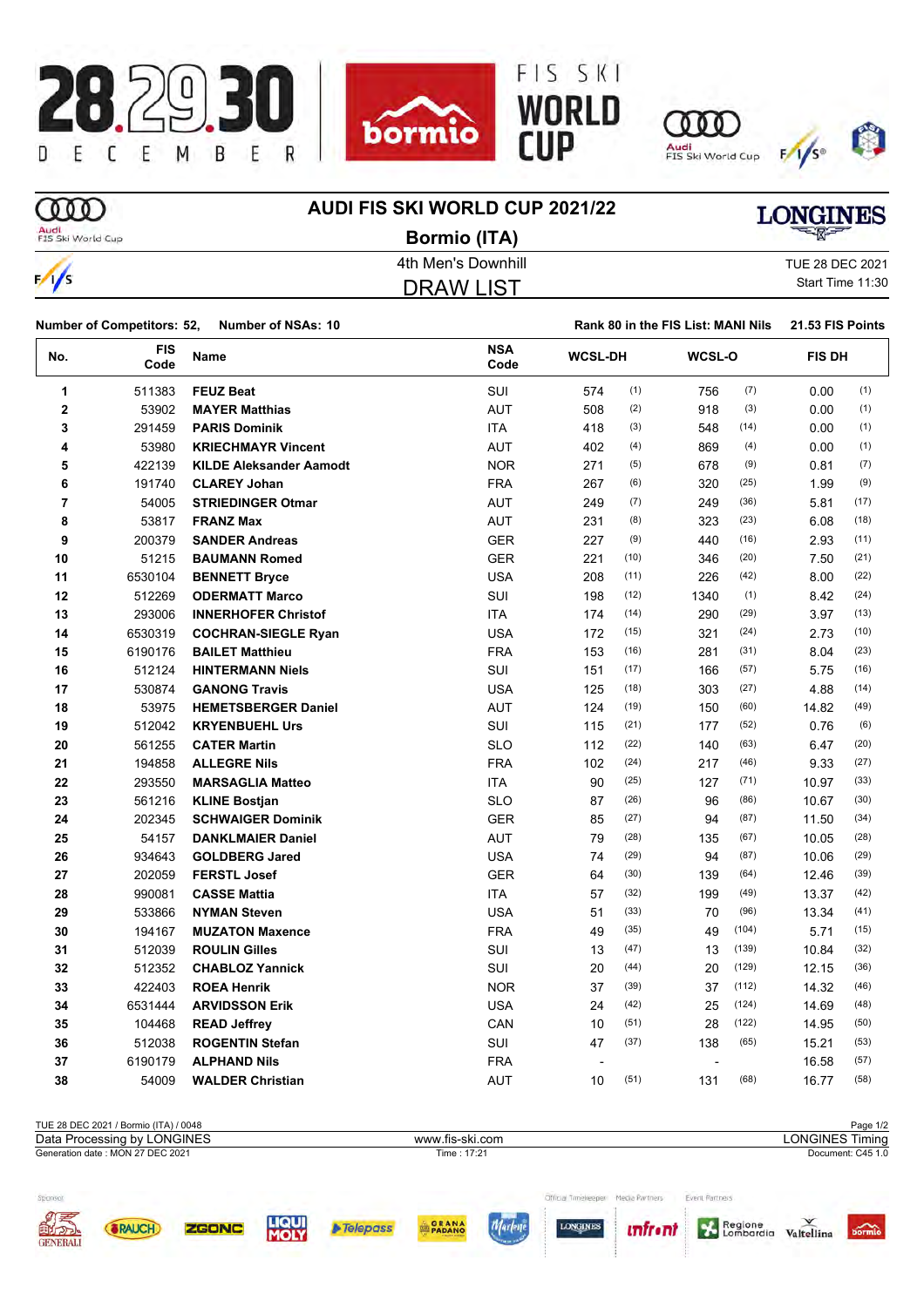# AUDI FIS SKI WORLD CUP 2021/22

## Bormio (ITA)

4th Men's Downhill

TUE 28 DEC 2021

Start Time 11:30

## DRAW LIST

**Number of Competitors: 52, Number of NSAs: 10**

**Rank 80 in the FIS List: MANI Nils 21.53 FIS Points**

| No. | FIS Code | Name | NSA Code | WCSL-DH | | WCSL-O | | FIS DH | |
|---|---|---|---|---|---|---|---|---|---|
| 1 | 511383 | **FEUZ Beat** | SUI | 574 | (1) | 756 | (7) | 0.00 | (1) |
| 2 | 53902 | **MAYER Matthias** | AUT | 508 | (2) | 918 | (3) | 0.00 | (1) |
| 3 | 291459 | **PARIS Dominik** | ITA | 418 | (3) | 548 | (14) | 0.00 | (1) |
| 4 | 53980 | **KRIECHMAYR Vincent** | AUT | 402 | (4) | 869 | (4) | 0.00 | (1) |
| 5 | 422139 | **KILDE Aleksander Aamodt** | NOR | 271 | (5) | 678 | (9) | 0.81 | (7) |
| 6 | 191740 | **CLAREY Johan** | FRA | 267 | (6) | 320 | (25) | 1.99 | (9) |
| 7 | 54005 | **STRIEDINGER Otmar** | AUT | 249 | (7) | 249 | (36) | 5.81 | (17) |
| 8 | 53817 | **FRANZ Max** | AUT | 231 | (8) | 323 | (23) | 6.08 | (18) |
| 9 | 200379 | **SANDER Andreas** | GER | 227 | (9) | 440 | (16) | 2.93 | (11) |
| 10 | 51215 | **BAUMANN Romed** | GER | 221 | (10) | 346 | (20) | 7.50 | (21) |
| 11 | 6530104 | **BENNETT Bryce** | USA | 208 | (11) | 226 | (42) | 8.00 | (22) |
| 12 | 512269 | **ODERMATT Marco** | SUI | 198 | (12) | 1340 | (1) | 8.42 | (24) |
| 13 | 293006 | **INNERHOFER Christof** | ITA | 174 | (14) | 290 | (29) | 3.97 | (13) |
| 14 | 6530319 | **COCHRAN-SIEGLE Ryan** | USA | 172 | (15) | 321 | (24) | 2.73 | (10) |
| 15 | 6190176 | **BAILET Matthieu** | FRA | 153 | (16) | 281 | (31) | 8.04 | (23) |
| 16 | 512124 | **HINTERMANN Niels** | SUI | 151 | (17) | 166 | (57) | 5.75 | (16) |
| 17 | 530874 | **GANONG Travis** | USA | 125 | (18) | 303 | (27) | 4.88 | (14) |
| 18 | 53975 | **HEMETSBERGER Daniel** | AUT | 124 | (19) | 150 | (60) | 14.82 | (49) |
| 19 | 512042 | **KRYENBUEHL Urs** | SUI | 115 | (21) | 177 | (52) | 0.76 | (6) |
| 20 | 561255 | **CATER Martin** | SLO | 112 | (22) | 140 | (63) | 6.47 | (20) |
| 21 | 194858 | **ALLEGRE Nils** | FRA | 102 | (24) | 217 | (46) | 9.33 | (27) |
| 22 | 293550 | **MARSAGLIA Matteo** | ITA | 90 | (25) | 127 | (71) | 10.97 | (33) |
| 23 | 561216 | **KLINE Bostjan** | SLO | 87 | (26) | 96 | (86) | 10.67 | (30) |
| 24 | 202345 | **SCHWAIGER Dominik** | GER | 85 | (27) | 94 | (87) | 11.50 | (34) |
| 25 | 54157 | **DANKLMAIER Daniel** | AUT | 79 | (28) | 135 | (67) | 10.05 | (28) |
| 26 | 934643 | **GOLDBERG Jared** | USA | 74 | (29) | 94 | (87) | 10.06 | (29) |
| 27 | 202059 | **FERSTL Josef** | GER | 64 | (30) | 139 | (64) | 12.46 | (39) |
| 28 | 990081 | **CASSE Mattia** | ITA | 57 | (32) | 199 | (49) | 13.37 | (42) |
| 29 | 533866 | **NYMAN Steven** | USA | 51 | (33) | 70 | (96) | 13.34 | (41) |
| 30 | 194167 | **MUZATON Maxence** | FRA | 49 | (35) | 49 | (104) | 5.71 | (15) |
| 31 | 512039 | **ROULIN Gilles** | SUI | 13 | (47) | 13 | (139) | 10.84 | (32) |
| 32 | 512352 | **CHABLOZ Yannick** | SUI | 20 | (44) | 20 | (129) | 12.15 | (36) |
| 33 | 422403 | **ROEA Henrik** | NOR | 37 | (39) | 37 | (112) | 14.32 | (46) |
| 34 | 6531444 | **ARVIDSSON Erik** | USA | 24 | (42) | 25 | (124) | 14.69 | (48) |
| 35 | 104468 | **READ Jeffrey** | CAN | 10 | (51) | 28 | (122) | 14.95 | (50) |
| 36 | 512038 | **ROGENTIN Stefan** | SUI | 47 | (37) | 138 | (65) | 15.21 | (53) |
| 37 | 6190179 | **ALPHAND Nils** | FRA | - | | - | | 16.58 | (57) |
| 38 | 54009 | **WALDER Christian** | AUT | 10 | (51) | 131 | (68) | 16.77 | (58) |

TUE 28 DEC 2021 / Bormio (ITA) / 0048

Data Processing by LONGINES — www.fis-ski.com — LONGINES Timing

Generation date : MON 27 DEC 2021 — Time : 17:21 — Document: C45 1.0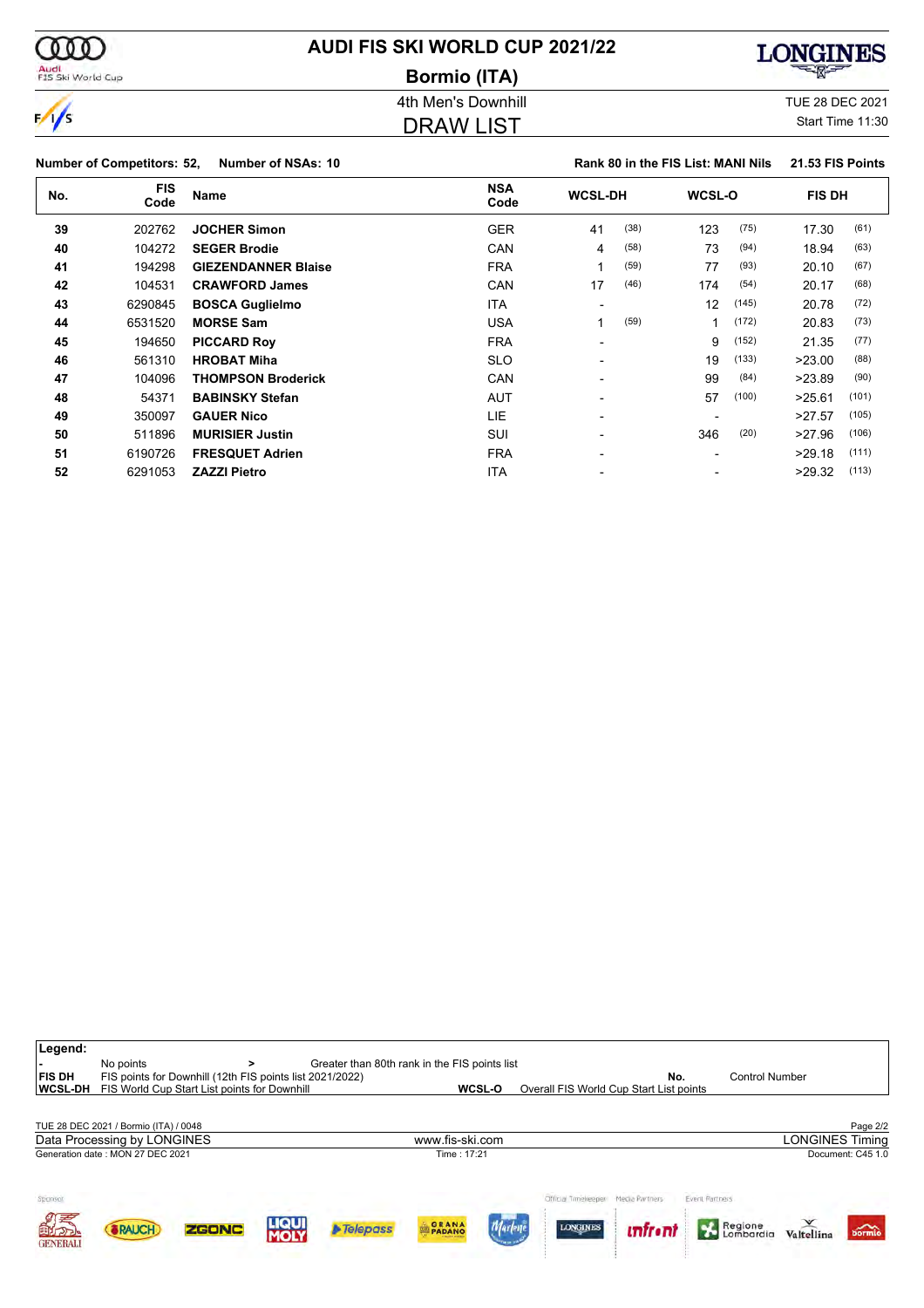# AUDI FIS SKI WORLD CUP 2021/22

## Bormio (ITA)

4th Men's Downhill

TUE 28 DEC 2021

DRAW LIST

Start Time 11:30

**Number of Competitors: 52, Number of NSAs: 10** | **Rank 80 in the FIS List: MANI Nils** | **21.53 FIS Points**

| No. | FIS Code | Name | NSA Code | WCSL-DH | | WCSL-O | | FIS DH | |
|---|---|---|---|---|---|---|---|---|---|
| 39 | 202762 | **JOCHER Simon** | GER | 41 | (38) | 123 | (75) | 17.30 | (61) |
| 40 | 104272 | **SEGER Brodie** | CAN | 4 | (58) | 73 | (94) | 18.94 | (63) |
| 41 | 194298 | **GIEZENDANNER Blaise** | FRA | 1 | (59) | 77 | (93) | 20.10 | (67) |
| 42 | 104531 | **CRAWFORD James** | CAN | 17 | (46) | 174 | (54) | 20.17 | (68) |
| 43 | 6290845 | **BOSCA Guglielmo** | ITA | - | | 12 | (145) | 20.78 | (72) |
| 44 | 6531520 | **MORSE Sam** | USA | 1 | (59) | 1 | (172) | 20.83 | (73) |
| 45 | 194650 | **PICCARD Roy** | FRA | - | | 9 | (152) | 21.35 | (77) |
| 46 | 561310 | **HROBAT Miha** | SLO | - | | 19 | (133) | >23.00 | (88) |
| 47 | 104096 | **THOMPSON Broderick** | CAN | - | | 99 | (84) | >23.89 | (90) |
| 48 | 54371 | **BABINSKY Stefan** | AUT | - | | 57 | (100) | >25.61 | (101) |
| 49 | 350097 | **GAUER Nico** | LIE | - | | - | | >27.57 | (105) |
| 50 | 511896 | **MURISIER Justin** | SUI | - | | 346 | (20) | >27.96 | (106) |
| 51 | 6190726 | **FRESQUET Adrien** | FRA | - | | - | | >29.18 | (111) |
| 52 | 6291053 | **ZAZZI Pietro** | ITA | - | | - | | >29.32 | (113) |

**Legend:**

| | | | | | |
|---|---|---|---|---|---|
| - | No points | > | Greater than 80th rank in the FIS points list | | |
| FIS DH | FIS points for Downhill (12th FIS points list 2021/2022) | | | No. | Control Number |
| WCSL-DH | FIS World Cup Start List points for Downhill | WCSL-O | Overall FIS World Cup Start List points | | |

TUE 28 DEC 2021 / Bormio (ITA) / 0048

Data Processing by LONGINES | www.fis-ski.com | LONGINES Timing

Generation date : MON 27 DEC 2021 | Time : 17:21 | Document: C45 1.0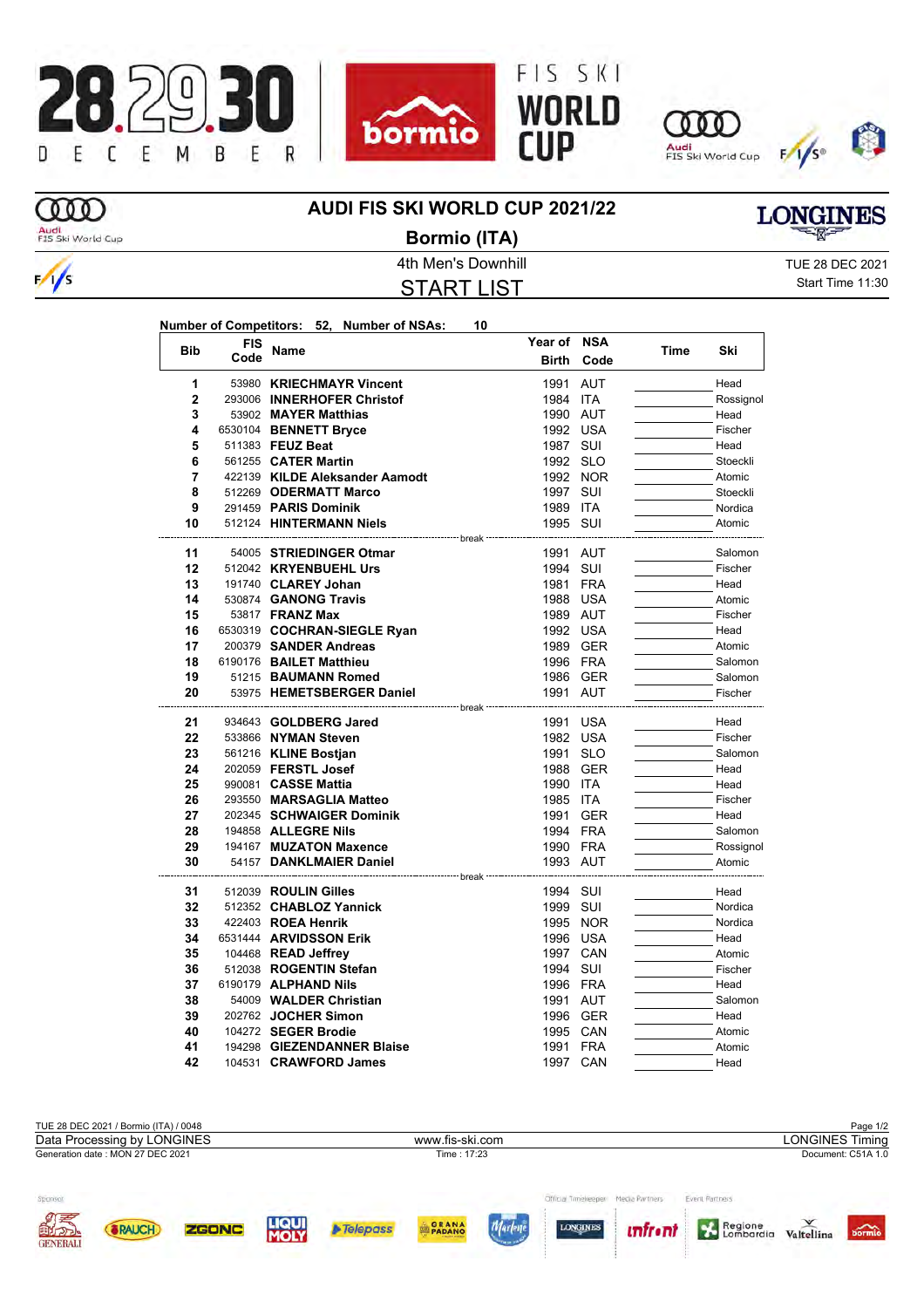# AUDI FIS SKI WORLD CUP 2021/22

## Bormio (ITA)

4th Men's Downhill

TUE 28 DEC 2021

Start Time 11:30

## START LIST

**Number of Competitors: 52, Number of NSAs: 10**

| Bib | FIS Code | Name | Year of Birth | NSA Code | Time | Ski |
|---|---|---|---|---|---|---|
| 1 | 53980 | **KRIECHMAYR Vincent** | 1991 | AUT | | Head |
| 2 | 293006 | **INNERHOFER Christof** | 1984 | ITA | | Rossignol |
| 3 | 53902 | **MAYER Matthias** | 1990 | AUT | | Head |
| 4 | 6530104 | **BENNETT Bryce** | 1992 | USA | | Fischer |
| 5 | 511383 | **FEUZ Beat** | 1987 | SUI | | Head |
| 6 | 561255 | **CATER Martin** | 1992 | SLO | | Stoeckli |
| 7 | 422139 | **KILDE Aleksander Aamodt** | 1992 | NOR | | Atomic |
| 8 | 512269 | **ODERMATT Marco** | 1997 | SUI | | Stoeckli |
| 9 | 291459 | **PARIS Dominik** | 1989 | ITA | | Nordica |
| 10 | 512124 | **HINTERMANN Niels** | 1995 | SUI | | Atomic |
| | | break | | | | |
| 11 | 54005 | **STRIEDINGER Otmar** | 1991 | AUT | | Salomon |
| 12 | 512042 | **KRYENBUEHL Urs** | 1994 | SUI | | Fischer |
| 13 | 191740 | **CLAREY Johan** | 1981 | FRA | | Head |
| 14 | 530874 | **GANONG Travis** | 1988 | USA | | Atomic |
| 15 | 53817 | **FRANZ Max** | 1989 | AUT | | Fischer |
| 16 | 6530319 | **COCHRAN-SIEGLE Ryan** | 1992 | USA | | Head |
| 17 | 200379 | **SANDER Andreas** | 1989 | GER | | Atomic |
| 18 | 6190176 | **BAILET Matthieu** | 1996 | FRA | | Salomon |
| 19 | 51215 | **BAUMANN Romed** | 1986 | GER | | Salomon |
| 20 | 53975 | **HEMETSBERGER Daniel** | 1991 | AUT | | Fischer |
| | | break | | | | |
| 21 | 934643 | **GOLDBERG Jared** | 1991 | USA | | Head |
| 22 | 533866 | **NYMAN Steven** | 1982 | USA | | Fischer |
| 23 | 561216 | **KLINE Bostjan** | 1991 | SLO | | Salomon |
| 24 | 202059 | **FERSTL Josef** | 1988 | GER | | Head |
| 25 | 990081 | **CASSE Mattia** | 1990 | ITA | | Head |
| 26 | 293550 | **MARSAGLIA Matteo** | 1985 | ITA | | Fischer |
| 27 | 202345 | **SCHWAIGER Dominik** | 1991 | GER | | Head |
| 28 | 194858 | **ALLEGRE Nils** | 1994 | FRA | | Salomon |
| 29 | 194167 | **MUZATON Maxence** | 1990 | FRA | | Rossignol |
| 30 | 54157 | **DANKLMAIER Daniel** | 1993 | AUT | | Atomic |
| | | break | | | | |
| 31 | 512039 | **ROULIN Gilles** | 1994 | SUI | | Head |
| 32 | 512352 | **CHABLOZ Yannick** | 1999 | SUI | | Nordica |
| 33 | 422403 | **ROEA Henrik** | 1995 | NOR | | Nordica |
| 34 | 6531444 | **ARVIDSSON Erik** | 1996 | USA | | Head |
| 35 | 104468 | **READ Jeffrey** | 1997 | CAN | | Atomic |
| 36 | 512038 | **ROGENTIN Stefan** | 1994 | SUI | | Fischer |
| 37 | 6190179 | **ALPHAND Nils** | 1996 | FRA | | Head |
| 38 | 54009 | **WALDER Christian** | 1991 | AUT | | Salomon |
| 39 | 202762 | **JOCHER Simon** | 1996 | GER | | Head |
| 40 | 104272 | **SEGER Brodie** | 1995 | CAN | | Atomic |
| 41 | 194298 | **GIEZENDANNER Blaise** | 1991 | FRA | | Atomic |
| 42 | 104531 | **CRAWFORD James** | 1997 | CAN | | Head |

TUE 28 DEC 2021 / Bormio (ITA) / 0048

Data Processing by LONGINES — www.fis-ski.com — LONGINES Timing

Generation date : MON 27 DEC 2021 — Time : 17:23 — Document: C51A 1.0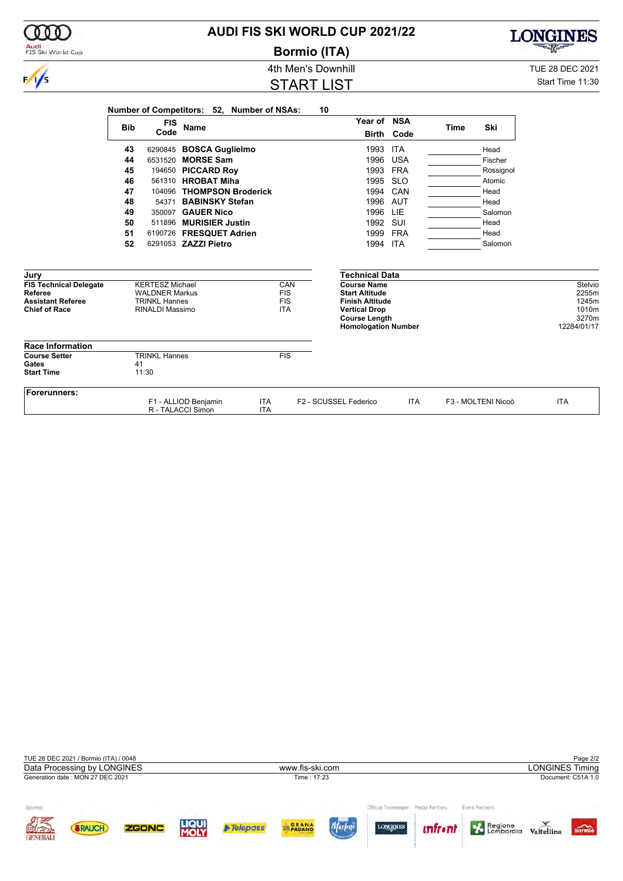# AUDI FIS SKI WORLD CUP 2021/22

## Bormio (ITA)

4th Men's Downhill

TUE 28 DEC 2021

## START LIST

Start Time 11:30

**Number of Competitors: 52, Number of NSAs: 10**

| Bib | FIS Code | Name | Year of Birth | NSA Code | Time | Ski |
|---|---|---|---|---|---|---|
| 43 | 6290845 | **BOSCA Guglielmo** | 1993 | ITA | | Head |
| 44 | 6531520 | **MORSE Sam** | 1996 | USA | | Fischer |
| 45 | 194650 | **PICCARD Roy** | 1993 | FRA | | Rossignol |
| 46 | 561310 | **HROBAT Miha** | 1995 | SLO | | Atomic |
| 47 | 104096 | **THOMPSON Broderick** | 1994 | CAN | | Head |
| 48 | 54371 | **BABINSKY Stefan** | 1996 | AUT | | Head |
| 49 | 350097 | **GAUER Nico** | 1996 | LIE | | Salomon |
| 50 | 511896 | **MURISIER Justin** | 1992 | SUI | | Head |
| 51 | 6190726 | **FRESQUET Adrien** | 1999 | FRA | | Head |
| 52 | 6291053 | **ZAZZI Pietro** | 1994 | ITA | | Salomon |

### Jury

| | | |
|---|---|---|
| **FIS Technical Delegate** | KERTESZ Michael | CAN |
| **Referee** | WALDNER Markus | FIS |
| **Assistant Referee** | TRINKL Hannes | FIS |
| **Chief of Race** | RINALDI Massimo | ITA |

### Technical Data

| | |
|---|---|
| **Course Name** | Stelvio |
| **Start Altitude** | 2255m |
| **Finish Altitude** | 1245m |
| **Vertical Drop** | 1010m |
| **Course Length** | 3270m |
| **Homologation Number** | 12284/01/17 |

### Race Information

| | | |
|---|---|---|
| **Course Setter** | TRINKL Hannes | FIS |
| **Gates** | 41 | |
| **Start Time** | 11:30 | |

### Forerunners:

F1 - ALLIOD Benjamin ITA — F2 - SCUSSEL Federico ITA — F3 - MOLTENI Nicoò ITA
R - TALACCI Simon ITA

TUE 28 DEC 2021 / Bormio (ITA) / 0048

Data Processing by LONGINES — www.fis-ski.com — LONGINES Timing

Generation date : MON 27 DEC 2021 — Time : 17:23 — Document: C51A 1.0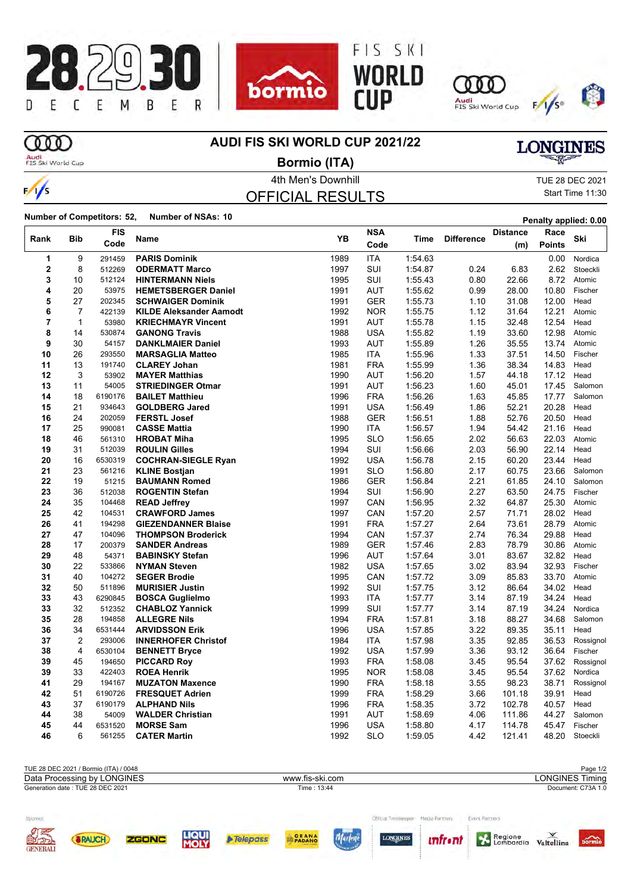# AUDI FIS SKI WORLD CUP 2021/22

## Bormio (ITA)

4th Men's Downhill

TUE 28 DEC 2021

Start Time 11:30

## OFFICIAL RESULTS

**Number of Competitors: 52, Number of NSAs: 10**

**Penalty applied: 0.00**

| Rank | Bib | FIS Code | Name | YB | NSA Code | Time | Difference | Distance (m) | Race Points | Ski |
|---|---|---|---|---|---|---|---|---|---|---|
| 1 | 9 | 291459 | **PARIS Dominik** | 1989 | ITA | 1:54.63 | | | 0.00 | Nordica |
| 2 | 8 | 512269 | **ODERMATT Marco** | 1997 | SUI | 1:54.87 | 0.24 | 6.83 | 2.62 | Stoeckli |
| 3 | 10 | 512124 | **HINTERMANN Niels** | 1995 | SUI | 1:55.43 | 0.80 | 22.66 | 8.72 | Atomic |
| 4 | 20 | 53975 | **HEMETSBERGER Daniel** | 1991 | AUT | 1:55.62 | 0.99 | 28.00 | 10.80 | Fischer |
| 5 | 27 | 202345 | **SCHWAIGER Dominik** | 1991 | GER | 1:55.73 | 1.10 | 31.08 | 12.00 | Head |
| 6 | 7 | 422139 | **KILDE Aleksander Aamodt** | 1992 | NOR | 1:55.75 | 1.12 | 31.64 | 12.21 | Atomic |
| 7 | 1 | 53980 | **KRIECHMAYR Vincent** | 1991 | AUT | 1:55.78 | 1.15 | 32.48 | 12.54 | Head |
| 8 | 14 | 530874 | **GANONG Travis** | 1988 | USA | 1:55.82 | 1.19 | 33.60 | 12.98 | Atomic |
| 9 | 30 | 54157 | **DANKLMAIER Daniel** | 1993 | AUT | 1:55.89 | 1.26 | 35.55 | 13.74 | Atomic |
| 10 | 26 | 293550 | **MARSAGLIA Matteo** | 1985 | ITA | 1:55.96 | 1.33 | 37.51 | 14.50 | Fischer |
| 11 | 13 | 191740 | **CLAREY Johan** | 1981 | FRA | 1:55.99 | 1.36 | 38.34 | 14.83 | Head |
| 12 | 3 | 53902 | **MAYER Matthias** | 1990 | AUT | 1:56.20 | 1.57 | 44.18 | 17.12 | Head |
| 13 | 11 | 54005 | **STRIEDINGER Otmar** | 1991 | AUT | 1:56.23 | 1.60 | 45.01 | 17.45 | Salomon |
| 14 | 18 | 6190176 | **BAILET Matthieu** | 1996 | FRA | 1:56.26 | 1.63 | 45.85 | 17.77 | Salomon |
| 15 | 21 | 934643 | **GOLDBERG Jared** | 1991 | USA | 1:56.49 | 1.86 | 52.21 | 20.28 | Head |
| 16 | 24 | 202059 | **FERSTL Josef** | 1988 | GER | 1:56.51 | 1.88 | 52.76 | 20.50 | Head |
| 17 | 25 | 990081 | **CASSE Mattia** | 1990 | ITA | 1:56.57 | 1.94 | 54.42 | 21.16 | Head |
| 18 | 46 | 561310 | **HROBAT Miha** | 1995 | SLO | 1:56.65 | 2.02 | 56.63 | 22.03 | Atomic |
| 19 | 31 | 512039 | **ROULIN Gilles** | 1994 | SUI | 1:56.66 | 2.03 | 56.90 | 22.14 | Head |
| 20 | 16 | 6530319 | **COCHRAN-SIEGLE Ryan** | 1992 | USA | 1:56.78 | 2.15 | 60.20 | 23.44 | Head |
| 21 | 23 | 561216 | **KLINE Bostjan** | 1991 | SLO | 1:56.80 | 2.17 | 60.75 | 23.66 | Salomon |
| 22 | 19 | 51215 | **BAUMANN Romed** | 1986 | GER | 1:56.84 | 2.21 | 61.85 | 24.10 | Salomon |
| 23 | 36 | 512038 | **ROGENTIN Stefan** | 1994 | SUI | 1:56.90 | 2.27 | 63.50 | 24.75 | Fischer |
| 24 | 35 | 104468 | **READ Jeffrey** | 1997 | CAN | 1:56.95 | 2.32 | 64.87 | 25.30 | Atomic |
| 25 | 42 | 104531 | **CRAWFORD James** | 1997 | CAN | 1:57.20 | 2.57 | 71.71 | 28.02 | Head |
| 26 | 41 | 194298 | **GIEZENDANNER Blaise** | 1991 | FRA | 1:57.27 | 2.64 | 73.61 | 28.79 | Atomic |
| 27 | 47 | 104096 | **THOMPSON Broderick** | 1994 | CAN | 1:57.37 | 2.74 | 76.34 | 29.88 | Head |
| 28 | 17 | 200379 | **SANDER Andreas** | 1989 | GER | 1:57.46 | 2.83 | 78.79 | 30.86 | Atomic |
| 29 | 48 | 54371 | **BABINSKY Stefan** | 1996 | AUT | 1:57.64 | 3.01 | 83.67 | 32.82 | Head |
| 30 | 22 | 533866 | **NYMAN Steven** | 1982 | USA | 1:57.65 | 3.02 | 83.94 | 32.93 | Fischer |
| 31 | 40 | 104272 | **SEGER Brodie** | 1995 | CAN | 1:57.72 | 3.09 | 85.83 | 33.70 | Atomic |
| 32 | 50 | 511896 | **MURISIER Justin** | 1992 | SUI | 1:57.75 | 3.12 | 86.64 | 34.02 | Head |
| 33 | 43 | 6290845 | **BOSCA Guglielmo** | 1993 | ITA | 1:57.77 | 3.14 | 87.19 | 34.24 | Head |
| 33 | 32 | 512352 | **CHABLOZ Yannick** | 1999 | SUI | 1:57.77 | 3.14 | 87.19 | 34.24 | Nordica |
| 35 | 28 | 194858 | **ALLEGRE Nils** | 1994 | FRA | 1:57.81 | 3.18 | 88.27 | 34.68 | Salomon |
| 36 | 34 | 6531444 | **ARVIDSSON Erik** | 1996 | USA | 1:57.85 | 3.22 | 89.35 | 35.11 | Head |
| 37 | 2 | 293006 | **INNERHOFER Christof** | 1984 | ITA | 1:57.98 | 3.35 | 92.85 | 36.53 | Rossignol |
| 38 | 4 | 6530104 | **BENNETT Bryce** | 1992 | USA | 1:57.99 | 3.36 | 93.12 | 36.64 | Fischer |
| 39 | 45 | 194650 | **PICCARD Roy** | 1993 | FRA | 1:58.08 | 3.45 | 95.54 | 37.62 | Rossignol |
| 39 | 33 | 422403 | **ROEA Henrik** | 1995 | NOR | 1:58.08 | 3.45 | 95.54 | 37.62 | Nordica |
| 41 | 29 | 194167 | **MUZATON Maxence** | 1990 | FRA | 1:58.18 | 3.55 | 98.23 | 38.71 | Rossignol |
| 42 | 51 | 6190726 | **FRESQUET Adrien** | 1999 | FRA | 1:58.29 | 3.66 | 101.18 | 39.91 | Head |
| 43 | 37 | 6190179 | **ALPHAND Nils** | 1996 | FRA | 1:58.35 | 3.72 | 102.78 | 40.57 | Head |
| 44 | 38 | 54009 | **WALDER Christian** | 1991 | AUT | 1:58.69 | 4.06 | 111.86 | 44.27 | Salomon |
| 45 | 44 | 6531520 | **MORSE Sam** | 1996 | USA | 1:58.80 | 4.17 | 114.78 | 45.47 | Fischer |
| 46 | 6 | 561255 | **CATER Martin** | 1992 | SLO | 1:59.05 | 4.42 | 121.41 | 48.20 | Stoeckli |

TUE 28 DEC 2021 / Bormio (ITA) / 0048

Data Processing by LONGINES — www.fis-ski.com — LONGINES Timing

Generation date : TUE 28 DEC 2021 — Time : 13:44 — Document: C73A 1.0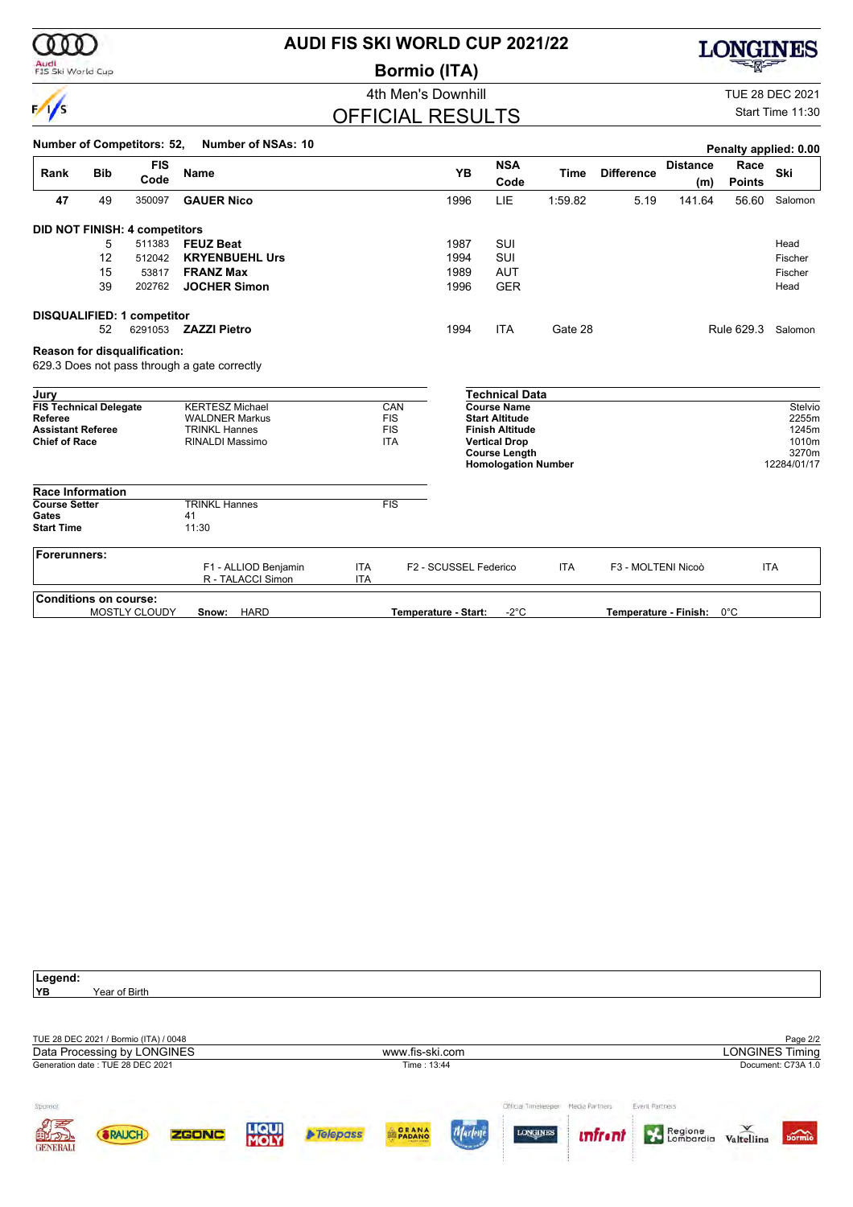# AUDI FIS SKI WORLD CUP 2021/22

## Bormio (ITA)

4th Men's Downhill

TUE 28 DEC 2021

Start Time 11:30

## OFFICIAL RESULTS

**Number of Competitors: 52, Number of NSAs: 10**

**Penalty applied: 0.00**

| Rank | Bib | FIS Code | Name | YB | NSA Code | Time | Difference | Distance (m) | Race Points | Ski |
|---|---|---|---|---|---|---|---|---|---|---|
| 47 | 49 | 350097 | **GAUER Nico** | 1996 | LIE | 1:59.82 | 5.19 | 141.64 | 56.60 | Salomon |
| **DID NOT FINISH: 4 competitors** | | | | | | | | | | |
| | 5 | 511383 | **FEUZ Beat** | 1987 | SUI | | | | | Head |
| | 12 | 512042 | **KRYENBUEHL Urs** | 1994 | SUI | | | | | Fischer |
| | 15 | 53817 | **FRANZ Max** | 1989 | AUT | | | | | Fischer |
| | 39 | 202762 | **JOCHER Simon** | 1996 | GER | | | | | Head |
| **DISQUALIFIED: 1 competitor** | | | | | | | | | | |
| | 52 | 6291053 | **ZAZZI Pietro** | 1994 | ITA | Gate 28 | | | Rule 629.3 | Salomon |

**Reason for disqualification:**

629.3 Does not pass through a gate correctly

### Jury

| | | |
|---|---|---|
| **FIS Technical Delegate** | KERTESZ Michael | CAN |
| **Referee** | WALDNER Markus | FIS |
| **Assistant Referee** | TRINKL Hannes | FIS |
| **Chief of Race** | RINALDI Massimo | ITA |

### Technical Data

| | |
|---|---|
| **Course Name** | Stelvio |
| **Start Altitude** | 2255m |
| **Finish Altitude** | 1245m |
| **Vertical Drop** | 1010m |
| **Course Length** | 3270m |
| **Homologation Number** | 12284/01/17 |

### Race Information

| | | |
|---|---|---|
| **Course Setter** | TRINKL Hannes | FIS |
| **Gates** | 41 | |
| **Start Time** | 11:30 | |

### Forerunners:

| | | | | | |
|---|---|---|---|---|---|
| F1 - ALLIOD Benjamin | ITA | F2 - SCUSSEL Federico | ITA | F3 - MOLTENI Nicoò | ITA |
| R - TALACCI Simon | ITA | | | | |

### Conditions on course:

MOSTLY CLOUDY **Snow:** HARD **Temperature - Start:** -2°C **Temperature - Finish:** 0°C

**Legend:**

**YB** Year of Birth

TUE 28 DEC 2021 / Bormio (ITA) / 0048

Data Processing by LONGINES www.fis-ski.com LONGINES Timing

Generation date : TUE 28 DEC 2021 Time : 13:44 Document: C73A 1.0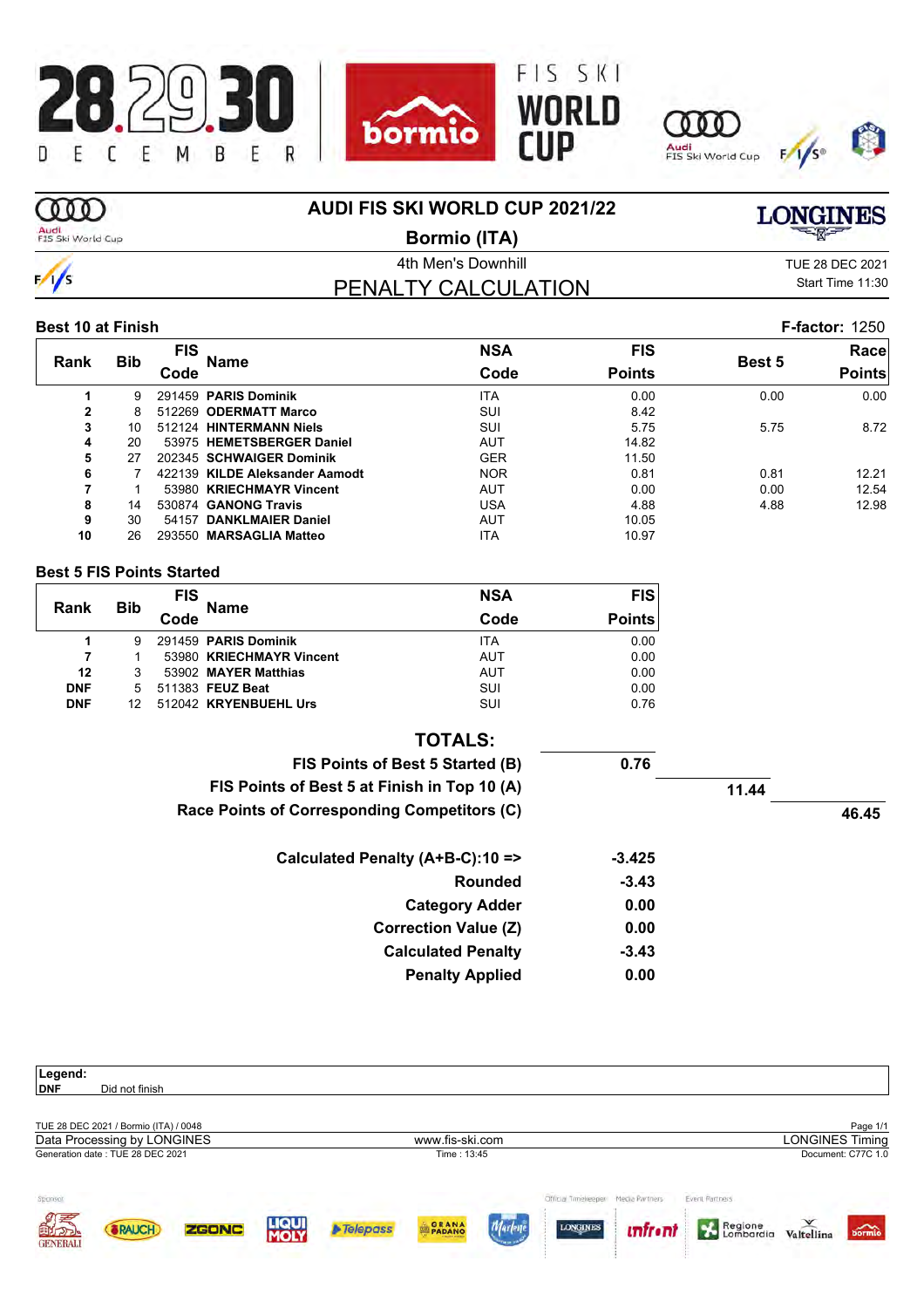# AUDI FIS SKI WORLD CUP 2021/22

## Bormio (ITA)

4th Men's Downhill

TUE 28 DEC 2021
Start Time 11:30

## PENALTY CALCULATION

### Best 10 at Finish

F-factor: 1250

| Rank | Bib | FIS Code | Name | NSA Code | FIS Points | Best 5 | Race Points |
|---|---|---|---|---|---|---|---|
| 1 | 9 | 291459 | **PARIS Dominik** | ITA | 0.00 | 0.00 | 0.00 |
| 2 | 8 | 512269 | **ODERMATT Marco** | SUI | 8.42 | | |
| 3 | 10 | 512124 | **HINTERMANN Niels** | SUI | 5.75 | 5.75 | 8.72 |
| 4 | 20 | 53975 | **HEMETSBERGER Daniel** | AUT | 14.82 | | |
| 5 | 27 | 202345 | **SCHWAIGER Dominik** | GER | 11.50 | | |
| 6 | 7 | 422139 | **KILDE Aleksander Aamodt** | NOR | 0.81 | 0.81 | 12.21 |
| 7 | 1 | 53980 | **KRIECHMAYR Vincent** | AUT | 0.00 | 0.00 | 12.54 |
| 8 | 14 | 530874 | **GANONG Travis** | USA | 4.88 | 4.88 | 12.98 |
| 9 | 30 | 54157 | **DANKLMAIER Daniel** | AUT | 10.05 | | |
| 10 | 26 | 293550 | **MARSAGLIA Matteo** | ITA | 10.97 | | |

### Best 5 FIS Points Started

| Rank | Bib | FIS Code | Name | NSA Code | FIS Points |
|---|---|---|---|---|---|
| 1 | 9 | 291459 | **PARIS Dominik** | ITA | 0.00 |
| 7 | 1 | 53980 | **KRIECHMAYR Vincent** | AUT | 0.00 |
| 12 | 3 | 53902 | **MAYER Matthias** | AUT | 0.00 |
| DNF | 5 | 511383 | **FEUZ Beat** | SUI | 0.00 |
| DNF | 12 | 512042 | **KRYENBUEHL Urs** | SUI | 0.76 |

### TOTALS:

| | |
|---|---|
| **FIS Points of Best 5 Started (B)** | **0.76** |
| **FIS Points of Best 5 at Finish in Top 10 (A)** | **11.44** |
| **Race Points of Corresponding Competitors (C)** | **46.45** |
| **Calculated Penalty (A+B-C):10 =>** | **-3.425** |
| **Rounded** | **-3.43** |
| **Category Adder** | **0.00** |
| **Correction Value (Z)** | **0.00** |
| **Calculated Penalty** | **-3.43** |
| **Penalty Applied** | **0.00** |

**Legend:**
**DNF** Did not finish

TUE 28 DEC 2021 / Bormio (ITA) / 0048
Data Processing by LONGINES | www.fis-ski.com | LONGINES Timing
Generation date : TUE 28 DEC 2021 | Time : 13:45 | Document: C77C 1.0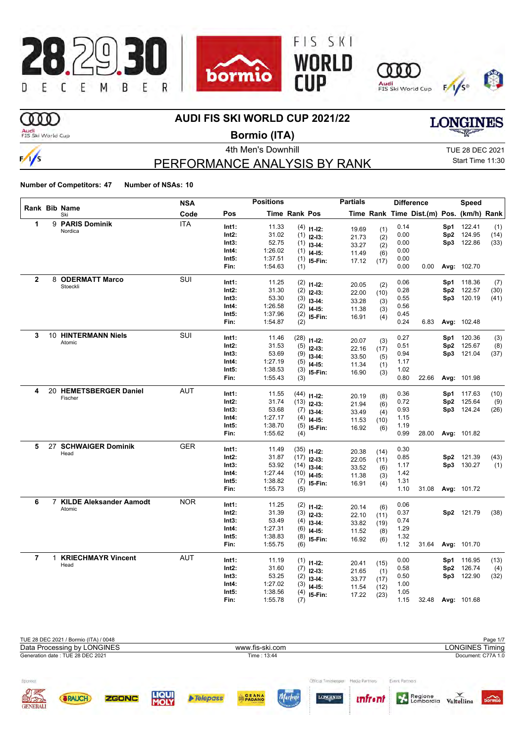# AUDI FIS SKI WORLD CUP 2021/22

## Bormio (ITA)

4th Men's Downhill

TUE 28 DEC 2021
Start Time 11:30

## PERFORMANCE ANALYSIS BY RANK

**Number of Competitors: 47** **Number of NSAs: 10**

| Rank | Bib | Name / Ski | NSA Code | Pos | Time | Rank | Pos | Partials Time | Rank | Diff. Time | Dist.(m) | Speed Pos. | (km/h) | Rank |
|---|---|---|---|---|---|---|---|---|---|---|---|---|---|---|
| 1 | 9 | **PARIS Dominik** Nordica | ITA | Int1: | 11.33 | (4) | I1-I2: | 19.69 | (1) | 0.14 | | Sp1 | 122.41 | (1) |
| | | | | Int2: | 31.02 | (1) | I2-I3: | 21.73 | (2) | 0.00 | | Sp2 | 124.95 | (14) |
| | | | | Int3: | 52.75 | (1) | I3-I4: | 33.27 | (2) | 0.00 | | Sp3 | 122.86 | (33) |
| | | | | Int4: | 1:26.02 | (1) | I4-I5: | 11.49 | (6) | 0.00 | | | | |
| | | | | Int5: | 1:37.51 | (1) | I5-Fin: | 17.12 | (17) | 0.00 | | | | |
| | | | | Fin: | 1:54.63 | (1) | | | | 0.00 | 0.00 | Avg: | 102.70 | |
| 2 | 8 | **ODERMATT Marco** Stoeckli | SUI | Int1: | 11.25 | (2) | I1-I2: | 20.05 | (2) | 0.06 | | Sp1 | 118.36 | (7) |
| | | | | Int2: | 31.30 | (2) | I2-I3: | 22.00 | (10) | 0.28 | | Sp2 | 122.57 | (30) |
| | | | | Int3: | 53.30 | (3) | I3-I4: | 33.28 | (3) | 0.55 | | Sp3 | 120.19 | (41) |
| | | | | Int4: | 1:26.58 | (2) | I4-I5: | 11.38 | (3) | 0.56 | | | | |
| | | | | Int5: | 1:37.96 | (2) | I5-Fin: | 16.91 | (4) | 0.45 | | | | |
| | | | | Fin: | 1:54.87 | (2) | | | | 0.24 | 6.83 | Avg: | 102.48 | |
| 3 | 10 | **HINTERMANN Niels** Atomic | SUI | Int1: | 11.46 | (28) | I1-I2: | 20.07 | (3) | 0.27 | | Sp1 | 120.36 | (3) |
| | | | | Int2: | 31.53 | (5) | I2-I3: | 22.16 | (17) | 0.51 | | Sp2 | 125.67 | (8) |
| | | | | Int3: | 53.69 | (9) | I3-I4: | 33.50 | (5) | 0.94 | | Sp3 | 121.04 | (37) |
| | | | | Int4: | 1:27.19 | (5) | I4-I5: | 11.34 | (1) | 1.17 | | | | |
| | | | | Int5: | 1:38.53 | (3) | I5-Fin: | 16.90 | (3) | 1.02 | | | | |
| | | | | Fin: | 1:55.43 | (3) | | | | 0.80 | 22.66 | Avg: | 101.98 | |
| 4 | 20 | **HEMETSBERGER Daniel** Fischer | AUT | Int1: | 11.55 | (44) | I1-I2: | 20.19 | (8) | 0.36 | | Sp1 | 117.63 | (10) |
| | | | | Int2: | 31.74 | (13) | I2-I3: | 21.94 | (6) | 0.72 | | Sp2 | 125.64 | (9) |
| | | | | Int3: | 53.68 | (7) | I3-I4: | 33.49 | (4) | 0.93 | | Sp3 | 124.24 | (26) |
| | | | | Int4: | 1:27.17 | (4) | I4-I5: | 11.53 | (10) | 1.15 | | | | |
| | | | | Int5: | 1:38.70 | (5) | I5-Fin: | 16.92 | (6) | 1.19 | | | | |
| | | | | Fin: | 1:55.62 | (4) | | | | 0.99 | 28.00 | Avg: | 101.82 | |
| 5 | 27 | **SCHWAIGER Dominik** Head | GER | Int1: | 11.49 | (35) | I1-I2: | 20.38 | (14) | 0.30 | | | | |
| | | | | Int2: | 31.87 | (17) | I2-I3: | 22.05 | (11) | 0.85 | | Sp2 | 121.39 | (43) |
| | | | | Int3: | 53.92 | (14) | I3-I4: | 33.52 | (6) | 1.17 | | Sp3 | 130.27 | (1) |
| | | | | Int4: | 1:27.44 | (10) | I4-I5: | 11.38 | (3) | 1.42 | | | | |
| | | | | Int5: | 1:38.82 | (7) | I5-Fin: | 16.91 | (4) | 1.31 | | | | |
| | | | | Fin: | 1:55.73 | (5) | | | | 1.10 | 31.08 | Avg: | 101.72 | |
| 6 | 7 | **KILDE Aleksander Aamodt** Atomic | NOR | Int1: | 11.25 | (2) | I1-I2: | 20.14 | (6) | 0.06 | | | | |
| | | | | Int2: | 31.39 | (3) | I2-I3: | 22.10 | (11) | 0.37 | | Sp2 | 121.79 | (38) |
| | | | | Int3: | 53.49 | (4) | I3-I4: | 33.82 | (19) | 0.74 | | | | |
| | | | | Int4: | 1:27.31 | (6) | I4-I5: | 11.52 | (8) | 1.29 | | | | |
| | | | | Int5: | 1:38.83 | (8) | I5-Fin: | 16.92 | (6) | 1.32 | | | | |
| | | | | Fin: | 1:55.75 | (6) | | | | 1.12 | 31.64 | Avg: | 101.70 | |
| 7 | 1 | **KRIECHMAYR Vincent** Head | AUT | Int1: | 11.19 | (1) | I1-I2: | 20.41 | (15) | 0.00 | | Sp1 | 116.95 | (13) |
| | | | | Int2: | 31.60 | (7) | I2-I3: | 21.65 | (1) | 0.58 | | Sp2 | 126.74 | (4) |
| | | | | Int3: | 53.25 | (2) | I3-I4: | 33.77 | (17) | 0.50 | | Sp3 | 122.90 | (32) |
| | | | | Int4: | 1:27.02 | (3) | I4-I5: | 11.54 | (12) | 1.00 | | | | |
| | | | | Int5: | 1:38.56 | (4) | I5-Fin: | 17.22 | (23) | 1.05 | | | | |
| | | | | Fin: | 1:55.78 | (7) | | | | 1.15 | 32.48 | Avg: | 101.68 | |

TUE 28 DEC 2021 / Bormio (ITA) / 0048
Data Processing by LONGINES — www.fis-ski.com — LONGINES Timing
Generation date : TUE 28 DEC 2021 — Time : 13:44 — Document: C77A 1.0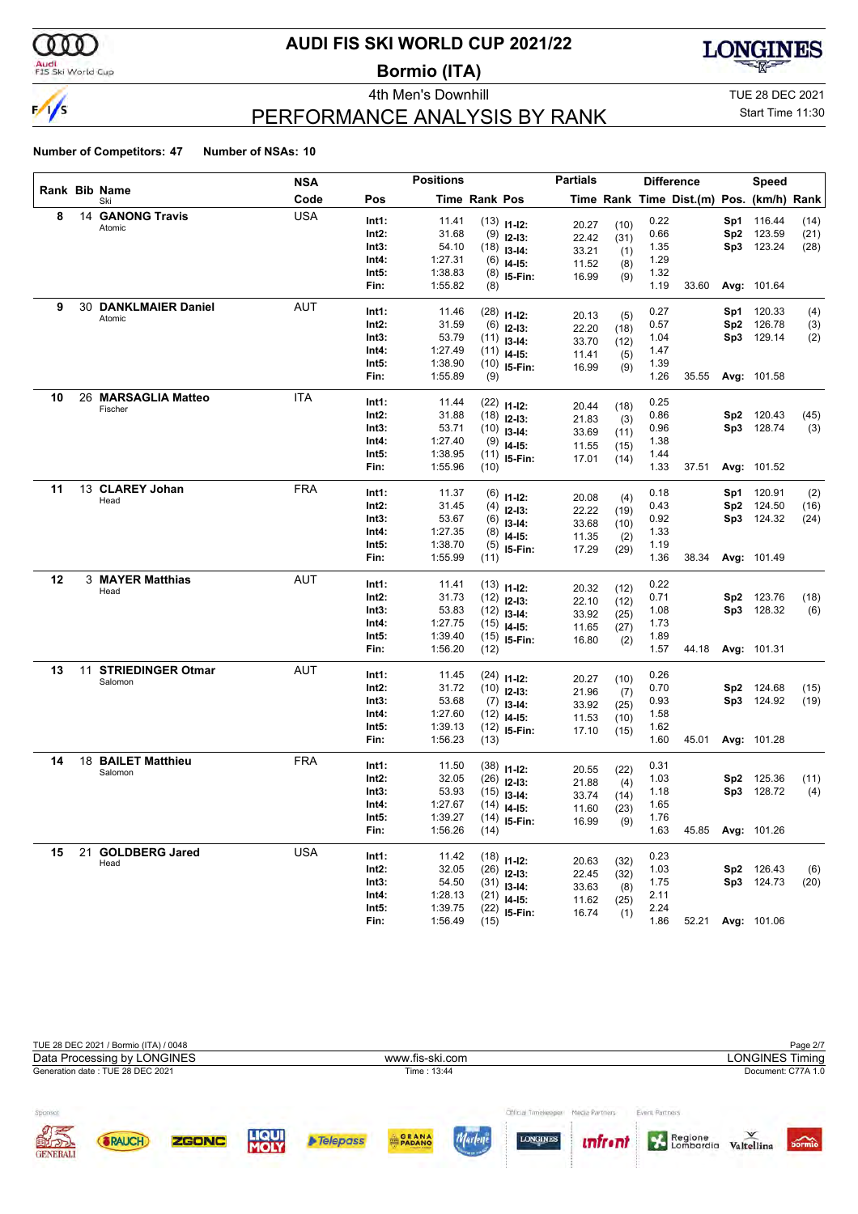# AUDI FIS SKI WORLD CUP 2021/22

## Bormio (ITA)

4th Men's Downhill

TUE 28 DEC 2021

Start Time 11:30

## PERFORMANCE ANALYSIS BY RANK

**Number of Competitors: 47** **Number of NSAs: 10**

| Rank | Bib | Name / Ski | NSA Code | Pos | Time | Rank | Pos | Partial Time | Partial Rank | Diff. Time | Dist.(m) | Speed Pos. | km/h | Speed Rank |
|---|---|---|---|---|---|---|---|---|---|---|---|---|---|---|
| 8 | 14 | **GANONG Travis** Atomic | USA | Int1: | 11.41 | (13) | I1-I2: | 20.27 | (10) | 0.22 | | Sp1 | 116.44 | (14) |
| | | | | Int2: | 31.68 | (9) | I2-I3: | 22.42 | (31) | 0.66 | | Sp2 | 123.59 | (21) |
| | | | | Int3: | 54.10 | (18) | I3-I4: | 33.21 | (1) | 1.35 | | Sp3 | 123.24 | (28) |
| | | | | Int4: | 1:27.31 | (6) | I4-I5: | 11.52 | (8) | 1.29 | | | | |
| | | | | Int5: | 1:38.83 | (8) | I5-Fin: | 16.99 | (9) | 1.32 | | | | |
| | | | | Fin: | 1:55.82 | (8) | | | | 1.19 | 33.60 | Avg: | 101.64 | |
| 9 | 30 | **DANKLMAIER Daniel** Atomic | AUT | Int1: | 11.46 | (28) | I1-I2: | 20.13 | (5) | 0.27 | | Sp1 | 120.33 | (4) |
| | | | | Int2: | 31.59 | (6) | I2-I3: | 22.20 | (18) | 0.57 | | Sp2 | 126.78 | (3) |
| | | | | Int3: | 53.79 | (11) | I3-I4: | 33.70 | (12) | 1.04 | | Sp3 | 129.14 | (2) |
| | | | | Int4: | 1:27.49 | (11) | I4-I5: | 11.41 | (5) | 1.47 | | | | |
| | | | | Int5: | 1:38.90 | (10) | I5-Fin: | 16.99 | (9) | 1.39 | | | | |
| | | | | Fin: | 1:55.89 | (9) | | | | 1.26 | 35.55 | Avg: | 101.58 | |
| 10 | 26 | **MARSAGLIA Matteo** Fischer | ITA | Int1: | 11.44 | (22) | I1-I2: | 20.44 | (18) | 0.25 | | | | |
| | | | | Int2: | 31.88 | (18) | I2-I3: | 21.83 | (3) | 0.86 | | Sp2 | 120.43 | (45) |
| | | | | Int3: | 53.71 | (10) | I3-I4: | 33.69 | (11) | 0.96 | | Sp3 | 128.74 | (3) |
| | | | | Int4: | 1:27.40 | (9) | I4-I5: | 11.55 | (15) | 1.38 | | | | |
| | | | | Int5: | 1:38.95 | (11) | I5-Fin: | 17.01 | (14) | 1.44 | | | | |
| | | | | Fin: | 1:55.96 | (10) | | | | 1.33 | 37.51 | Avg: | 101.52 | |
| 11 | 13 | **CLAREY Johan** Head | FRA | Int1: | 11.37 | (6) | I1-I2: | 20.08 | (4) | 0.18 | | Sp1 | 120.91 | (2) |
| | | | | Int2: | 31.45 | (4) | I2-I3: | 22.22 | (19) | 0.43 | | Sp2 | 124.50 | (16) |
| | | | | Int3: | 53.67 | (6) | I3-I4: | 33.68 | (10) | 0.92 | | Sp3 | 124.32 | (24) |
| | | | | Int4: | 1:27.35 | (8) | I4-I5: | 11.35 | (2) | 1.33 | | | | |
| | | | | Int5: | 1:38.70 | (5) | I5-Fin: | 17.29 | (29) | 1.19 | | | | |
| | | | | Fin: | 1:55.99 | (11) | | | | 1.36 | 38.34 | Avg: | 101.49 | |
| 12 | 3 | **MAYER Matthias** Head | AUT | Int1: | 11.41 | (13) | I1-I2: | 20.32 | (12) | 0.22 | | | | |
| | | | | Int2: | 31.73 | (12) | I2-I3: | 22.10 | (12) | 0.71 | | Sp2 | 123.76 | (18) |
| | | | | Int3: | 53.83 | (12) | I3-I4: | 33.92 | (25) | 1.08 | | Sp3 | 128.32 | (6) |
| | | | | Int4: | 1:27.75 | (15) | I4-I5: | 11.65 | (27) | 1.73 | | | | |
| | | | | Int5: | 1:39.40 | (15) | I5-Fin: | 16.80 | (2) | 1.89 | | | | |
| | | | | Fin: | 1:56.20 | (12) | | | | 1.57 | 44.18 | Avg: | 101.31 | |
| 13 | 11 | **STRIEDINGER Otmar** Salomon | AUT | Int1: | 11.45 | (24) | I1-I2: | 20.27 | (10) | 0.26 | | | | |
| | | | | Int2: | 31.72 | (10) | I2-I3: | 21.96 | (7) | 0.70 | | Sp2 | 124.68 | (15) |
| | | | | Int3: | 53.68 | (7) | I3-I4: | 33.92 | (25) | 0.93 | | Sp3 | 124.92 | (19) |
| | | | | Int4: | 1:27.60 | (12) | I4-I5: | 11.53 | (10) | 1.58 | | | | |
| | | | | Int5: | 1:39.13 | (12) | I5-Fin: | 17.10 | (15) | 1.62 | | | | |
| | | | | Fin: | 1:56.23 | (13) | | | | 1.60 | 45.01 | Avg: | 101.28 | |
| 14 | 18 | **BAILET Matthieu** Salomon | FRA | Int1: | 11.50 | (38) | I1-I2: | 20.55 | (22) | 0.31 | | | | |
| | | | | Int2: | 32.05 | (26) | I2-I3: | 21.88 | (4) | 1.03 | | Sp2 | 125.36 | (11) |
| | | | | Int3: | 53.93 | (15) | I3-I4: | 33.74 | (14) | 1.18 | | Sp3 | 128.72 | (4) |
| | | | | Int4: | 1:27.67 | (14) | I4-I5: | 11.60 | (23) | 1.65 | | | | |
| | | | | Int5: | 1:39.27 | (14) | I5-Fin: | 16.99 | (9) | 1.76 | | | | |
| | | | | Fin: | 1:56.26 | (14) | | | | 1.63 | 45.85 | Avg: | 101.26 | |
| 15 | 21 | **GOLDBERG Jared** Head | USA | Int1: | 11.42 | (18) | I1-I2: | 20.63 | (32) | 0.23 | | | | |
| | | | | Int2: | 32.05 | (26) | I2-I3: | 22.45 | (32) | 1.03 | | Sp2 | 126.43 | (6) |
| | | | | Int3: | 54.50 | (31) | I3-I4: | 33.63 | (8) | 1.75 | | Sp3 | 124.73 | (20) |
| | | | | Int4: | 1:28.13 | (21) | I4-I5: | 11.62 | (25) | 2.11 | | | | |
| | | | | Int5: | 1:39.75 | (22) | I5-Fin: | 16.74 | (1) | 2.24 | | | | |
| | | | | Fin: | 1:56.49 | (15) | | | | 1.86 | 52.21 | Avg: | 101.06 | |

TUE 28 DEC 2021 / Bormio (ITA) / 0048

Data Processing by LONGINES — www.fis-ski.com — LONGINES Timing

Generation date : TUE 28 DEC 2021 — Time : 13:44 — Document: C77A 1.0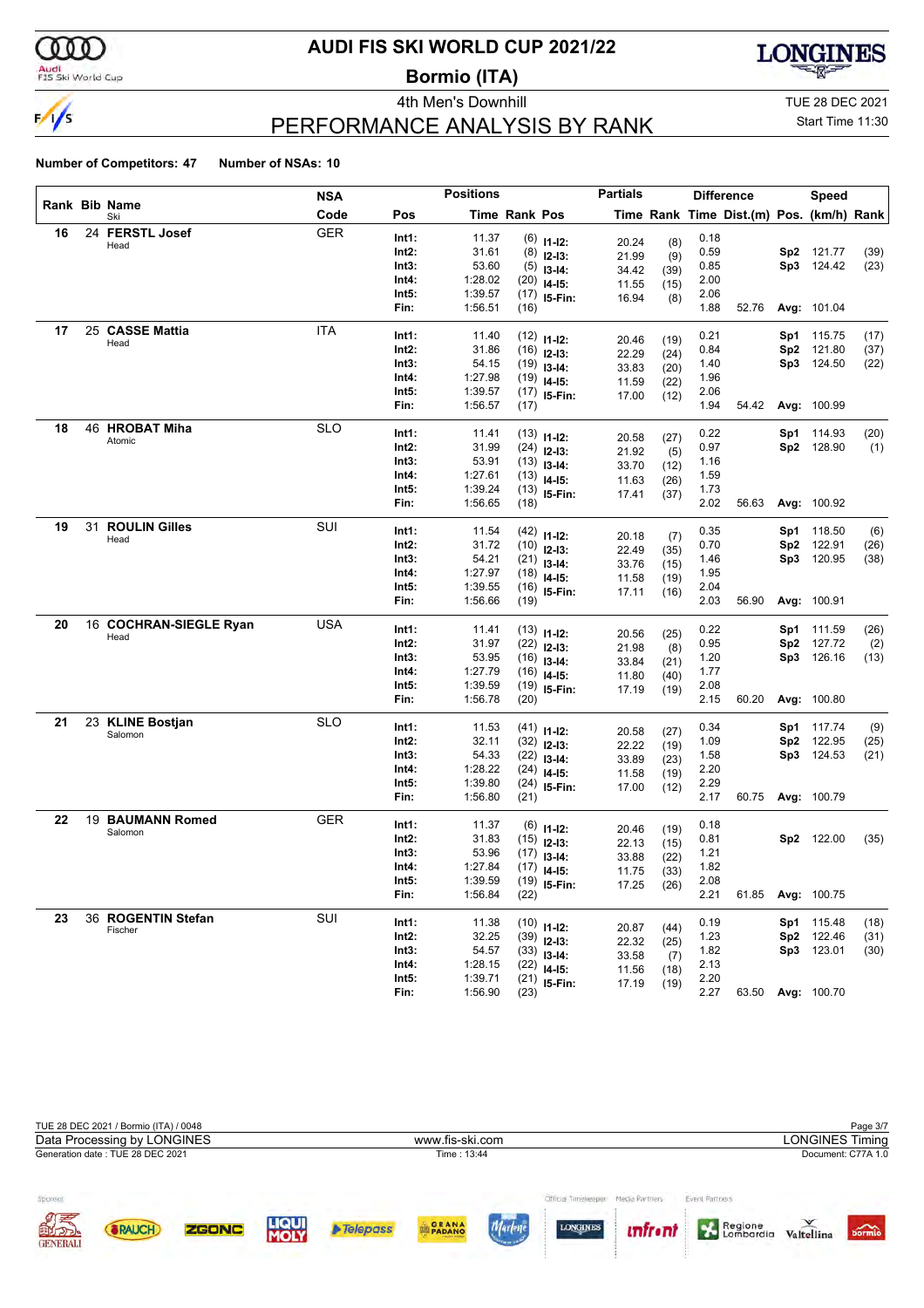# AUDI FIS SKI WORLD CUP 2021/22

## Bormio (ITA)

4th Men's Downhill

TUE 28 DEC 2021

Start Time 11:30

## PERFORMANCE ANALYSIS BY RANK

**Number of Competitors: 47** **Number of NSAs: 10**

| Rank | Bib | Name / Ski | NSA Code | Pos | Time | Rank | Partials Pos | Partials Time | Partials Rank | Diff. Time | Dist.(m) | Speed Pos. | Speed (km/h) | Speed Rank |
|---|---|---|---|---|---|---|---|---|---|---|---|---|---|---|
| 16 | 24 | **FERSTL Josef** Head | GER | Int1: | 11.37 | (6) | I1-I2: | 20.24 | (8) | 0.18 | | | | |
| | | | | Int2: | 31.61 | (8) | I2-I3: | 21.99 | (9) | 0.59 | | Sp2 | 121.77 | (39) |
| | | | | Int3: | 53.60 | (5) | I3-I4: | 34.42 | (39) | 0.85 | | Sp3 | 124.42 | (23) |
| | | | | Int4: | 1:28.02 | (20) | I4-I5: | 11.55 | (15) | 2.00 | | | | |
| | | | | Int5: | 1:39.57 | (17) | I5-Fin: | 16.94 | (8) | 2.06 | | | | |
| | | | | Fin: | 1:56.51 | (16) | | | | 1.88 | 52.76 | Avg: | 101.04 | |
| 17 | 25 | **CASSE Mattia** Head | ITA | Int1: | 11.40 | (12) | I1-I2: | 20.46 | (19) | 0.21 | | Sp1 | 115.75 | (17) |
| | | | | Int2: | 31.86 | (16) | I2-I3: | 22.29 | (24) | 0.84 | | Sp2 | 121.80 | (37) |
| | | | | Int3: | 54.15 | (19) | I3-I4: | 33.83 | (20) | 1.40 | | Sp3 | 124.50 | (22) |
| | | | | Int4: | 1:27.98 | (19) | I4-I5: | 11.59 | (22) | 1.96 | | | | |
| | | | | Int5: | 1:39.57 | (17) | I5-Fin: | 17.00 | (12) | 2.06 | | | | |
| | | | | Fin: | 1:56.57 | (17) | | | | 1.94 | 54.42 | Avg: | 100.99 | |
| 18 | 46 | **HROBAT Miha** Atomic | SLO | Int1: | 11.41 | (13) | I1-I2: | 20.58 | (27) | 0.22 | | Sp1 | 114.93 | (20) |
| | | | | Int2: | 31.99 | (24) | I2-I3: | 21.92 | (5) | 0.97 | | Sp2 | 128.90 | (1) |
| | | | | Int3: | 53.91 | (13) | I3-I4: | 33.70 | (12) | 1.16 | | | | |
| | | | | Int4: | 1:27.61 | (13) | I4-I5: | 11.63 | (26) | 1.59 | | | | |
| | | | | Int5: | 1:39.24 | (13) | I5-Fin: | 17.41 | (37) | 1.73 | | | | |
| | | | | Fin: | 1:56.65 | (18) | | | | 2.02 | 56.63 | Avg: | 100.92 | |
| 19 | 31 | **ROULIN Gilles** Head | SUI | Int1: | 11.54 | (42) | I1-I2: | 20.18 | (7) | 0.35 | | Sp1 | 118.50 | (6) |
| | | | | Int2: | 31.72 | (10) | I2-I3: | 22.49 | (35) | 0.70 | | Sp2 | 122.91 | (26) |
| | | | | Int3: | 54.21 | (21) | I3-I4: | 33.76 | (15) | 1.46 | | Sp3 | 120.95 | (38) |
| | | | | Int4: | 1:27.97 | (18) | I4-I5: | 11.58 | (19) | 1.95 | | | | |
| | | | | Int5: | 1:39.55 | (16) | I5-Fin: | 17.11 | (16) | 2.04 | | | | |
| | | | | Fin: | 1:56.66 | (19) | | | | 2.03 | 56.90 | Avg: | 100.91 | |
| 20 | 16 | **COCHRAN-SIEGLE Ryan** Head | USA | Int1: | 11.41 | (13) | I1-I2: | 20.56 | (25) | 0.22 | | Sp1 | 111.59 | (26) |
| | | | | Int2: | 31.97 | (22) | I2-I3: | 21.98 | (8) | 0.95 | | Sp2 | 127.72 | (2) |
| | | | | Int3: | 53.95 | (16) | I3-I4: | 33.84 | (21) | 1.20 | | Sp3 | 126.16 | (13) |
| | | | | Int4: | 1:27.79 | (16) | I4-I5: | 11.80 | (40) | 1.77 | | | | |
| | | | | Int5: | 1:39.59 | (19) | I5-Fin: | 17.19 | (19) | 2.08 | | | | |
| | | | | Fin: | 1:56.78 | (20) | | | | 2.15 | 60.20 | Avg: | 100.80 | |
| 21 | 23 | **KLINE Bostjan** Salomon | SLO | Int1: | 11.53 | (41) | I1-I2: | 20.58 | (27) | 0.34 | | Sp1 | 117.74 | (9) |
| | | | | Int2: | 32.11 | (32) | I2-I3: | 22.22 | (19) | 1.09 | | Sp2 | 122.95 | (25) |
| | | | | Int3: | 54.33 | (22) | I3-I4: | 33.89 | (23) | 1.58 | | Sp3 | 124.53 | (21) |
| | | | | Int4: | 1:28.22 | (24) | I4-I5: | 11.58 | (19) | 2.20 | | | | |
| | | | | Int5: | 1:39.80 | (24) | I5-Fin: | 17.00 | (12) | 2.29 | | | | |
| | | | | Fin: | 1:56.80 | (21) | | | | 2.17 | 60.75 | Avg: | 100.79 | |
| 22 | 19 | **BAUMANN Romed** Salomon | GER | Int1: | 11.37 | (6) | I1-I2: | 20.46 | (19) | 0.18 | | | | |
| | | | | Int2: | 31.83 | (15) | I2-I3: | 22.13 | (15) | 0.81 | | Sp2 | 122.00 | (35) |
| | | | | Int3: | 53.96 | (17) | I3-I4: | 33.88 | (22) | 1.21 | | | | |
| | | | | Int4: | 1:27.84 | (17) | I4-I5: | 11.75 | (33) | 1.82 | | | | |
| | | | | Int5: | 1:39.59 | (19) | I5-Fin: | 17.25 | (26) | 2.08 | | | | |
| | | | | Fin: | 1:56.84 | (22) | | | | 2.21 | 61.85 | Avg: | 100.75 | |
| 23 | 36 | **ROGENTIN Stefan** Fischer | SUI | Int1: | 11.38 | (10) | I1-I2: | 20.87 | (44) | 0.19 | | Sp1 | 115.48 | (18) |
| | | | | Int2: | 32.25 | (39) | I2-I3: | 22.32 | (25) | 1.23 | | Sp2 | 122.46 | (31) |
| | | | | Int3: | 54.57 | (33) | I3-I4: | 33.58 | (7) | 1.82 | | Sp3 | 123.01 | (30) |
| | | | | Int4: | 1:28.15 | (22) | I4-I5: | 11.56 | (18) | 2.13 | | | | |
| | | | | Int5: | 1:39.71 | (21) | I5-Fin: | 17.19 | (19) | 2.20 | | | | |
| | | | | Fin: | 1:56.90 | (23) | | | | 2.27 | 63.50 | Avg: | 100.70 | |

TUE 28 DEC 2021 / Bormio (ITA) / 0048

Data Processing by LONGINES — www.fis-ski.com — LONGINES Timing

Generation date : TUE 28 DEC 2021 — Time : 13:44 — Document: C77A 1.0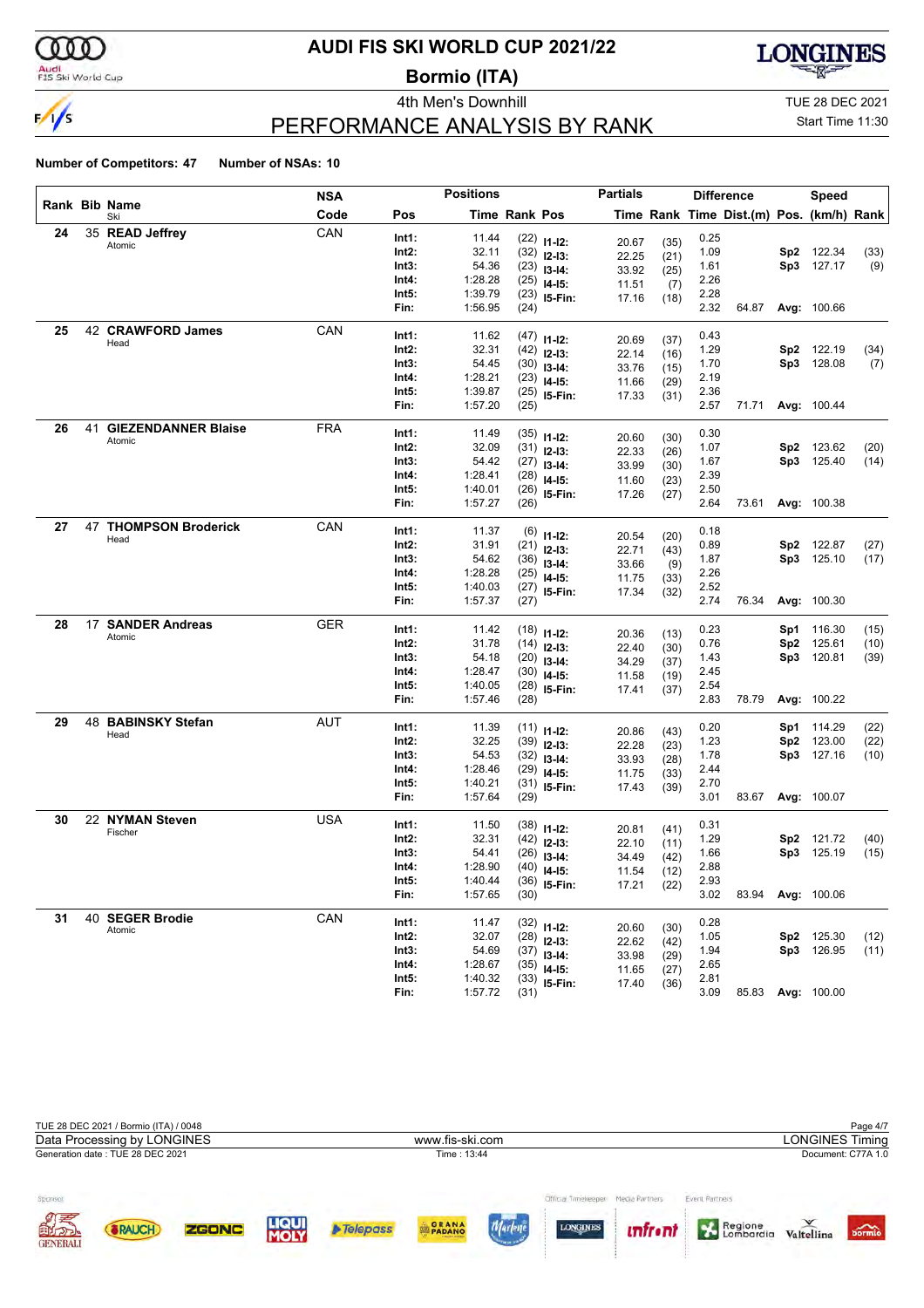# AUDI FIS SKI WORLD CUP 2021/22

## Bormio (ITA)

4th Men's Downhill

TUE 28 DEC 2021

Start Time 11:30

## PERFORMANCE ANALYSIS BY RANK

**Number of Competitors: 47** **Number of NSAs: 10**

| Rank | Bib | Name / Ski | NSA Code | Pos | Time | Rank | Pos | Time | Rank | Diff. Time | Dist.(m) | Speed Pos. | km/h | Rank |
|---|---|---|---|---|---|---|---|---|---|---|---|---|---|---|
| 24 | 35 | **READ Jeffrey** Atomic | CAN | Int1: | 11.44 | (22) | I1-I2: | 20.67 | (35) | 0.25 | | | | |
| | | | | Int2: | 32.11 | (32) | I2-I3: | 22.25 | (21) | 1.09 | | Sp2 | 122.34 | (33) |
| | | | | Int3: | 54.36 | (23) | I3-I4: | 33.92 | (25) | 1.61 | | Sp3 | 127.17 | (9) |
| | | | | Int4: | 1:28.28 | (25) | I4-I5: | 11.51 | (7) | 2.26 | | | | |
| | | | | Int5: | 1:39.79 | (23) | I5-Fin: | 17.16 | (18) | 2.28 | | | | |
| | | | | Fin: | 1:56.95 | (24) | | | | 2.32 | 64.87 | Avg: | 100.66 | |
| 25 | 42 | **CRAWFORD James** Head | CAN | Int1: | 11.62 | (47) | I1-I2: | 20.69 | (37) | 0.43 | | | | |
| | | | | Int2: | 32.31 | (42) | I2-I3: | 22.14 | (16) | 1.29 | | Sp2 | 122.19 | (34) |
| | | | | Int3: | 54.45 | (30) | I3-I4: | 33.76 | (15) | 1.70 | | Sp3 | 128.08 | (7) |
| | | | | Int4: | 1:28.21 | (23) | I4-I5: | 11.66 | (29) | 2.19 | | | | |
| | | | | Int5: | 1:39.87 | (25) | I5-Fin: | 17.33 | (31) | 2.36 | | | | |
| | | | | Fin: | 1:57.20 | (25) | | | | 2.57 | 71.71 | Avg: | 100.44 | |
| 26 | 41 | **GIEZENDANNER Blaise** Atomic | FRA | Int1: | 11.49 | (35) | I1-I2: | 20.60 | (30) | 0.30 | | | | |
| | | | | Int2: | 32.09 | (31) | I2-I3: | 22.33 | (26) | 1.07 | | Sp2 | 123.62 | (20) |
| | | | | Int3: | 54.42 | (27) | I3-I4: | 33.99 | (30) | 1.67 | | Sp3 | 125.40 | (14) |
| | | | | Int4: | 1:28.41 | (28) | I4-I5: | 11.60 | (23) | 2.39 | | | | |
| | | | | Int5: | 1:40.01 | (26) | I5-Fin: | 17.26 | (27) | 2.50 | | | | |
| | | | | Fin: | 1:57.27 | (26) | | | | 2.64 | 73.61 | Avg: | 100.38 | |
| 27 | 47 | **THOMPSON Broderick** Head | CAN | Int1: | 11.37 | (6) | I1-I2: | 20.54 | (20) | 0.18 | | | | |
| | | | | Int2: | 31.91 | (21) | I2-I3: | 22.71 | (43) | 0.89 | | Sp2 | 122.87 | (27) |
| | | | | Int3: | 54.62 | (36) | I3-I4: | 33.66 | (9) | 1.87 | | Sp3 | 125.10 | (17) |
| | | | | Int4: | 1:28.28 | (25) | I4-I5: | 11.75 | (33) | 2.26 | | | | |
| | | | | Int5: | 1:40.03 | (27) | I5-Fin: | 17.34 | (32) | 2.52 | | | | |
| | | | | Fin: | 1:57.37 | (27) | | | | 2.74 | 76.34 | Avg: | 100.30 | |
| 28 | 17 | **SANDER Andreas** Atomic | GER | Int1: | 11.42 | (18) | I1-I2: | 20.36 | (13) | 0.23 | | Sp1 | 116.30 | (15) |
| | | | | Int2: | 31.78 | (14) | I2-I3: | 22.40 | (30) | 0.76 | | Sp2 | 125.61 | (10) |
| | | | | Int3: | 54.18 | (20) | I3-I4: | 34.29 | (37) | 1.43 | | Sp3 | 120.81 | (39) |
| | | | | Int4: | 1:28.47 | (30) | I4-I5: | 11.58 | (19) | 2.45 | | | | |
| | | | | Int5: | 1:40.05 | (28) | I5-Fin: | 17.41 | (37) | 2.54 | | | | |
| | | | | Fin: | 1:57.46 | (28) | | | | 2.83 | 78.79 | Avg: | 100.22 | |
| 29 | 48 | **BABINSKY Stefan** Head | AUT | Int1: | 11.39 | (11) | I1-I2: | 20.86 | (43) | 0.20 | | Sp1 | 114.29 | (22) |
| | | | | Int2: | 32.25 | (39) | I2-I3: | 22.28 | (23) | 1.23 | | Sp2 | 123.00 | (22) |
| | | | | Int3: | 54.53 | (32) | I3-I4: | 33.93 | (28) | 1.78 | | Sp3 | 127.16 | (10) |
| | | | | Int4: | 1:28.46 | (29) | I4-I5: | 11.75 | (33) | 2.44 | | | | |
| | | | | Int5: | 1:40.21 | (31) | I5-Fin: | 17.43 | (39) | 2.70 | | | | |
| | | | | Fin: | 1:57.64 | (29) | | | | 3.01 | 83.67 | Avg: | 100.07 | |
| 30 | 22 | **NYMAN Steven** Fischer | USA | Int1: | 11.50 | (38) | I1-I2: | 20.81 | (41) | 0.31 | | | | |
| | | | | Int2: | 32.31 | (42) | I2-I3: | 22.10 | (11) | 1.29 | | Sp2 | 121.72 | (40) |
| | | | | Int3: | 54.41 | (26) | I3-I4: | 34.49 | (42) | 1.66 | | Sp3 | 125.19 | (15) |
| | | | | Int4: | 1:28.90 | (40) | I4-I5: | 11.54 | (12) | 2.88 | | | | |
| | | | | Int5: | 1:40.44 | (36) | I5-Fin: | 17.21 | (22) | 2.93 | | | | |
| | | | | Fin: | 1:57.65 | (30) | | | | 3.02 | 83.94 | Avg: | 100.06 | |
| 31 | 40 | **SEGER Brodie** Atomic | CAN | Int1: | 11.47 | (32) | I1-I2: | 20.60 | (30) | 0.28 | | | | |
| | | | | Int2: | 32.07 | (28) | I2-I3: | 22.62 | (42) | 1.05 | | Sp2 | 125.30 | (12) |
| | | | | Int3: | 54.69 | (37) | I3-I4: | 33.98 | (29) | 1.94 | | Sp3 | 126.95 | (11) |
| | | | | Int4: | 1:28.67 | (35) | I4-I5: | 11.65 | (27) | 2.65 | | | | |
| | | | | Int5: | 1:40.32 | (33) | I5-Fin: | 17.40 | (36) | 2.81 | | | | |
| | | | | Fin: | 1:57.72 | (31) | | | | 3.09 | 85.83 | Avg: | 100.00 | |

TUE 28 DEC 2021 / Bormio (ITA) / 0048

Data Processing by LONGINES — www.fis-ski.com — LONGINES Timing

Generation date : TUE 28 DEC 2021 — Time : 13:44 — Document: C77A 1.0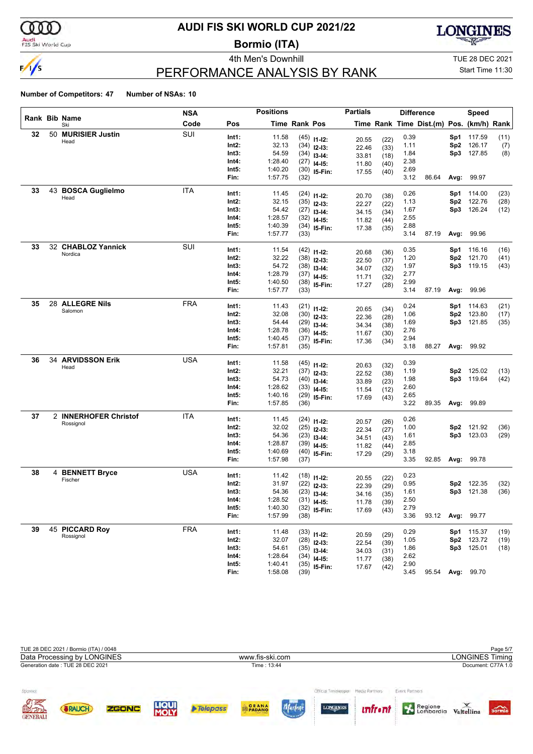# AUDI FIS SKI WORLD CUP 2021/22

## Bormio (ITA)

4th Men's Downhill

TUE 28 DEC 2021

Start Time 11:30

## PERFORMANCE ANALYSIS BY RANK

**Number of Competitors: 47** **Number of NSAs: 10**

| Rank | Bib | Name / Ski | NSA Code | Pos | Time | Rank | Pos | Time | Rank | Diff. Time | Dist.(m) | Pos. | Speed (km/h) | Rank |
|---|---|---|---|---|---|---|---|---|---|---|---|---|---|---|
| 32 | 50 | **MURISIER Justin** Head | SUI | Int1: | 11.58 | (45) | I1-I2: | 20.55 | (22) | 0.39 | | Sp1 | 117.59 | (11) |
| | | | | Int2: | 32.13 | (34) | I2-I3: | 22.46 | (33) | 1.11 | | Sp2 | 126.17 | (7) |
| | | | | Int3: | 54.59 | (34) | I3-I4: | 33.81 | (18) | 1.84 | | Sp3 | 127.85 | (8) |
| | | | | Int4: | 1:28.40 | (27) | I4-I5: | 11.80 | (40) | 2.38 | | | | |
| | | | | Int5: | 1:40.20 | (30) | I5-Fin: | 17.55 | (40) | 2.69 | | | | |
| | | | | Fin: | 1:57.75 | (32) | | | | 3.12 | 86.64 | Avg: | 99.97 | |
| 33 | 43 | **BOSCA Guglielmo** Head | ITA | Int1: | 11.45 | (24) | I1-I2: | 20.70 | (38) | 0.26 | | Sp1 | 114.00 | (23) |
| | | | | Int2: | 32.15 | (35) | I2-I3: | 22.27 | (22) | 1.13 | | Sp2 | 122.76 | (28) |
| | | | | Int3: | 54.42 | (27) | I3-I4: | 34.15 | (34) | 1.67 | | Sp3 | 126.24 | (12) |
| | | | | Int4: | 1:28.57 | (32) | I4-I5: | 11.82 | (44) | 2.55 | | | | |
| | | | | Int5: | 1:40.39 | (34) | I5-Fin: | 17.38 | (35) | 2.88 | | | | |
| | | | | Fin: | 1:57.77 | (33) | | | | 3.14 | 87.19 | Avg: | 99.96 | |
| 33 | 32 | **CHABLOZ Yannick** Nordica | SUI | Int1: | 11.54 | (42) | I1-I2: | 20.68 | (36) | 0.35 | | Sp1 | 116.16 | (16) |
| | | | | Int2: | 32.22 | (38) | I2-I3: | 22.50 | (37) | 1.20 | | Sp2 | 121.70 | (41) |
| | | | | Int3: | 54.72 | (38) | I3-I4: | 34.07 | (32) | 1.97 | | Sp3 | 119.15 | (43) |
| | | | | Int4: | 1:28.79 | (37) | I4-I5: | 11.71 | (32) | 2.77 | | | | |
| | | | | Int5: | 1:40.50 | (38) | I5-Fin: | 17.27 | (28) | 2.99 | | | | |
| | | | | Fin: | 1:57.77 | (33) | | | | 3.14 | 87.19 | Avg: | 99.96 | |
| 35 | 28 | **ALLEGRE Nils** Salomon | FRA | Int1: | 11.43 | (21) | I1-I2: | 20.65 | (34) | 0.24 | | Sp1 | 114.63 | (21) |
| | | | | Int2: | 32.08 | (30) | I2-I3: | 22.36 | (28) | 1.06 | | Sp2 | 123.80 | (17) |
| | | | | Int3: | 54.44 | (29) | I3-I4: | 34.34 | (38) | 1.69 | | Sp3 | 121.85 | (35) |
| | | | | Int4: | 1:28.78 | (36) | I4-I5: | 11.67 | (30) | 2.76 | | | | |
| | | | | Int5: | 1:40.45 | (37) | I5-Fin: | 17.36 | (34) | 2.94 | | | | |
| | | | | Fin: | 1:57.81 | (35) | | | | 3.18 | 88.27 | Avg: | 99.92 | |
| 36 | 34 | **ARVIDSSON Erik** Head | USA | Int1: | 11.58 | (45) | I1-I2: | 20.63 | (32) | 0.39 | | | | |
| | | | | Int2: | 32.21 | (37) | I2-I3: | 22.52 | (38) | 1.19 | | Sp2 | 125.02 | (13) |
| | | | | Int3: | 54.73 | (40) | I3-I4: | 33.89 | (23) | 1.98 | | Sp3 | 119.64 | (42) |
| | | | | Int4: | 1:28.62 | (33) | I4-I5: | 11.54 | (12) | 2.60 | | | | |
| | | | | Int5: | 1:40.16 | (29) | I5-Fin: | 17.69 | (43) | 2.65 | | | | |
| | | | | Fin: | 1:57.85 | (36) | | | | 3.22 | 89.35 | Avg: | 99.89 | |
| 37 | 2 | **INNERHOFER Christof** Rossignol | ITA | Int1: | 11.45 | (24) | I1-I2: | 20.57 | (26) | 0.26 | | | | |
| | | | | Int2: | 32.02 | (25) | I2-I3: | 22.34 | (27) | 1.00 | | Sp2 | 121.92 | (36) |
| | | | | Int3: | 54.36 | (23) | I3-I4: | 34.51 | (43) | 1.61 | | Sp3 | 123.03 | (29) |
| | | | | Int4: | 1:28.87 | (39) | I4-I5: | 11.82 | (44) | 2.85 | | | | |
| | | | | Int5: | 1:40.69 | (40) | I5-Fin: | 17.29 | (29) | 3.18 | | | | |
| | | | | Fin: | 1:57.98 | (37) | | | | 3.35 | 92.85 | Avg: | 99.78 | |
| 38 | 4 | **BENNETT Bryce** Fischer | USA | Int1: | 11.42 | (18) | I1-I2: | 20.55 | (22) | 0.23 | | | | |
| | | | | Int2: | 31.97 | (22) | I2-I3: | 22.39 | (29) | 0.95 | | Sp2 | 122.35 | (32) |
| | | | | Int3: | 54.36 | (23) | I3-I4: | 34.16 | (35) | 1.61 | | Sp3 | 121.38 | (36) |
| | | | | Int4: | 1:28.52 | (31) | I4-I5: | 11.78 | (39) | 2.50 | | | | |
| | | | | Int5: | 1:40.30 | (32) | I5-Fin: | 17.69 | (43) | 2.79 | | | | |
| | | | | Fin: | 1:57.99 | (38) | | | | 3.36 | 93.12 | Avg: | 99.77 | |
| 39 | 45 | **PICCARD Roy** Rossignol | FRA | Int1: | 11.48 | (33) | I1-I2: | 20.59 | (29) | 0.29 | | Sp1 | 115.37 | (19) |
| | | | | Int2: | 32.07 | (28) | I2-I3: | 22.54 | (39) | 1.05 | | Sp2 | 123.72 | (19) |
| | | | | Int3: | 54.61 | (35) | I3-I4: | 34.03 | (31) | 1.86 | | Sp3 | 125.01 | (18) |
| | | | | Int4: | 1:28.64 | (34) | I4-I5: | 11.77 | (38) | 2.62 | | | | |
| | | | | Int5: | 1:40.41 | (35) | I5-Fin: | 17.67 | (42) | 2.90 | | | | |
| | | | | Fin: | 1:58.08 | (39) | | | | 3.45 | 95.54 | Avg: | 99.70 | |

TUE 28 DEC 2021 / Bormio (ITA) / 0048

Data Processing by LONGINES — www.fis-ski.com — LONGINES Timing

Generation date : TUE 28 DEC 2021 — Time : 13:44 — Document: C77A 1.0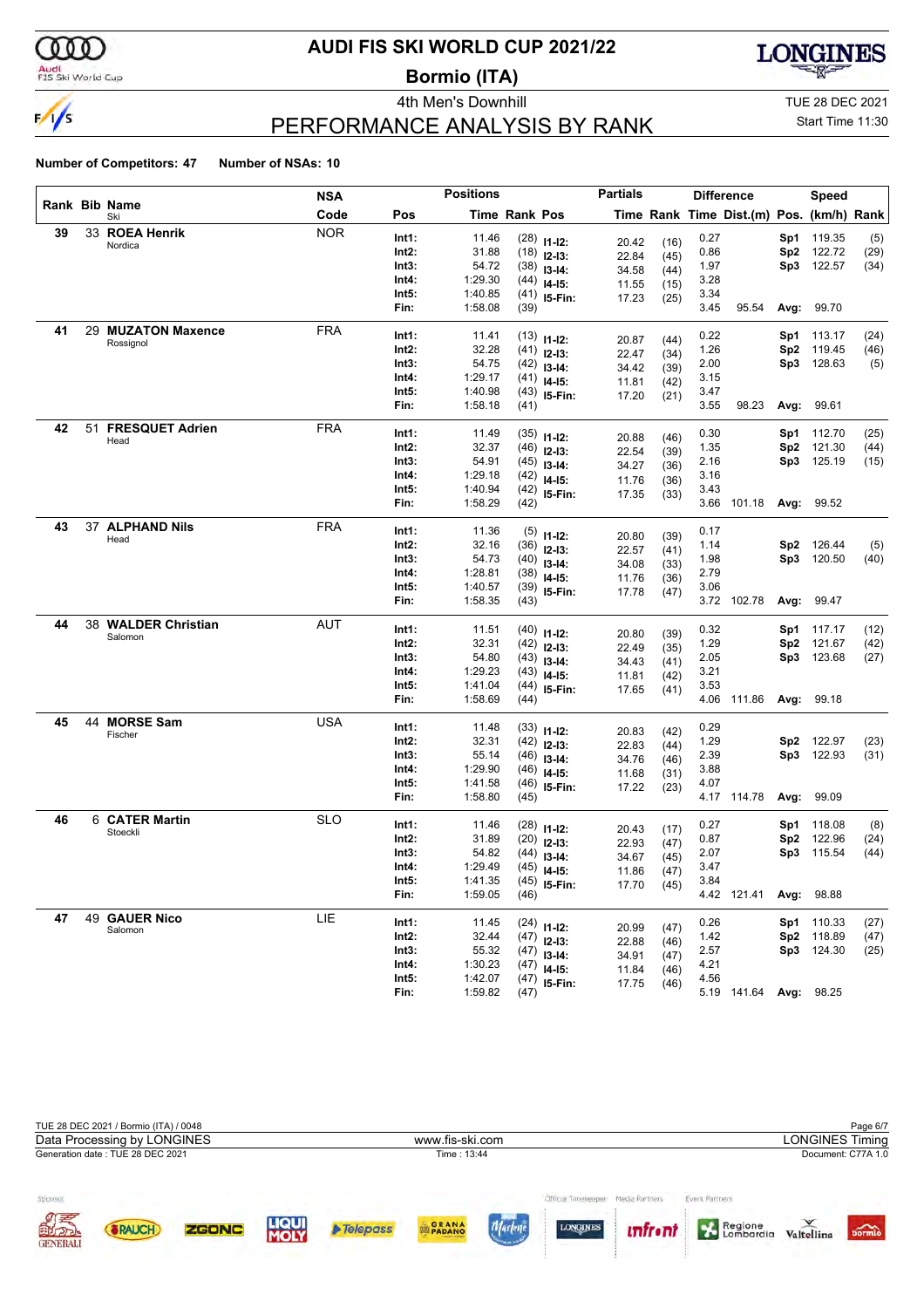# AUDI FIS SKI WORLD CUP 2021/22

## Bormio (ITA)

4th Men's Downhill

TUE 28 DEC 2021

Start Time 11:30

## PERFORMANCE ANALYSIS BY RANK

**Number of Competitors: 47** **Number of NSAs: 10**

| Rank | Bib | Name | NSA Code | Pos | Time | Rank | Pos | Time | Rank | Time | Dist.(m) | Pos. | (km/h) | Rank |
|---|---|---|---|---|---|---|---|---|---|---|---|---|---|---|
| | | | | Positions | | | Partials | | | Difference | | Speed | | |
| 39 | 33 | **ROEA Henrik** Nordica | NOR | Int1: | 11.46 | (28) | I1-I2: | 20.42 | (16) | 0.27 | | Sp1 | 119.35 | (5) |
| | | | | Int2: | 31.88 | (18) | I2-I3: | 22.84 | (45) | 0.86 | | Sp2 | 122.72 | (29) |
| | | | | Int3: | 54.72 | (38) | I3-I4: | 34.58 | (44) | 1.97 | | Sp3 | 122.57 | (34) |
| | | | | Int4: | 1:29.30 | (44) | I4-I5: | 11.55 | (15) | 3.28 | | | | |
| | | | | Int5: | 1:40.85 | (41) | I5-Fin: | 17.23 | (25) | 3.34 | | | | |
| | | | | Fin: | 1:58.08 | (39) | | | | 3.45 | 95.54 | Avg: | 99.70 | |
| 41 | 29 | **MUZATON Maxence** Rossignol | FRA | Int1: | 11.41 | (13) | I1-I2: | 20.87 | (44) | 0.22 | | Sp1 | 113.17 | (24) |
| | | | | Int2: | 32.28 | (41) | I2-I3: | 22.47 | (34) | 1.26 | | Sp2 | 119.45 | (46) |
| | | | | Int3: | 54.75 | (42) | I3-I4: | 34.42 | (39) | 2.00 | | Sp3 | 128.63 | (5) |
| | | | | Int4: | 1:29.17 | (41) | I4-I5: | 11.81 | (42) | 3.15 | | | | |
| | | | | Int5: | 1:40.98 | (43) | I5-Fin: | 17.20 | (21) | 3.47 | | | | |
| | | | | Fin: | 1:58.18 | (41) | | | | 3.55 | 98.23 | Avg: | 99.61 | |
| 42 | 51 | **FRESQUET Adrien** Head | FRA | Int1: | 11.49 | (35) | I1-I2: | 20.88 | (46) | 0.30 | | Sp1 | 112.70 | (25) |
| | | | | Int2: | 32.37 | (46) | I2-I3: | 22.54 | (39) | 1.35 | | Sp2 | 121.30 | (44) |
| | | | | Int3: | 54.91 | (45) | I3-I4: | 34.27 | (36) | 2.16 | | Sp3 | 125.19 | (15) |
| | | | | Int4: | 1:29.18 | (42) | I4-I5: | 11.76 | (36) | 3.16 | | | | |
| | | | | Int5: | 1:40.94 | (42) | I5-Fin: | 17.35 | (33) | 3.43 | | | | |
| | | | | Fin: | 1:58.29 | (42) | | | | 3.66 | 101.18 | Avg: | 99.52 | |
| 43 | 37 | **ALPHAND Nils** Head | FRA | Int1: | 11.36 | (5) | I1-I2: | 20.80 | (39) | 0.17 | | | | |
| | | | | Int2: | 32.16 | (36) | I2-I3: | 22.57 | (41) | 1.14 | | Sp2 | 126.44 | (5) |
| | | | | Int3: | 54.73 | (40) | I3-I4: | 34.08 | (33) | 1.98 | | Sp3 | 120.50 | (40) |
| | | | | Int4: | 1:28.81 | (38) | I4-I5: | 11.76 | (36) | 2.79 | | | | |
| | | | | Int5: | 1:40.57 | (39) | I5-Fin: | 17.78 | (47) | 3.06 | | | | |
| | | | | Fin: | 1:58.35 | (43) | | | | 3.72 | 102.78 | Avg: | 99.47 | |
| 44 | 38 | **WALDER Christian** Salomon | AUT | Int1: | 11.51 | (40) | I1-I2: | 20.80 | (39) | 0.32 | | Sp1 | 117.17 | (12) |
| | | | | Int2: | 32.31 | (42) | I2-I3: | 22.49 | (35) | 1.29 | | Sp2 | 121.67 | (42) |
| | | | | Int3: | 54.80 | (43) | I3-I4: | 34.43 | (41) | 2.05 | | Sp3 | 123.68 | (27) |
| | | | | Int4: | 1:29.23 | (43) | I4-I5: | 11.81 | (42) | 3.21 | | | | |
| | | | | Int5: | 1:41.04 | (44) | I5-Fin: | 17.65 | (41) | 3.53 | | | | |
| | | | | Fin: | 1:58.69 | (44) | | | | 4.06 | 111.86 | Avg: | 99.18 | |
| 45 | 44 | **MORSE Sam** Fischer | USA | Int1: | 11.48 | (33) | I1-I2: | 20.83 | (42) | 0.29 | | | | |
| | | | | Int2: | 32.31 | (42) | I2-I3: | 22.83 | (44) | 1.29 | | Sp2 | 122.97 | (23) |
| | | | | Int3: | 55.14 | (46) | I3-I4: | 34.76 | (46) | 2.39 | | Sp3 | 122.93 | (31) |
| | | | | Int4: | 1:29.90 | (46) | I4-I5: | 11.68 | (31) | 3.88 | | | | |
| | | | | Int5: | 1:41.58 | (46) | I5-Fin: | 17.22 | (23) | 4.07 | | | | |
| | | | | Fin: | 1:58.80 | (45) | | | | 4.17 | 114.78 | Avg: | 99.09 | |
| 46 | 6 | **CATER Martin** Stoeckli | SLO | Int1: | 11.46 | (28) | I1-I2: | 20.43 | (17) | 0.27 | | Sp1 | 118.08 | (8) |
| | | | | Int2: | 31.89 | (20) | I2-I3: | 22.93 | (47) | 0.87 | | Sp2 | 122.96 | (24) |
| | | | | Int3: | 54.82 | (44) | I3-I4: | 34.67 | (45) | 2.07 | | Sp3 | 115.54 | (44) |
| | | | | Int4: | 1:29.49 | (45) | I4-I5: | 11.86 | (47) | 3.47 | | | | |
| | | | | Int5: | 1:41.35 | (45) | I5-Fin: | 17.70 | (45) | 3.84 | | | | |
| | | | | Fin: | 1:59.05 | (46) | | | | 4.42 | 121.41 | Avg: | 98.88 | |
| 47 | 49 | **GAUER Nico** Salomon | LIE | Int1: | 11.45 | (24) | I1-I2: | 20.99 | (47) | 0.26 | | Sp1 | 110.33 | (27) |
| | | | | Int2: | 32.44 | (47) | I2-I3: | 22.88 | (46) | 1.42 | | Sp2 | 118.89 | (47) |
| | | | | Int3: | 55.32 | (47) | I3-I4: | 34.91 | (47) | 2.57 | | Sp3 | 124.30 | (25) |
| | | | | Int4: | 1:30.23 | (47) | I4-I5: | 11.84 | (46) | 4.21 | | | | |
| | | | | Int5: | 1:42.07 | (47) | I5-Fin: | 17.75 | (46) | 4.56 | | | | |
| | | | | Fin: | 1:59.82 | (47) | | | | 5.19 | 141.64 | Avg: | 98.25 | |

TUE 28 DEC 2021 / Bormio (ITA) / 0048

Data Processing by LONGINES — www.fis-ski.com — LONGINES Timing

Generation date : TUE 28 DEC 2021 — Time : 13:44 — Document: C77A 1.0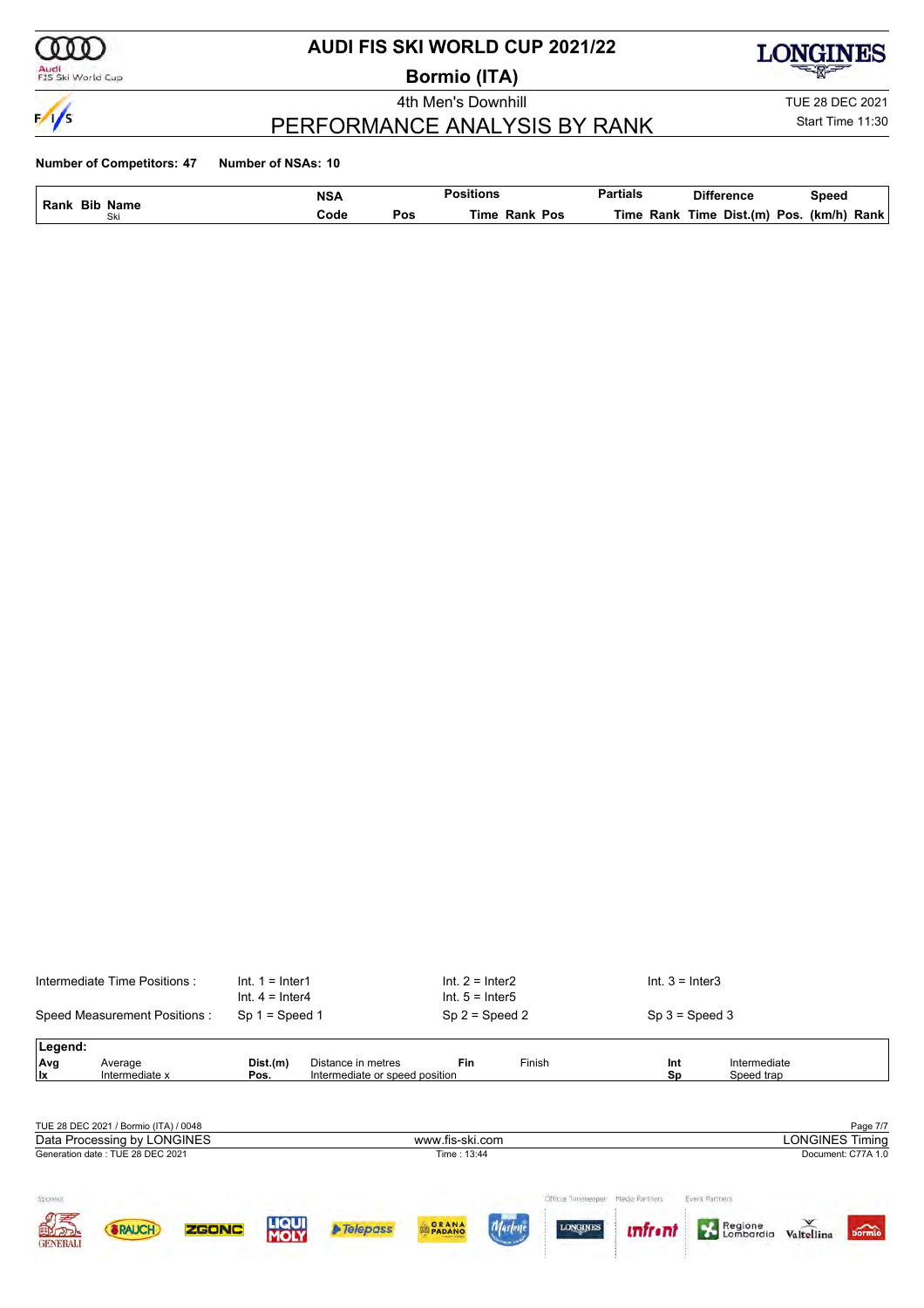# AUDI FIS SKI WORLD CUP 2021/22

## Bormio (ITA)

4th Men's Downhill

TUE 28 DEC 2021

## PERFORMANCE ANALYSIS BY RANK

Start Time 11:30

**Number of Competitors: 47** **Number of NSAs: 10**

| Rank | Bib | Name Ski | NSA Code | Pos | Positions Time | Rank | Pos | Partials Time | Rank | Difference Time | Dist.(m) | Pos. | Speed (km/h) | Rank |
|---|---|---|---|---|---|---|---|---|---|---|---|---|---|---|

Intermediate Time Positions : Int. 1 = Inter1, Int. 2 = Inter2, Int. 3 = Inter3, Int. 4 = Inter4, Int. 5 = Inter5

Speed Measurement Positions : Sp 1 = Speed 1, Sp 2 = Speed 2, Sp 3 = Speed 3

**Legend:**

| | | | | | | | |
|---|---|---|---|---|---|---|---|
| Avg | Average | Dist.(m) | Distance in metres | Fin | Finish | Int | Intermediate |
| Ix | Intermediate x | Pos. | Intermediate or speed position | | | Sp | Speed trap |

TUE 28 DEC 2021 / Bormio (ITA) / 0048

Data Processing by LONGINES — www.fis-ski.com — LONGINES Timing

Generation date : TUE 28 DEC 2021 — Time : 13:44 — Document: C77A 1.0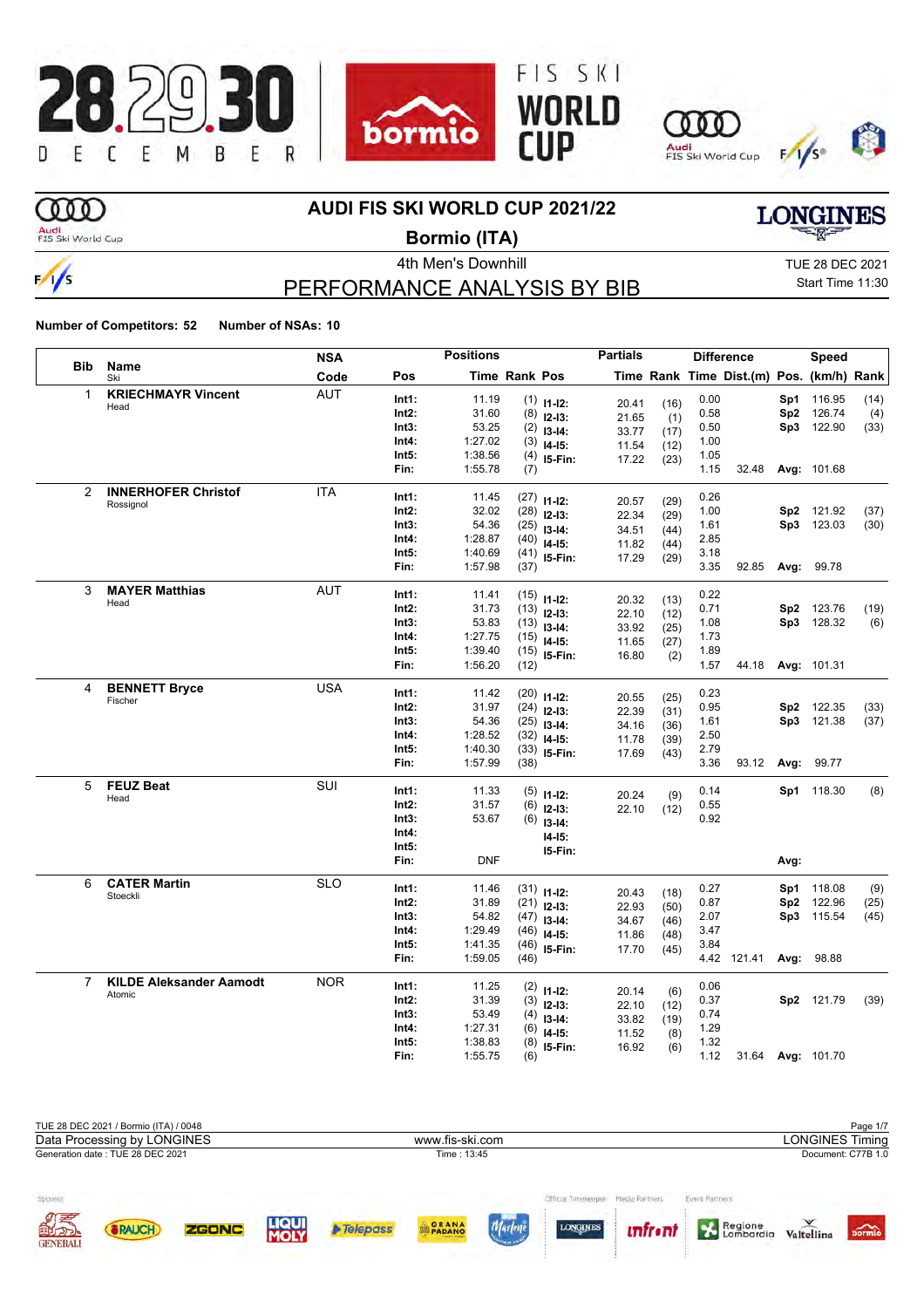# AUDI FIS SKI WORLD CUP 2021/22

## Bormio (ITA)

4th Men's Downhill

TUE 28 DEC 2021

Start Time 11:30

## PERFORMANCE ANALYSIS BY BIB

**Number of Competitors: 52** **Number of NSAs: 10**

| Bib | Name / Ski | NSA Code | Pos | Time | Rank | Pos | Partials Time | Partials Rank | Difference Time | Dist.(m) | Speed Pos. | Speed (km/h) | Speed Rank |
|---|---|---|---|---|---|---|---|---|---|---|---|---|---|
| 1 | **KRIECHMAYR Vincent** | AUT | Int1: | 11.19 | (1) | I1-I2: | 20.41 | (16) | 0.00 | | Sp1 | 116.95 | (14) |
| | Head | | Int2: | 31.60 | (8) | I2-I3: | 21.65 | (1) | 0.58 | | Sp2 | 126.74 | (4) |
| | | | Int3: | 53.25 | (2) | I3-I4: | 33.77 | (17) | 0.50 | | Sp3 | 122.90 | (33) |
| | | | Int4: | 1:27.02 | (3) | I4-I5: | 11.54 | (12) | 1.00 | | | | |
| | | | Int5: | 1:38.56 | (4) | I5-Fin: | 17.22 | (23) | 1.05 | | | | |
| | | | Fin: | 1:55.78 | (7) | | | | 1.15 | 32.48 | Avg: | 101.68 | |
| 2 | **INNERHOFER Christof** | ITA | Int1: | 11.45 | (27) | I1-I2: | 20.57 | (29) | 0.26 | | | | |
| | Rossignol | | Int2: | 32.02 | (28) | I2-I3: | 22.34 | (29) | 1.00 | | Sp2 | 121.92 | (37) |
| | | | Int3: | 54.36 | (25) | I3-I4: | 34.51 | (44) | 1.61 | | Sp3 | 123.03 | (30) |
| | | | Int4: | 1:28.87 | (40) | I4-I5: | 11.82 | (44) | 2.85 | | | | |
| | | | Int5: | 1:40.69 | (41) | I5-Fin: | 17.29 | (29) | 3.18 | | | | |
| | | | Fin: | 1:57.98 | (37) | | | | 3.35 | 92.85 | Avg: | 99.78 | |
| 3 | **MAYER Matthias** | AUT | Int1: | 11.41 | (15) | I1-I2: | 20.32 | (13) | 0.22 | | | | |
| | Head | | Int2: | 31.73 | (13) | I2-I3: | 22.10 | (12) | 0.71 | | Sp2 | 123.76 | (19) |
| | | | Int3: | 53.83 | (13) | I3-I4: | 33.92 | (25) | 1.08 | | Sp3 | 128.32 | (6) |
| | | | Int4: | 1:27.75 | (15) | I4-I5: | 11.65 | (27) | 1.73 | | | | |
| | | | Int5: | 1:39.40 | (15) | I5-Fin: | 16.80 | (2) | 1.89 | | | | |
| | | | Fin: | 1:56.20 | (12) | | | | 1.57 | 44.18 | Avg: | 101.31 | |
| 4 | **BENNETT Bryce** | USA | Int1: | 11.42 | (20) | I1-I2: | 20.55 | (25) | 0.23 | | | | |
| | Fischer | | Int2: | 31.97 | (24) | I2-I3: | 22.39 | (31) | 0.95 | | Sp2 | 122.35 | (33) |
| | | | Int3: | 54.36 | (25) | I3-I4: | 34.16 | (36) | 1.61 | | Sp3 | 121.38 | (37) |
| | | | Int4: | 1:28.52 | (32) | I4-I5: | 11.78 | (39) | 2.50 | | | | |
| | | | Int5: | 1:40.30 | (33) | I5-Fin: | 17.69 | (43) | 2.79 | | | | |
| | | | Fin: | 1:57.99 | (38) | | | | 3.36 | 93.12 | Avg: | 99.77 | |
| 5 | **FEUZ Beat** | SUI | Int1: | 11.33 | (5) | I1-I2: | 20.24 | (9) | 0.14 | | Sp1 | 118.30 | (8) |
| | Head | | Int2: | 31.57 | (6) | I2-I3: | 22.10 | (12) | 0.55 | | | | |
| | | | Int3: | 53.67 | (6) | I3-I4: | | | 0.92 | | | | |
| | | | Int4: | | | I4-I5: | | | | | | | |
| | | | Int5: | | | I5-Fin: | | | | | | | |
| | | | Fin: | DNF | | | | | | | Avg: | | |
| 6 | **CATER Martin** | SLO | Int1: | 11.46 | (31) | I1-I2: | 20.43 | (18) | 0.27 | | Sp1 | 118.08 | (9) |
| | Stoeckli | | Int2: | 31.89 | (21) | I2-I3: | 22.93 | (50) | 0.87 | | Sp2 | 122.96 | (25) |
| | | | Int3: | 54.82 | (47) | I3-I4: | 34.67 | (46) | 2.07 | | Sp3 | 115.54 | (45) |
| | | | Int4: | 1:29.49 | (46) | I4-I5: | 11.86 | (48) | 3.47 | | | | |
| | | | Int5: | 1:41.35 | (46) | I5-Fin: | 17.70 | (45) | 3.84 | | | | |
| | | | Fin: | 1:59.05 | (46) | | | | 4.42 | 121.41 | Avg: | 98.88 | |
| 7 | **KILDE Aleksander Aamodt** | NOR | Int1: | 11.25 | (2) | I1-I2: | 20.14 | (6) | 0.06 | | | | |
| | Atomic | | Int2: | 31.39 | (3) | I2-I3: | 22.10 | (12) | 0.37 | | Sp2 | 121.79 | (39) |
| | | | Int3: | 53.49 | (4) | I3-I4: | 33.82 | (19) | 0.74 | | | | |
| | | | Int4: | 1:27.31 | (6) | I4-I5: | 11.52 | (8) | 1.29 | | | | |
| | | | Int5: | 1:38.83 | (8) | I5-Fin: | 16.92 | (6) | 1.32 | | | | |
| | | | Fin: | 1:55.75 | (6) | | | | 1.12 | 31.64 | Avg: | 101.70 | |

TUE 28 DEC 2021 / Bormio (ITA) / 0048

Data Processing by LONGINES — www.fis-ski.com — LONGINES Timing

Generation date : TUE 28 DEC 2021 — Time : 13:45 — Document: C77B 1.0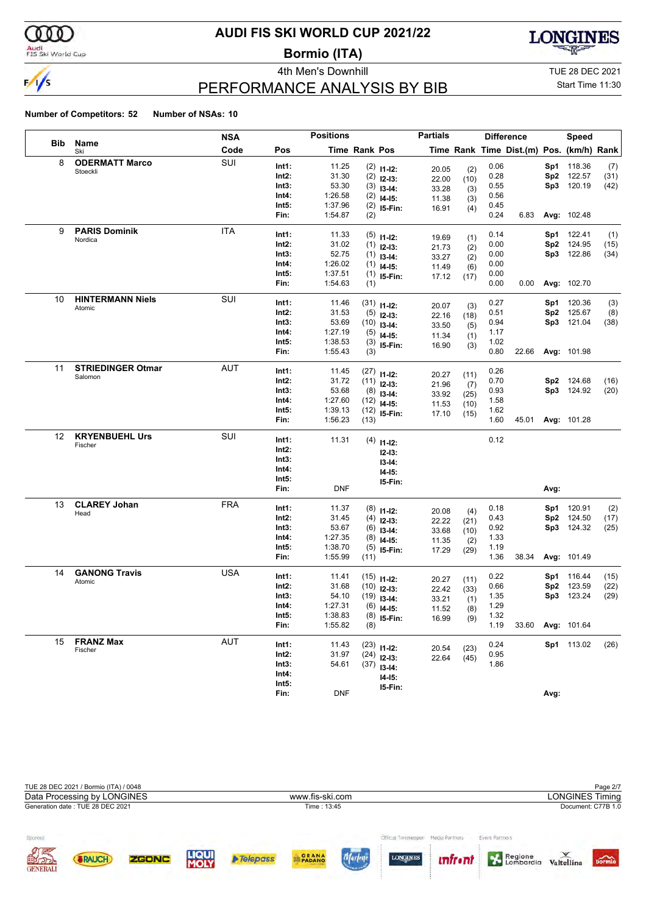# AUDI FIS SKI WORLD CUP 2021/22

## Bormio (ITA)

4th Men's Downhill

TUE 28 DEC 2021

Start Time 11:30

## PERFORMANCE ANALYSIS BY BIB

**Number of Competitors: 52** **Number of NSAs: 10**

| Bib | Name / Ski | NSA Code | Pos | Time | Rank | Pos | Partials Time | Rank | Difference Time | Dist.(m) | Pos. | Speed (km/h) | Rank |
|---|---|---|---|---|---|---|---|---|---|---|---|---|---|
| 8 | **ODERMATT Marco** Stoeckli | SUI | Int1: | 11.25 | (2) | I1-I2: | 20.05 | (2) | 0.06 | | Sp1 | 118.36 | (7) |
| | | | Int2: | 31.30 | (2) | I2-I3: | 22.00 | (10) | 0.28 | | Sp2 | 122.57 | (31) |
| | | | Int3: | 53.30 | (3) | I3-I4: | 33.28 | (3) | 0.55 | | Sp3 | 120.19 | (42) |
| | | | Int4: | 1:26.58 | (2) | I4-I5: | 11.38 | (3) | 0.56 | | | | |
| | | | Int5: | 1:37.96 | (2) | I5-Fin: | 16.91 | (4) | 0.45 | | | | |
| | | | Fin: | 1:54.87 | (2) | | | | 0.24 | 6.83 | Avg: | 102.48 | |
| 9 | **PARIS Dominik** Nordica | ITA | Int1: | 11.33 | (5) | I1-I2: | 19.69 | (1) | 0.14 | | Sp1 | 122.41 | (1) |
| | | | Int2: | 31.02 | (1) | I2-I3: | 21.73 | (2) | 0.00 | | Sp2 | 124.95 | (15) |
| | | | Int3: | 52.75 | (1) | I3-I4: | 33.27 | (2) | 0.00 | | Sp3 | 122.86 | (34) |
| | | | Int4: | 1:26.02 | (1) | I4-I5: | 11.49 | (6) | 0.00 | | | | |
| | | | Int5: | 1:37.51 | (1) | I5-Fin: | 17.12 | (17) | 0.00 | | | | |
| | | | Fin: | 1:54.63 | (1) | | | | 0.00 | 0.00 | Avg: | 102.70 | |
| 10 | **HINTERMANN Niels** Atomic | SUI | Int1: | 11.46 | (31) | I1-I2: | 20.07 | (3) | 0.27 | | Sp1 | 120.36 | (3) |
| | | | Int2: | 31.53 | (5) | I2-I3: | 22.16 | (18) | 0.51 | | Sp2 | 125.67 | (8) |
| | | | Int3: | 53.69 | (10) | I3-I4: | 33.50 | (5) | 0.94 | | Sp3 | 121.04 | (38) |
| | | | Int4: | 1:27.19 | (5) | I4-I5: | 11.34 | (1) | 1.17 | | | | |
| | | | Int5: | 1:38.53 | (3) | I5-Fin: | 16.90 | (3) | 1.02 | | | | |
| | | | Fin: | 1:55.43 | (3) | | | | 0.80 | 22.66 | Avg: | 101.98 | |
| 11 | **STRIEDINGER Otmar** Salomon | AUT | Int1: | 11.45 | (27) | I1-I2: | 20.27 | (11) | 0.26 | | | | |
| | | | Int2: | 31.72 | (11) | I2-I3: | 21.96 | (7) | 0.70 | | Sp2 | 124.68 | (16) |
| | | | Int3: | 53.68 | (8) | I3-I4: | 33.92 | (25) | 0.93 | | Sp3 | 124.92 | (20) |
| | | | Int4: | 1:27.60 | (12) | I4-I5: | 11.53 | (10) | 1.58 | | | | |
| | | | Int5: | 1:39.13 | (12) | I5-Fin: | 17.10 | (15) | 1.62 | | | | |
| | | | Fin: | 1:56.23 | (13) | | | | 1.60 | 45.01 | Avg: | 101.28 | |
| 12 | **KRYENBUEHL Urs** Fischer | SUI | Int1: | 11.31 | (4) | I1-I2: | | | 0.12 | | | | |
| | | | Int2: | | | I2-I3: | | | | | | | |
| | | | Int3: | | | I3-I4: | | | | | | | |
| | | | Int4: | | | I4-I5: | | | | | | | |
| | | | Int5: | | | I5-Fin: | | | | | | | |
| | | | Fin: | DNF | | | | | | | Avg: | | |
| 13 | **CLAREY Johan** Head | FRA | Int1: | 11.37 | (8) | I1-I2: | 20.08 | (4) | 0.18 | | Sp1 | 120.91 | (2) |
| | | | Int2: | 31.45 | (4) | I2-I3: | 22.22 | (21) | 0.43 | | Sp2 | 124.50 | (17) |
| | | | Int3: | 53.67 | (6) | I3-I4: | 33.68 | (10) | 0.92 | | Sp3 | 124.32 | (25) |
| | | | Int4: | 1:27.35 | (8) | I4-I5: | 11.35 | (2) | 1.33 | | | | |
| | | | Int5: | 1:38.70 | (5) | I5-Fin: | 17.29 | (29) | 1.19 | | | | |
| | | | Fin: | 1:55.99 | (11) | | | | 1.36 | 38.34 | Avg: | 101.49 | |
| 14 | **GANONG Travis** Atomic | USA | Int1: | 11.41 | (15) | I1-I2: | 20.27 | (11) | 0.22 | | Sp1 | 116.44 | (15) |
| | | | Int2: | 31.68 | (10) | I2-I3: | 22.42 | (33) | 0.66 | | Sp2 | 123.59 | (22) |
| | | | Int3: | 54.10 | (19) | I3-I4: | 33.21 | (1) | 1.35 | | Sp3 | 123.24 | (29) |
| | | | Int4: | 1:27.31 | (6) | I4-I5: | 11.52 | (8) | 1.29 | | | | |
| | | | Int5: | 1:38.83 | (8) | I5-Fin: | 16.99 | (9) | 1.32 | | | | |
| | | | Fin: | 1:55.82 | (8) | | | | 1.19 | 33.60 | Avg: | 101.64 | |
| 15 | **FRANZ Max** Fischer | AUT | Int1: | 11.43 | (23) | I1-I2: | 20.54 | (23) | 0.24 | | Sp1 | 113.02 | (26) |
| | | | Int2: | 31.97 | (24) | I2-I3: | 22.64 | (45) | 0.95 | | | | |
| | | | Int3: | 54.61 | (37) | I3-I4: | | | 1.86 | | | | |
| | | | Int4: | | | I4-I5: | | | | | | | |
| | | | Int5: | | | I5-Fin: | | | | | | | |
| | | | Fin: | DNF | | | | | | | Avg: | | |

TUE 28 DEC 2021 / Bormio (ITA) / 0048

Data Processing by LONGINES — www.fis-ski.com — LONGINES Timing

Generation date : TUE 28 DEC 2021 — Time : 13:45 — Document: C77B 1.0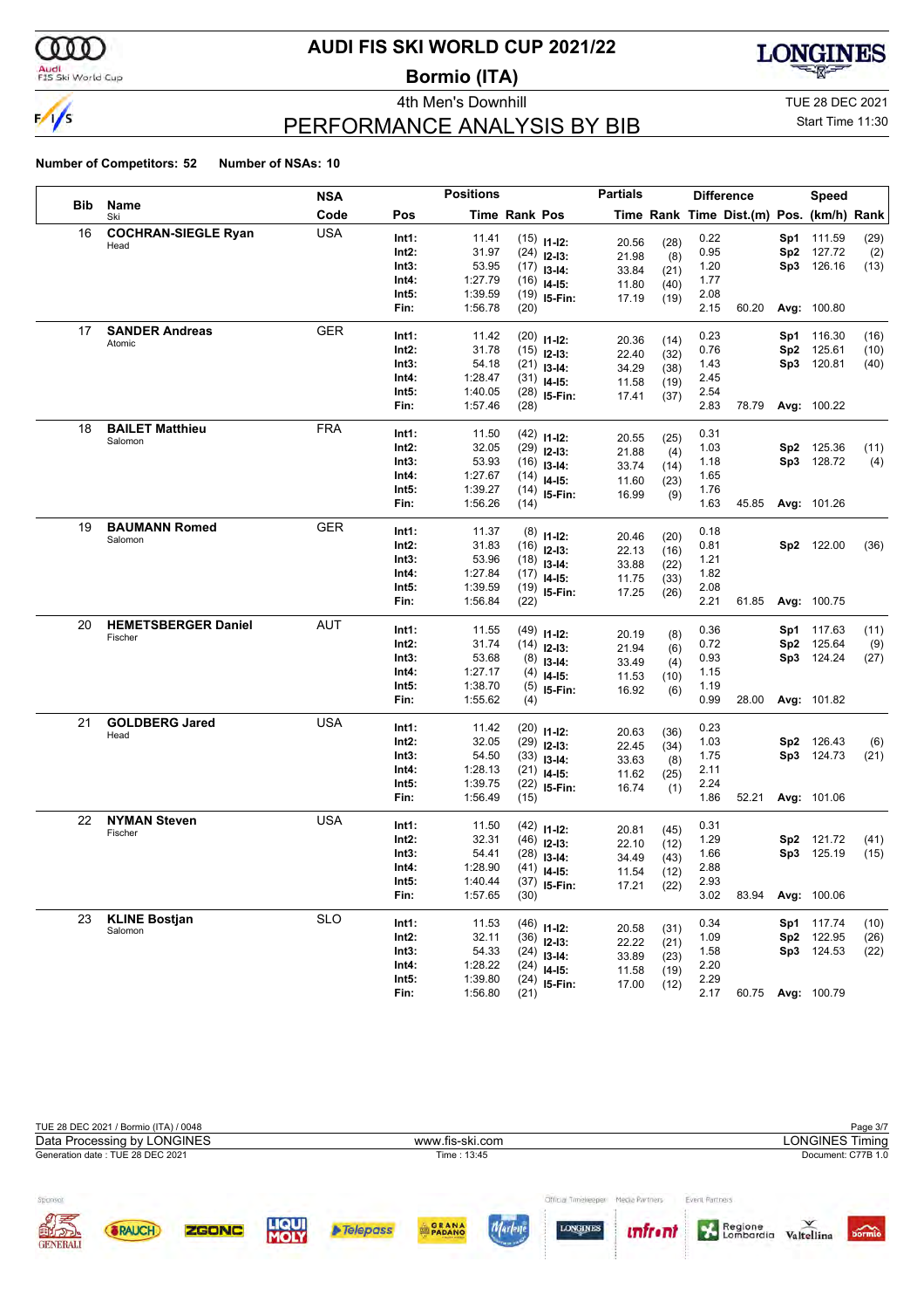# AUDI FIS SKI WORLD CUP 2021/22

## Bormio (ITA)

4th Men's Downhill

TUE 28 DEC 2021

Start Time 11:30

## PERFORMANCE ANALYSIS BY BIB

**Number of Competitors: 52** **Number of NSAs: 10**

| Bib | Name / Ski | NSA Code | Pos | Time | Rank | Pos | Partials Time | Rank | Difference Time | Dist.(m) | Speed Pos. | (km/h) | Rank |
|---|---|---|---|---|---|---|---|---|---|---|---|---|---|
| 16 | **COCHRAN-SIEGLE Ryan** Head | USA | Int1: | 11.41 | (15) | I1-I2: | 20.56 | (28) | 0.22 | | Sp1 | 111.59 | (29) |
| | | | Int2: | 31.97 | (24) | I2-I3: | 21.98 | (8) | 0.95 | | Sp2 | 127.72 | (2) |
| | | | Int3: | 53.95 | (17) | I3-I4: | 33.84 | (21) | 1.20 | | Sp3 | 126.16 | (13) |
| | | | Int4: | 1:27.79 | (16) | I4-I5: | 11.80 | (40) | 1.77 | | | | |
| | | | Int5: | 1:39.59 | (19) | I5-Fin: | 17.19 | (19) | 2.08 | | | | |
| | | | Fin: | 1:56.78 | (20) | | | | 2.15 | 60.20 | Avg: | 100.80 | |
| 17 | **SANDER Andreas** Atomic | GER | Int1: | 11.42 | (20) | I1-I2: | 20.36 | (14) | 0.23 | | Sp1 | 116.30 | (16) |
| | | | Int2: | 31.78 | (15) | I2-I3: | 22.40 | (32) | 0.76 | | Sp2 | 125.61 | (10) |
| | | | Int3: | 54.18 | (21) | I3-I4: | 34.29 | (38) | 1.43 | | Sp3 | 120.81 | (40) |
| | | | Int4: | 1:28.47 | (31) | I4-I5: | 11.58 | (19) | 2.45 | | | | |
| | | | Int5: | 1:40.05 | (28) | I5-Fin: | 17.41 | (37) | 2.54 | | | | |
| | | | Fin: | 1:57.46 | (28) | | | | 2.83 | 78.79 | Avg: | 100.22 | |
| 18 | **BAILET Matthieu** Salomon | FRA | Int1: | 11.50 | (42) | I1-I2: | 20.55 | (25) | 0.31 | | | | |
| | | | Int2: | 32.05 | (29) | I2-I3: | 21.88 | (4) | 1.03 | | Sp2 | 125.36 | (11) |
| | | | Int3: | 53.93 | (16) | I3-I4: | 33.74 | (14) | 1.18 | | Sp3 | 128.72 | (4) |
| | | | Int4: | 1:27.67 | (14) | I4-I5: | 11.60 | (23) | 1.65 | | | | |
| | | | Int5: | 1:39.27 | (14) | I5-Fin: | 16.99 | (9) | 1.76 | | | | |
| | | | Fin: | 1:56.26 | (14) | | | | 1.63 | 45.85 | Avg: | 101.26 | |
| 19 | **BAUMANN Romed** Salomon | GER | Int1: | 11.37 | (8) | I1-I2: | 20.46 | (20) | 0.18 | | | | |
| | | | Int2: | 31.83 | (16) | I2-I3: | 22.13 | (16) | 0.81 | | Sp2 | 122.00 | (36) |
| | | | Int3: | 53.96 | (18) | I3-I4: | 33.88 | (22) | 1.21 | | | | |
| | | | Int4: | 1:27.84 | (17) | I4-I5: | 11.75 | (33) | 1.82 | | | | |
| | | | Int5: | 1:39.59 | (19) | I5-Fin: | 17.25 | (26) | 2.08 | | | | |
| | | | Fin: | 1:56.84 | (22) | | | | 2.21 | 61.85 | Avg: | 100.75 | |
| 20 | **HEMETSBERGER Daniel** Fischer | AUT | Int1: | 11.55 | (49) | I1-I2: | 20.19 | (8) | 0.36 | | Sp1 | 117.63 | (11) |
| | | | Int2: | 31.74 | (14) | I2-I3: | 21.94 | (6) | 0.72 | | Sp2 | 125.64 | (9) |
| | | | Int3: | 53.68 | (8) | I3-I4: | 33.49 | (4) | 0.93 | | Sp3 | 124.24 | (27) |
| | | | Int4: | 1:27.17 | (4) | I4-I5: | 11.53 | (10) | 1.15 | | | | |
| | | | Int5: | 1:38.70 | (5) | I5-Fin: | 16.92 | (6) | 1.19 | | | | |
| | | | Fin: | 1:55.62 | (4) | | | | 0.99 | 28.00 | Avg: | 101.82 | |
| 21 | **GOLDBERG Jared** Head | USA | Int1: | 11.42 | (20) | I1-I2: | 20.63 | (36) | 0.23 | | | | |
| | | | Int2: | 32.05 | (29) | I2-I3: | 22.45 | (34) | 1.03 | | Sp2 | 126.43 | (6) |
| | | | Int3: | 54.50 | (33) | I3-I4: | 33.63 | (8) | 1.75 | | Sp3 | 124.73 | (21) |
| | | | Int4: | 1:28.13 | (21) | I4-I5: | 11.62 | (25) | 2.11 | | | | |
| | | | Int5: | 1:39.75 | (22) | I5-Fin: | 16.74 | (1) | 2.24 | | | | |
| | | | Fin: | 1:56.49 | (15) | | | | 1.86 | 52.21 | Avg: | 101.06 | |
| 22 | **NYMAN Steven** Fischer | USA | Int1: | 11.50 | (42) | I1-I2: | 20.81 | (45) | 0.31 | | | | |
| | | | Int2: | 32.31 | (46) | I2-I3: | 22.10 | (12) | 1.29 | | Sp2 | 121.72 | (41) |
| | | | Int3: | 54.41 | (28) | I3-I4: | 34.49 | (43) | 1.66 | | Sp3 | 125.19 | (15) |
| | | | Int4: | 1:28.90 | (41) | I4-I5: | 11.54 | (12) | 2.88 | | | | |
| | | | Int5: | 1:40.44 | (37) | I5-Fin: | 17.21 | (22) | 2.93 | | | | |
| | | | Fin: | 1:57.65 | (30) | | | | 3.02 | 83.94 | Avg: | 100.06 | |
| 23 | **KLINE Bostjan** Salomon | SLO | Int1: | 11.53 | (46) | I1-I2: | 20.58 | (31) | 0.34 | | Sp1 | 117.74 | (10) |
| | | | Int2: | 32.11 | (36) | I2-I3: | 22.22 | (21) | 1.09 | | Sp2 | 122.95 | (26) |
| | | | Int3: | 54.33 | (24) | I3-I4: | 33.89 | (23) | 1.58 | | Sp3 | 124.53 | (22) |
| | | | Int4: | 1:28.22 | (24) | I4-I5: | 11.58 | (19) | 2.20 | | | | |
| | | | Int5: | 1:39.80 | (24) | I5-Fin: | 17.00 | (12) | 2.29 | | | | |
| | | | Fin: | 1:56.80 | (21) | | | | 2.17 | 60.75 | Avg: | 100.79 | |

TUE 28 DEC 2021 / Bormio (ITA) / 0048

Data Processing by LONGINES — www.fis-ski.com — LONGINES Timing

Generation date : TUE 28 DEC 2021 — Time : 13:45 — Document: C77B 1.0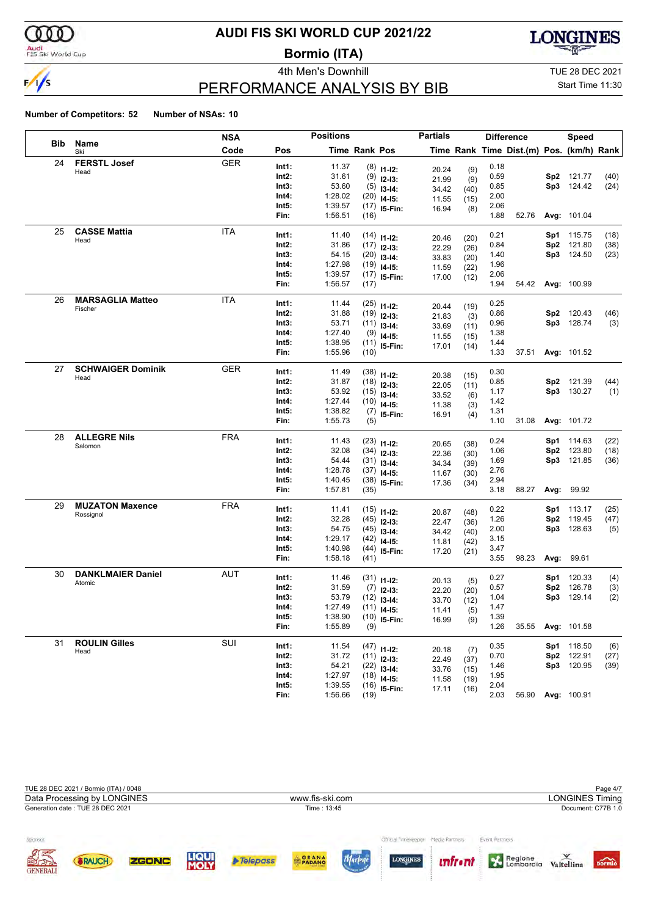# AUDI FIS SKI WORLD CUP 2021/22

## Bormio (ITA)

4th Men's Downhill

TUE 28 DEC 2021

Start Time 11:30

## PERFORMANCE ANALYSIS BY BIB

**Number of Competitors: 52** **Number of NSAs: 10**

| Bib | Name / Ski | NSA Code | Pos | Time | Rank | Pos | Partials Time | Rank | Difference Time | Dist.(m) | Pos. | Speed (km/h) | Rank |
|---|---|---|---|---|---|---|---|---|---|---|---|---|---|
| 24 | **FERSTL Josef** Head | GER | Int1: | 11.37 | (8) | I1-I2: | 20.24 | (9) | 0.18 | | | | |
| | | | Int2: | 31.61 | (9) | I2-I3: | 21.99 | (9) | 0.59 | | Sp2 | 121.77 | (40) |
| | | | Int3: | 53.60 | (5) | I3-I4: | 34.42 | (40) | 0.85 | | Sp3 | 124.42 | (24) |
| | | | Int4: | 1:28.02 | (20) | I4-I5: | 11.55 | (15) | 2.00 | | | | |
| | | | Int5: | 1:39.57 | (17) | I5-Fin: | 16.94 | (8) | 2.06 | | | | |
| | | | Fin: | 1:56.51 | (16) | | | | 1.88 | 52.76 | Avg: | 101.04 | |
| 25 | **CASSE Mattia** Head | ITA | Int1: | 11.40 | (14) | I1-I2: | 20.46 | (20) | 0.21 | | Sp1 | 115.75 | (18) |
| | | | Int2: | 31.86 | (17) | I2-I3: | 22.29 | (26) | 0.84 | | Sp2 | 121.80 | (38) |
| | | | Int3: | 54.15 | (20) | I3-I4: | 33.83 | (20) | 1.40 | | Sp3 | 124.50 | (23) |
| | | | Int4: | 1:27.98 | (19) | I4-I5: | 11.59 | (22) | 1.96 | | | | |
| | | | Int5: | 1:39.57 | (17) | I5-Fin: | 17.00 | (12) | 2.06 | | | | |
| | | | Fin: | 1:56.57 | (17) | | | | 1.94 | 54.42 | Avg: | 100.99 | |
| 26 | **MARSAGLIA Matteo** Fischer | ITA | Int1: | 11.44 | (25) | I1-I2: | 20.44 | (19) | 0.25 | | | | |
| | | | Int2: | 31.88 | (19) | I2-I3: | 21.83 | (3) | 0.86 | | Sp2 | 120.43 | (46) |
| | | | Int3: | 53.71 | (11) | I3-I4: | 33.69 | (11) | 0.96 | | Sp3 | 128.74 | (3) |
| | | | Int4: | 1:27.40 | (9) | I4-I5: | 11.55 | (15) | 1.38 | | | | |
| | | | Int5: | 1:38.95 | (11) | I5-Fin: | 17.01 | (14) | 1.44 | | | | |
| | | | Fin: | 1:55.96 | (10) | | | | 1.33 | 37.51 | Avg: | 101.52 | |
| 27 | **SCHWAIGER Dominik** Head | GER | Int1: | 11.49 | (38) | I1-I2: | 20.38 | (15) | 0.30 | | | | |
| | | | Int2: | 31.87 | (18) | I2-I3: | 22.05 | (11) | 0.85 | | Sp2 | 121.39 | (44) |
| | | | Int3: | 53.92 | (15) | I3-I4: | 33.52 | (6) | 1.17 | | Sp3 | 130.27 | (1) |
| | | | Int4: | 1:27.44 | (10) | I4-I5: | 11.38 | (3) | 1.42 | | | | |
| | | | Int5: | 1:38.82 | (7) | I5-Fin: | 16.91 | (4) | 1.31 | | | | |
| | | | Fin: | 1:55.73 | (5) | | | | 1.10 | 31.08 | Avg: | 101.72 | |
| 28 | **ALLEGRE Nils** Salomon | FRA | Int1: | 11.43 | (23) | I1-I2: | 20.65 | (38) | 0.24 | | Sp1 | 114.63 | (22) |
| | | | Int2: | 32.08 | (34) | I2-I3: | 22.36 | (30) | 1.06 | | Sp2 | 123.80 | (18) |
| | | | Int3: | 54.44 | (31) | I3-I4: | 34.34 | (39) | 1.69 | | Sp3 | 121.85 | (36) |
| | | | Int4: | 1:28.78 | (37) | I4-I5: | 11.67 | (30) | 2.76 | | | | |
| | | | Int5: | 1:40.45 | (38) | I5-Fin: | 17.36 | (34) | 2.94 | | | | |
| | | | Fin: | 1:57.81 | (35) | | | | 3.18 | 88.27 | Avg: | 99.92 | |
| 29 | **MUZATON Maxence** Rossignol | FRA | Int1: | 11.41 | (15) | I1-I2: | 20.87 | (48) | 0.22 | | Sp1 | 113.17 | (25) |
| | | | Int2: | 32.28 | (45) | I2-I3: | 22.47 | (36) | 1.26 | | Sp2 | 119.45 | (47) |
| | | | Int3: | 54.75 | (45) | I3-I4: | 34.42 | (40) | 2.00 | | Sp3 | 128.63 | (5) |
| | | | Int4: | 1:29.17 | (42) | I4-I5: | 11.81 | (42) | 3.15 | | | | |
| | | | Int5: | 1:40.98 | (44) | I5-Fin: | 17.20 | (21) | 3.47 | | | | |
| | | | Fin: | 1:58.18 | (41) | | | | 3.55 | 98.23 | Avg: | 99.61 | |
| 30 | **DANKLMAIER Daniel** Atomic | AUT | Int1: | 11.46 | (31) | I1-I2: | 20.13 | (5) | 0.27 | | Sp1 | 120.33 | (4) |
| | | | Int2: | 31.59 | (7) | I2-I3: | 22.20 | (20) | 0.57 | | Sp2 | 126.78 | (3) |
| | | | Int3: | 53.79 | (12) | I3-I4: | 33.70 | (12) | 1.04 | | Sp3 | 129.14 | (2) |
| | | | Int4: | 1:27.49 | (11) | I4-I5: | 11.41 | (5) | 1.47 | | | | |
| | | | Int5: | 1:38.90 | (10) | I5-Fin: | 16.99 | (9) | 1.39 | | | | |
| | | | Fin: | 1:55.89 | (9) | | | | 1.26 | 35.55 | Avg: | 101.58 | |
| 31 | **ROULIN Gilles** Head | SUI | Int1: | 11.54 | (47) | I1-I2: | 20.18 | (7) | 0.35 | | Sp1 | 118.50 | (6) |
| | | | Int2: | 31.72 | (11) | I2-I3: | 22.49 | (37) | 0.70 | | Sp2 | 122.91 | (27) |
| | | | Int3: | 54.21 | (22) | I3-I4: | 33.76 | (15) | 1.46 | | Sp3 | 120.95 | (39) |
| | | | Int4: | 1:27.97 | (18) | I4-I5: | 11.58 | (19) | 1.95 | | | | |
| | | | Int5: | 1:39.55 | (16) | I5-Fin: | 17.11 | (16) | 2.04 | | | | |
| | | | Fin: | 1:56.66 | (19) | | | | 2.03 | 56.90 | Avg: | 100.91 | |

TUE 28 DEC 2021 / Bormio (ITA) / 0048

Data Processing by LONGINES — www.fis-ski.com — LONGINES Timing

Generation date : TUE 28 DEC 2021 — Time : 13:45 — Document: C77B 1.0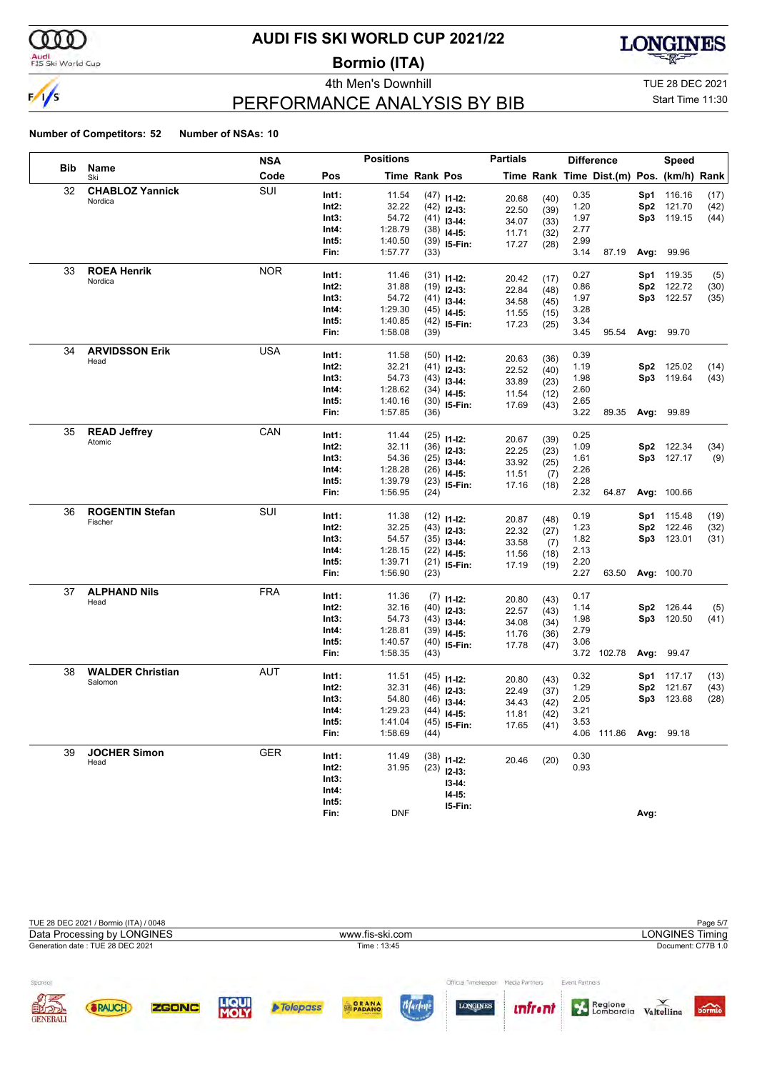# AUDI FIS SKI WORLD CUP 2021/22

## Bormio (ITA)

4th Men's Downhill

TUE 28 DEC 2021

Start Time 11:30

## PERFORMANCE ANALYSIS BY BIB

**Number of Competitors: 52** **Number of NSAs: 10**

| Bib | Name | NSA Code | Pos | Time | Rank | Pos | Time | Rank | Time | Dist.(m) | Pos. | (km/h) | Rank |
|---|---|---|---|---|---|---|---|---|---|---|---|---|---|
| | | | Positions | | | Partials | | | Difference | | Speed | | |
| 32 | **CHABLOZ Yannick** Nordica | SUI | Int1: | 11.54 | (47) | I1-I2: | 20.68 | (40) | 0.35 | | Sp1 | 116.16 | (17) |
| | | | Int2: | 32.22 | (42) | I2-I3: | 22.50 | (39) | 1.20 | | Sp2 | 121.70 | (42) |
| | | | Int3: | 54.72 | (41) | I3-I4: | 34.07 | (33) | 1.97 | | Sp3 | 119.15 | (44) |
| | | | Int4: | 1:28.79 | (38) | I4-I5: | 11.71 | (32) | 2.77 | | | | |
| | | | Int5: | 1:40.50 | (39) | I5-Fin: | 17.27 | (28) | 2.99 | | | | |
| | | | Fin: | 1:57.77 | (33) | | | | 3.14 | 87.19 | Avg: | 99.96 | |
| 33 | **ROEA Henrik** Nordica | NOR | Int1: | 11.46 | (31) | I1-I2: | 20.42 | (17) | 0.27 | | Sp1 | 119.35 | (5) |
| | | | Int2: | 31.88 | (19) | I2-I3: | 22.84 | (48) | 0.86 | | Sp2 | 122.72 | (30) |
| | | | Int3: | 54.72 | (41) | I3-I4: | 34.58 | (45) | 1.97 | | Sp3 | 122.57 | (35) |
| | | | Int4: | 1:29.30 | (45) | I4-I5: | 11.55 | (15) | 3.28 | | | | |
| | | | Int5: | 1:40.85 | (42) | I5-Fin: | 17.23 | (25) | 3.34 | | | | |
| | | | Fin: | 1:58.08 | (39) | | | | 3.45 | 95.54 | Avg: | 99.70 | |
| 34 | **ARVIDSSON Erik** Head | USA | Int1: | 11.58 | (50) | I1-I2: | 20.63 | (36) | 0.39 | | | | |
| | | | Int2: | 32.21 | (41) | I2-I3: | 22.52 | (40) | 1.19 | | Sp2 | 125.02 | (14) |
| | | | Int3: | 54.73 | (43) | I3-I4: | 33.89 | (23) | 1.98 | | Sp3 | 119.64 | (43) |
| | | | Int4: | 1:28.62 | (34) | I4-I5: | 11.54 | (12) | 2.60 | | | | |
| | | | Int5: | 1:40.16 | (30) | I5-Fin: | 17.69 | (43) | 2.65 | | | | |
| | | | Fin: | 1:57.85 | (36) | | | | 3.22 | 89.35 | Avg: | 99.89 | |
| 35 | **READ Jeffrey** Atomic | CAN | Int1: | 11.44 | (25) | I1-I2: | 20.67 | (39) | 0.25 | | | | |
| | | | Int2: | 32.11 | (36) | I2-I3: | 22.25 | (23) | 1.09 | | Sp2 | 122.34 | (34) |
| | | | Int3: | 54.36 | (25) | I3-I4: | 33.92 | (25) | 1.61 | | Sp3 | 127.17 | (9) |
| | | | Int4: | 1:28.28 | (26) | I4-I5: | 11.51 | (7) | 2.26 | | | | |
| | | | Int5: | 1:39.79 | (23) | I5-Fin: | 17.16 | (18) | 2.28 | | | | |
| | | | Fin: | 1:56.95 | (24) | | | | 2.32 | 64.87 | Avg: | 100.66 | |
| 36 | **ROGENTIN Stefan** Fischer | SUI | Int1: | 11.38 | (12) | I1-I2: | 20.87 | (48) | 0.19 | | Sp1 | 115.48 | (19) |
| | | | Int2: | 32.25 | (43) | I2-I3: | 22.32 | (27) | 1.23 | | Sp2 | 122.46 | (32) |
| | | | Int3: | 54.57 | (35) | I3-I4: | 33.58 | (7) | 1.82 | | Sp3 | 123.01 | (31) |
| | | | Int4: | 1:28.15 | (22) | I4-I5: | 11.56 | (18) | 2.13 | | | | |
| | | | Int5: | 1:39.71 | (21) | I5-Fin: | 17.19 | (19) | 2.20 | | | | |
| | | | Fin: | 1:56.90 | (23) | | | | 2.27 | 63.50 | Avg: | 100.70 | |
| 37 | **ALPHAND Nils** Head | FRA | Int1: | 11.36 | (7) | I1-I2: | 20.80 | (43) | 0.17 | | | | |
| | | | Int2: | 32.16 | (40) | I2-I3: | 22.57 | (43) | 1.14 | | Sp2 | 126.44 | (5) |
| | | | Int3: | 54.73 | (43) | I3-I4: | 34.08 | (34) | 1.98 | | Sp3 | 120.50 | (41) |
| | | | Int4: | 1:28.81 | (39) | I4-I5: | 11.76 | (36) | 2.79 | | | | |
| | | | Int5: | 1:40.57 | (40) | I5-Fin: | 17.78 | (47) | 3.06 | | | | |
| | | | Fin: | 1:58.35 | (43) | | | | 3.72 | 102.78 | Avg: | 99.47 | |
| 38 | **WALDER Christian** Salomon | AUT | Int1: | 11.51 | (45) | I1-I2: | 20.80 | (43) | 0.32 | | Sp1 | 117.17 | (13) |
| | | | Int2: | 32.31 | (46) | I2-I3: | 22.49 | (37) | 1.29 | | Sp2 | 121.67 | (43) |
| | | | Int3: | 54.80 | (46) | I3-I4: | 34.43 | (42) | 2.05 | | Sp3 | 123.68 | (28) |
| | | | Int4: | 1:29.23 | (44) | I4-I5: | 11.81 | (42) | 3.21 | | | | |
| | | | Int5: | 1:41.04 | (45) | I5-Fin: | 17.65 | (41) | 3.53 | | | | |
| | | | Fin: | 1:58.69 | (44) | | | | 4.06 | 111.86 | Avg: | 99.18 | |
| 39 | **JOCHER Simon** Head | GER | Int1: | 11.49 | (38) | I1-I2: | 20.46 | (20) | 0.30 | | | | |
| | | | Int2: | 31.95 | (23) | I2-I3: | | | 0.93 | | | | |
| | | | Int3: | | | I3-I4: | | | | | | | |
| | | | Int4: | | | I4-I5: | | | | | | | |
| | | | Int5: | | | I5-Fin: | | | | | | | |
| | | | Fin: | DNF | | | | | | | Avg: | | |

TUE 28 DEC 2021 / Bormio (ITA) / 0048

Data Processing by LONGINES | www.fis-ski.com | LONGINES Timing

Generation date : TUE 28 DEC 2021 | Time : 13:45 | Document: C77B 1.0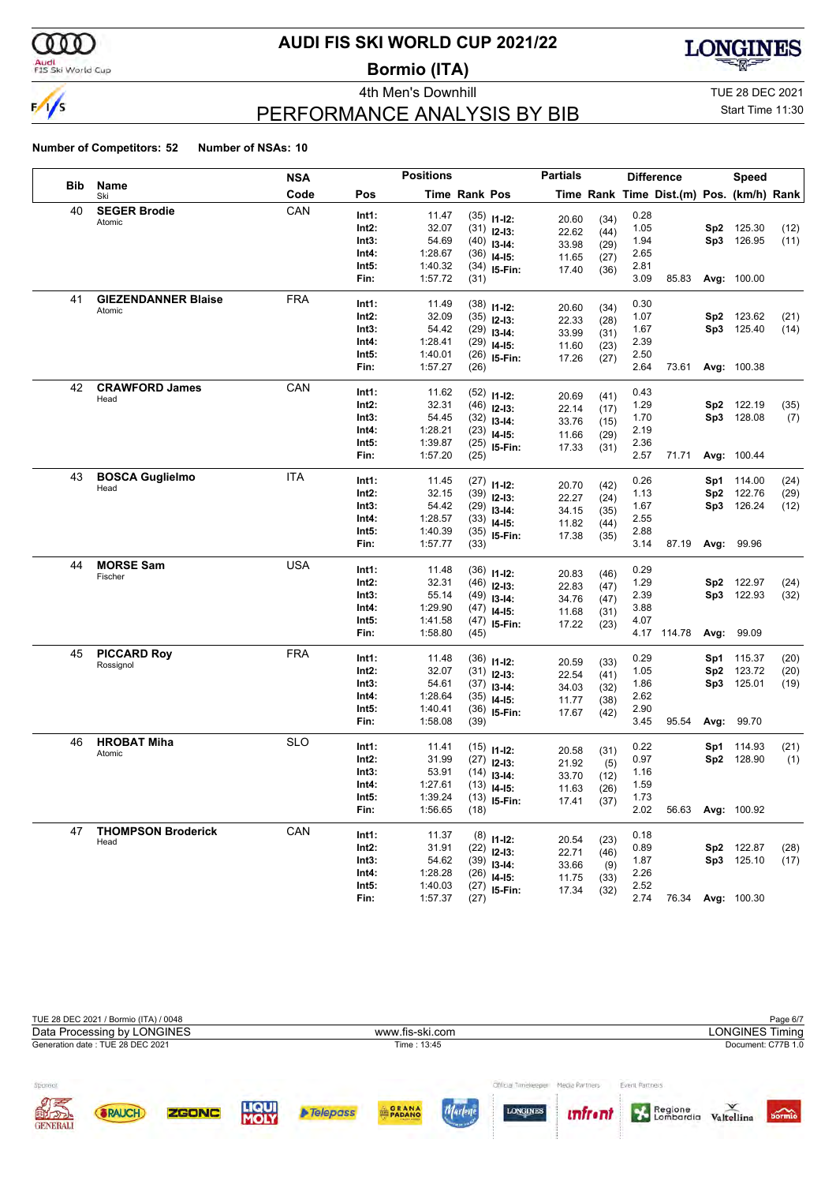# AUDI FIS SKI WORLD CUP 2021/22

## Bormio (ITA)

4th Men's Downhill

TUE 28 DEC 2021

Start Time 11:30

## PERFORMANCE ANALYSIS BY BIB

**Number of Competitors: 52** **Number of NSAs: 10**

| Bib | Name / Ski | NSA Code | Pos | Time | Rank | Pos | Partials Time | Rank | Difference Time | Dist.(m) | Pos. | Speed (km/h) | Rank |
|---|---|---|---|---|---|---|---|---|---|---|---|---|---|
| 40 | **SEGER Brodie** Atomic | CAN | Int1: | 11.47 | (35) | I1-I2: | 20.60 | (34) | 0.28 | | | | |
| | | | Int2: | 32.07 | (31) | I2-I3: | 22.62 | (44) | 1.05 | | Sp2 | 125.30 | (12) |
| | | | Int3: | 54.69 | (40) | I3-I4: | 33.98 | (29) | 1.94 | | Sp3 | 126.95 | (11) |
| | | | Int4: | 1:28.67 | (36) | I4-I5: | 11.65 | (27) | 2.65 | | | | |
| | | | Int5: | 1:40.32 | (34) | I5-Fin: | 17.40 | (36) | 2.81 | | | | |
| | | | Fin: | 1:57.72 | (31) | | | | 3.09 | 85.83 | Avg: | 100.00 | |
| 41 | **GIEZENDANNER Blaise** Atomic | FRA | Int1: | 11.49 | (38) | I1-I2: | 20.60 | (34) | 0.30 | | | | |
| | | | Int2: | 32.09 | (35) | I2-I3: | 22.33 | (28) | 1.07 | | Sp2 | 123.62 | (21) |
| | | | Int3: | 54.42 | (29) | I3-I4: | 33.99 | (31) | 1.67 | | Sp3 | 125.40 | (14) |
| | | | Int4: | 1:28.41 | (29) | I4-I5: | 11.60 | (23) | 2.39 | | | | |
| | | | Int5: | 1:40.01 | (26) | I5-Fin: | 17.26 | (27) | 2.50 | | | | |
| | | | Fin: | 1:57.27 | (26) | | | | 2.64 | 73.61 | Avg: | 100.38 | |
| 42 | **CRAWFORD James** Head | CAN | Int1: | 11.62 | (52) | I1-I2: | 20.69 | (41) | 0.43 | | | | |
| | | | Int2: | 32.31 | (46) | I2-I3: | 22.14 | (17) | 1.29 | | Sp2 | 122.19 | (35) |
| | | | Int3: | 54.45 | (32) | I3-I4: | 33.76 | (15) | 1.70 | | Sp3 | 128.08 | (7) |
| | | | Int4: | 1:28.21 | (23) | I4-I5: | 11.66 | (29) | 2.19 | | | | |
| | | | Int5: | 1:39.87 | (25) | I5-Fin: | 17.33 | (31) | 2.36 | | | | |
| | | | Fin: | 1:57.20 | (25) | | | | 2.57 | 71.71 | Avg: | 100.44 | |
| 43 | **BOSCA Guglielmo** Head | ITA | Int1: | 11.45 | (27) | I1-I2: | 20.70 | (42) | 0.26 | | Sp1 | 114.00 | (24) |
| | | | Int2: | 32.15 | (39) | I2-I3: | 22.27 | (24) | 1.13 | | Sp2 | 122.76 | (29) |
| | | | Int3: | 54.42 | (29) | I3-I4: | 34.15 | (35) | 1.67 | | Sp3 | 126.24 | (12) |
| | | | Int4: | 1:28.57 | (33) | I4-I5: | 11.82 | (44) | 2.55 | | | | |
| | | | Int5: | 1:40.39 | (35) | I5-Fin: | 17.38 | (35) | 2.88 | | | | |
| | | | Fin: | 1:57.77 | (33) | | | | 3.14 | 87.19 | Avg: | 99.96 | |
| 44 | **MORSE Sam** Fischer | USA | Int1: | 11.48 | (36) | I1-I2: | 20.83 | (46) | 0.29 | | | | |
| | | | Int2: | 32.31 | (46) | I2-I3: | 22.83 | (47) | 1.29 | | Sp2 | 122.97 | (24) |
| | | | Int3: | 55.14 | (49) | I3-I4: | 34.76 | (47) | 2.39 | | Sp3 | 122.93 | (32) |
| | | | Int4: | 1:29.90 | (47) | I4-I5: | 11.68 | (31) | 3.88 | | | | |
| | | | Int5: | 1:41.58 | (47) | I5-Fin: | 17.22 | (23) | 4.07 | | | | |
| | | | Fin: | 1:58.80 | (45) | | | | 4.17 | 114.78 | Avg: | 99.09 | |
| 45 | **PICCARD Roy** Rossignol | FRA | Int1: | 11.48 | (36) | I1-I2: | 20.59 | (33) | 0.29 | | Sp1 | 115.37 | (20) |
| | | | Int2: | 32.07 | (31) | I2-I3: | 22.54 | (41) | 1.05 | | Sp2 | 123.72 | (20) |
| | | | Int3: | 54.61 | (37) | I3-I4: | 34.03 | (32) | 1.86 | | Sp3 | 125.01 | (19) |
| | | | Int4: | 1:28.64 | (35) | I4-I5: | 11.77 | (38) | 2.62 | | | | |
| | | | Int5: | 1:40.41 | (36) | I5-Fin: | 17.67 | (42) | 2.90 | | | | |
| | | | Fin: | 1:58.08 | (39) | | | | 3.45 | 95.54 | Avg: | 99.70 | |
| 46 | **HROBAT Miha** Atomic | SLO | Int1: | 11.41 | (15) | I1-I2: | 20.58 | (31) | 0.22 | | Sp1 | 114.93 | (21) |
| | | | Int2: | 31.99 | (27) | I2-I3: | 21.92 | (5) | 0.97 | | Sp2 | 128.90 | (1) |
| | | | Int3: | 53.91 | (14) | I3-I4: | 33.70 | (12) | 1.16 | | | | |
| | | | Int4: | 1:27.61 | (13) | I4-I5: | 11.63 | (26) | 1.59 | | | | |
| | | | Int5: | 1:39.24 | (13) | I5-Fin: | 17.41 | (37) | 1.73 | | | | |
| | | | Fin: | 1:56.65 | (18) | | | | 2.02 | 56.63 | Avg: | 100.92 | |
| 47 | **THOMPSON Broderick** Head | CAN | Int1: | 11.37 | (8) | I1-I2: | 20.54 | (23) | 0.18 | | | | |
| | | | Int2: | 31.91 | (22) | I2-I3: | 22.71 | (46) | 0.89 | | Sp2 | 122.87 | (28) |
| | | | Int3: | 54.62 | (39) | I3-I4: | 33.66 | (9) | 1.87 | | Sp3 | 125.10 | (17) |
| | | | Int4: | 1:28.28 | (26) | I4-I5: | 11.75 | (33) | 2.26 | | | | |
| | | | Int5: | 1:40.03 | (27) | I5-Fin: | 17.34 | (32) | 2.52 | | | | |
| | | | Fin: | 1:57.37 | (27) | | | | 2.74 | 76.34 | Avg: | 100.30 | |

TUE 28 DEC 2021 / Bormio (ITA) / 0048

Data Processing by LONGINES — www.fis-ski.com — LONGINES Timing

Generation date : TUE 28 DEC 2021 — Time : 13:45 — Document: C77B 1.0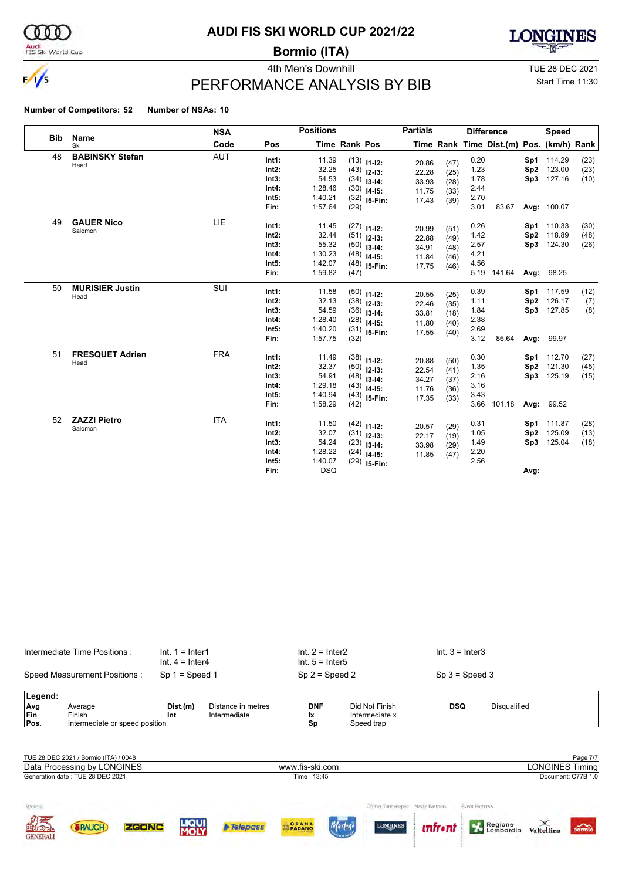# AUDI FIS SKI WORLD CUP 2021/22

## Bormio (ITA)

4th Men's Downhill

TUE 28 DEC 2021

Start Time 11:30

## PERFORMANCE ANALYSIS BY BIB

**Number of Competitors: 52** **Number of NSAs: 10**

| Bib | Name / Ski | NSA Code | Pos | Time | Rank | Pos | Partial Time | Partial Rank | Diff. Time | Dist.(m) | Pos. | Speed (km/h) | Speed Rank |
|---|---|---|---|---|---|---|---|---|---|---|---|---|---|
| 48 | **BABINSKY Stefan** Head | AUT | Int1: | 11.39 | (13) | I1-I2: | 20.86 | (47) | 0.20 | | Sp1 | 114.29 | (23) |
| | | | Int2: | 32.25 | (43) | I2-I3: | 22.28 | (25) | 1.23 | | Sp2 | 123.00 | (23) |
| | | | Int3: | 54.53 | (34) | I3-I4: | 33.93 | (28) | 1.78 | | Sp3 | 127.16 | (10) |
| | | | Int4: | 1:28.46 | (30) | I4-I5: | 11.75 | (33) | 2.44 | | | | |
| | | | Int5: | 1:40.21 | (32) | I5-Fin: | 17.43 | (39) | 2.70 | | | | |
| | | | Fin: | 1:57.64 | (29) | | | | 3.01 | 83.67 | Avg: | 100.07 | |
| 49 | **GAUER Nico** Salomon | LIE | Int1: | 11.45 | (27) | I1-I2: | 20.99 | (51) | 0.26 | | Sp1 | 110.33 | (30) |
| | | | Int2: | 32.44 | (51) | I2-I3: | 22.88 | (49) | 1.42 | | Sp2 | 118.89 | (48) |
| | | | Int3: | 55.32 | (50) | I3-I4: | 34.91 | (48) | 2.57 | | Sp3 | 124.30 | (26) |
| | | | Int4: | 1:30.23 | (48) | I4-I5: | 11.84 | (46) | 4.21 | | | | |
| | | | Int5: | 1:42.07 | (48) | I5-Fin: | 17.75 | (46) | 4.56 | | | | |
| | | | Fin: | 1:59.82 | (47) | | | | 5.19 | 141.64 | Avg: | 98.25 | |
| 50 | **MURISIER Justin** Head | SUI | Int1: | 11.58 | (50) | I1-I2: | 20.55 | (25) | 0.39 | | Sp1 | 117.59 | (12) |
| | | | Int2: | 32.13 | (38) | I2-I3: | 22.46 | (35) | 1.11 | | Sp2 | 126.17 | (7) |
| | | | Int3: | 54.59 | (36) | I3-I4: | 33.81 | (18) | 1.84 | | Sp3 | 127.85 | (8) |
| | | | Int4: | 1:28.40 | (28) | I4-I5: | 11.80 | (40) | 2.38 | | | | |
| | | | Int5: | 1:40.20 | (31) | I5-Fin: | 17.55 | (40) | 2.69 | | | | |
| | | | Fin: | 1:57.75 | (32) | | | | 3.12 | 86.64 | Avg: | 99.97 | |
| 51 | **FRESQUET Adrien** Head | FRA | Int1: | 11.49 | (38) | I1-I2: | 20.88 | (50) | 0.30 | | Sp1 | 112.70 | (27) |
| | | | Int2: | 32.37 | (50) | I2-I3: | 22.54 | (41) | 1.35 | | Sp2 | 121.30 | (45) |
| | | | Int3: | 54.91 | (48) | I3-I4: | 34.27 | (37) | 2.16 | | Sp3 | 125.19 | (15) |
| | | | Int4: | 1:29.18 | (43) | I4-I5: | 11.76 | (36) | 3.16 | | | | |
| | | | Int5: | 1:40.94 | (43) | I5-Fin: | 17.35 | (33) | 3.43 | | | | |
| | | | Fin: | 1:58.29 | (42) | | | | 3.66 | 101.18 | Avg: | 99.52 | |
| 52 | **ZAZZI Pietro** Salomon | ITA | Int1: | 11.50 | (42) | I1-I2: | 20.57 | (29) | 0.31 | | Sp1 | 111.87 | (28) |
| | | | Int2: | 32.07 | (31) | I2-I3: | 22.17 | (19) | 1.05 | | Sp2 | 125.09 | (13) |
| | | | Int3: | 54.24 | (23) | I3-I4: | 33.98 | (29) | 1.49 | | Sp3 | 125.04 | (18) |
| | | | Int4: | 1:28.22 | (24) | I4-I5: | 11.85 | (47) | 2.20 | | | | |
| | | | Int5: | 1:40.07 | (29) | I5-Fin: | | | 2.56 | | | | |
| | | | Fin: | DSQ | | | | | | | Avg: | | |

Intermediate Time Positions : Int. 1 = Inter1, Int. 2 = Inter2, Int. 3 = Inter3, Int. 4 = Inter4, Int. 5 = Inter5

Speed Measurement Positions : Sp 1 = Speed 1, Sp 2 = Speed 2, Sp 3 = Speed 3

**Legend:**

| | | | | | | | |
|---|---|---|---|---|---|---|---|
| **Avg** | Average | **Dist.(m)** | Distance in metres | **DNF** | Did Not Finish | **DSQ** | Disqualified |
| **Fin** | Finish | **Int** | Intermediate | **Ix** | Intermediate x | | |
| **Pos.** | Intermediate or speed position | | | **Sp** | Speed trap | | |

TUE 28 DEC 2021 / Bormio (ITA) / 0048

Data Processing by LONGINES — www.fis-ski.com — LONGINES Timing

Generation date : TUE 28 DEC 2021 — Time : 13:45 — Document: C77B 1.0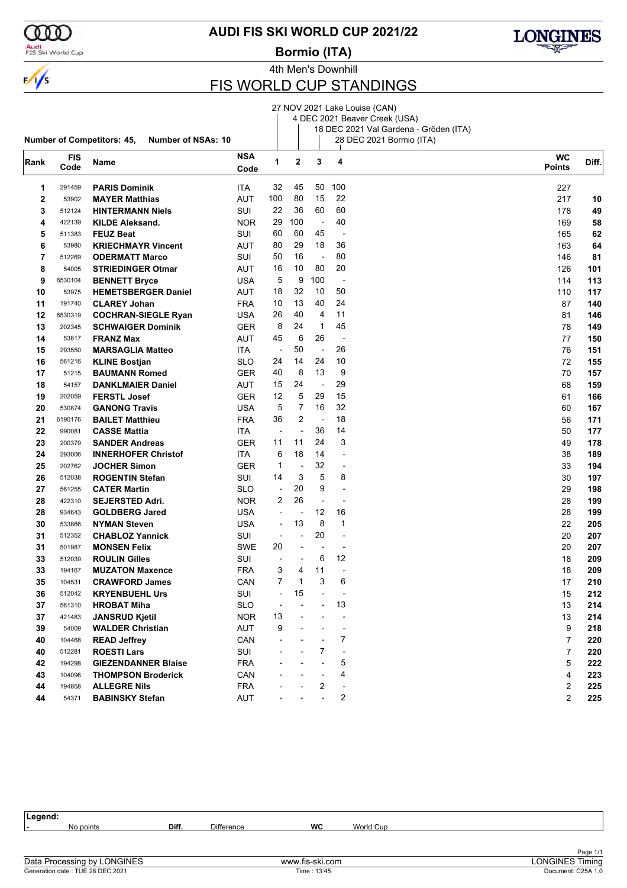# AUDI FIS SKI WORLD CUP 2021/22

## Bormio (ITA)

4th Men's Downhill

## FIS WORLD CUP STANDINGS

1: 27 NOV 2021 Lake Louise (CAN)
2: 4 DEC 2021 Beaver Creek (USA)
3: 18 DEC 2021 Val Gardena - Gröden (ITA)
4: 28 DEC 2021 Bormio (ITA)

**Number of Competitors: 45,** **Number of NSAs: 10**

| Rank | FIS Code | Name | NSA Code | 1 | 2 | 3 | 4 | WC Points | Diff. |
|---|---|---|---|---|---|---|---|---|---|
| 1 | 291459 | **PARIS Dominik** | ITA | 32 | 45 | 50 | 100 | 227 | |
| 2 | 53902 | **MAYER Matthias** | AUT | 100 | 80 | 15 | 22 | 217 | **10** |
| 3 | 512124 | **HINTERMANN Niels** | SUI | 22 | 36 | 60 | 60 | 178 | **49** |
| 4 | 422139 | **KILDE Aleksand.** | NOR | 29 | 100 | - | 40 | 169 | **58** |
| 5 | 511383 | **FEUZ Beat** | SUI | 60 | 60 | 45 | - | 165 | **62** |
| 6 | 53980 | **KRIECHMAYR Vincent** | AUT | 80 | 29 | 18 | 36 | 163 | **64** |
| 7 | 512269 | **ODERMATT Marco** | SUI | 50 | 16 | - | 80 | 146 | **81** |
| 8 | 54005 | **STRIEDINGER Otmar** | AUT | 16 | 10 | 80 | 20 | 126 | **101** |
| 9 | 6530104 | **BENNETT Bryce** | USA | 5 | 9 | 100 | - | 114 | **113** |
| 10 | 53975 | **HEMETSBERGER Daniel** | AUT | 18 | 32 | 10 | 50 | 110 | **117** |
| 11 | 191740 | **CLAREY Johan** | FRA | 10 | 13 | 40 | 24 | 87 | **140** |
| 12 | 6530319 | **COCHRAN-SIEGLE Ryan** | USA | 26 | 40 | 4 | 11 | 81 | **146** |
| 13 | 202345 | **SCHWAIGER Dominik** | GER | 8 | 24 | 1 | 45 | 78 | **149** |
| 14 | 53817 | **FRANZ Max** | AUT | 45 | 6 | 26 | - | 77 | **150** |
| 15 | 293550 | **MARSAGLIA Matteo** | ITA | - | 50 | - | 26 | 76 | **151** |
| 16 | 561216 | **KLINE Bostjan** | SLO | 24 | 14 | 24 | 10 | 72 | **155** |
| 17 | 51215 | **BAUMANN Romed** | GER | 40 | 8 | 13 | 9 | 70 | **157** |
| 18 | 54157 | **DANKLMAIER Daniel** | AUT | 15 | 24 | - | 29 | 68 | **159** |
| 19 | 202059 | **FERSTL Josef** | GER | 12 | 5 | 29 | 15 | 61 | **166** |
| 20 | 530874 | **GANONG Travis** | USA | 5 | 7 | 16 | 32 | 60 | **167** |
| 21 | 6190176 | **BAILET Matthieu** | FRA | 36 | 2 | - | 18 | 56 | **171** |
| 22 | 990081 | **CASSE Mattia** | ITA | - | - | 36 | 14 | 50 | **177** |
| 23 | 200379 | **SANDER Andreas** | GER | 11 | 11 | 24 | 3 | 49 | **178** |
| 24 | 293006 | **INNERHOFER Christof** | ITA | 6 | 18 | 14 | - | 38 | **189** |
| 25 | 202762 | **JOCHER Simon** | GER | 1 | - | 32 | - | 33 | **194** |
| 26 | 512038 | **ROGENTIN Stefan** | SUI | 14 | 3 | 5 | 8 | 30 | **197** |
| 27 | 561255 | **CATER Martin** | SLO | - | 20 | 9 | - | 29 | **198** |
| 28 | 422310 | **SEJERSTED Adri.** | NOR | 2 | 26 | - | - | 28 | **199** |
| 28 | 934643 | **GOLDBERG Jared** | USA | - | - | 12 | 16 | 28 | **199** |
| 30 | 533866 | **NYMAN Steven** | USA | - | 13 | 8 | 1 | 22 | **205** |
| 31 | 512352 | **CHABLOZ Yannick** | SUI | - | - | 20 | - | 20 | **207** |
| 31 | 501987 | **MONSEN Felix** | SWE | 20 | - | - | - | 20 | **207** |
| 33 | 512039 | **ROULIN Gilles** | SUI | - | - | 6 | 12 | 18 | **209** |
| 33 | 194167 | **MUZATON Maxence** | FRA | 3 | 4 | 11 | - | 18 | **209** |
| 35 | 104531 | **CRAWFORD James** | CAN | 7 | 1 | 3 | 6 | 17 | **210** |
| 36 | 512042 | **KRYENBUEHL Urs** | SUI | - | 15 | - | - | 15 | **212** |
| 37 | 561310 | **HROBAT Miha** | SLO | - | - | - | 13 | 13 | **214** |
| 37 | 421483 | **JANSRUD Kjetil** | NOR | 13 | - | - | - | 13 | **214** |
| 39 | 54009 | **WALDER Christian** | AUT | 9 | - | - | - | 9 | **218** |
| 40 | 104468 | **READ Jeffrey** | CAN | - | - | - | 7 | 7 | **220** |
| 40 | 512281 | **ROESTI Lars** | SUI | - | - | 7 | - | 7 | **220** |
| 42 | 194298 | **GIEZENDANNER Blaise** | FRA | - | - | - | 5 | 5 | **222** |
| 43 | 104096 | **THOMPSON Broderick** | CAN | - | - | - | 4 | 4 | **223** |
| 44 | 194858 | **ALLEGRE Nils** | FRA | - | - | 2 | - | 2 | **225** |
| 44 | 54371 | **BABINSKY Stefan** | AUT | - | - | - | 2 | 2 | **225** |

**Legend:**
- No points; **Diff.** Difference; **WC** World Cup

Data Processing by LONGINES — www.fis-ski.com — LONGINES Timing
Generation date : TUE 28 DEC 2021 — Time : 13:45 — Document: C25A 1.0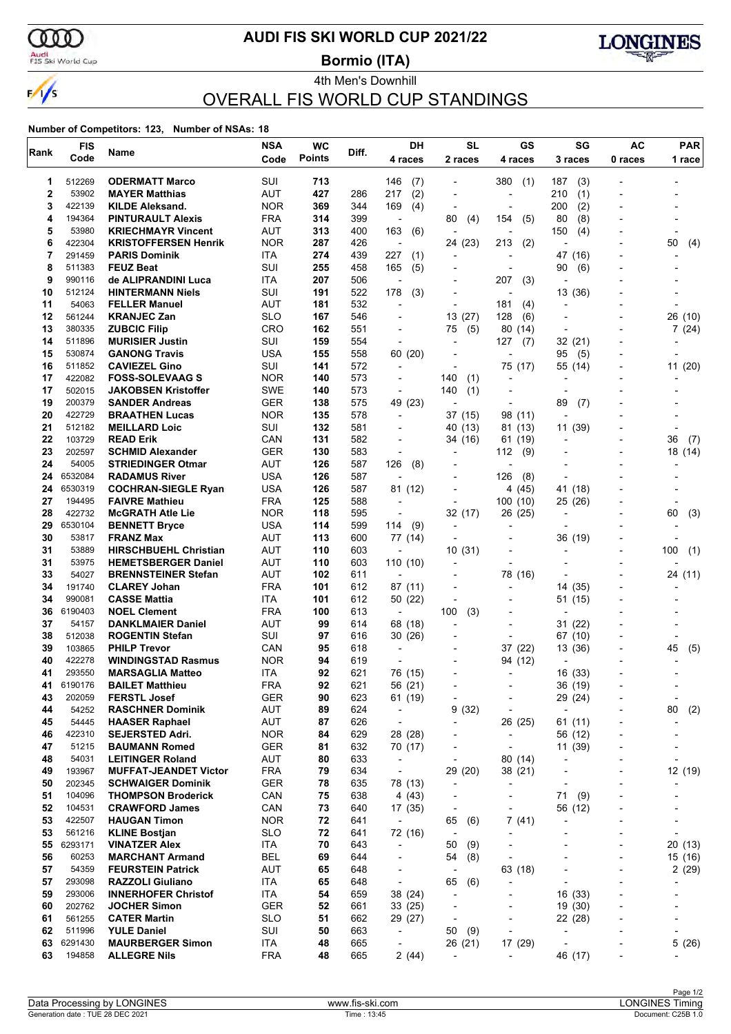# AUDI FIS SKI WORLD CUP 2021/22

## Bormio (ITA)

4th Men's Downhill

## OVERALL FIS WORLD CUP STANDINGS

**Number of Competitors: 123, Number of NSAs: 18**

| Rank | FIS Code | Name | NSA Code | WC Points | Diff. | DH 4 races | SL 2 races | GS 4 races | SG 3 races | AC 0 races | PAR 1 race |
|---|---|---|---|---|---|---|---|---|---|---|---|
| 1 | 512269 | **ODERMATT Marco** | SUI | **713** | | 146 (7) | - | 380 (1) | 187 (3) | - | - |
| 2 | 53902 | **MAYER Matthias** | AUT | **427** | 286 | 217 (2) | - | - | 210 (1) | - | - |
| 3 | 422139 | **KILDE Aleksand.** | NOR | **369** | 344 | 169 (4) | - | - | 200 (2) | - | - |
| 4 | 194364 | **PINTURAULT Alexis** | FRA | **314** | 399 | - | 80 (4) | 154 (5) | 80 (8) | - | - |
| 5 | 53980 | **KRIECHMAYR Vincent** | AUT | **313** | 400 | 163 (6) | - | - | 150 (4) | - | - |
| 6 | 422304 | **KRISTOFFERSEN Henrik** | NOR | **287** | 426 | - | 24 (23) | 213 (2) | - | - | 50 (4) |
| 7 | 291459 | **PARIS Dominik** | ITA | **274** | 439 | 227 (1) | - | - | 47 (16) | - | - |
| 8 | 511383 | **FEUZ Beat** | SUI | **255** | 458 | 165 (5) | - | - | 90 (6) | - | - |
| 9 | 990116 | **de ALIPRANDINI Luca** | ITA | **207** | 506 | - | - | 207 (3) | - | - | - |
| 10 | 512124 | **HINTERMANN Niels** | SUI | **191** | 522 | 178 (3) | - | - | 13 (36) | - | - |
| 11 | 54063 | **FELLER Manuel** | AUT | **181** | 532 | - | - | 181 (4) | - | - | - |
| 12 | 561244 | **KRANJEC Zan** | SLO | **167** | 546 | - | 13 (27) | 128 (6) | - | - | 26 (10) |
| 13 | 380335 | **ZUBCIC Filip** | CRO | **162** | 551 | - | 75 (5) | 80 (14) | - | - | 7 (24) |
| 14 | 511896 | **MURISIER Justin** | SUI | **159** | 554 | - | - | 127 (7) | 32 (21) | - | - |
| 15 | 530874 | **GANONG Travis** | USA | **155** | 558 | 60 (20) | - | - | 95 (5) | - | - |
| 16 | 511852 | **CAVIEZEL Gino** | SUI | **141** | 572 | - | - | 75 (17) | 55 (14) | - | 11 (20) |
| 17 | 422082 | **FOSS-SOLEVAAG S** | NOR | **140** | 573 | - | 140 (1) | - | - | - | - |
| 17 | 502015 | **JAKOBSEN Kristoffer** | SWE | **140** | 573 | - | 140 (1) | - | - | - | - |
| 19 | 200379 | **SANDER Andreas** | GER | **138** | 575 | 49 (23) | - | - | 89 (7) | - | - |
| 20 | 422729 | **BRAATHEN Lucas** | NOR | **135** | 578 | - | 37 (15) | 98 (11) | - | - | - |
| 21 | 512182 | **MEILLARD Loic** | SUI | **132** | 581 | - | 40 (13) | 81 (13) | 11 (39) | - | - |
| 22 | 103729 | **READ Erik** | CAN | **131** | 582 | - | 34 (16) | 61 (19) | - | - | 36 (7) |
| 23 | 202597 | **SCHMID Alexander** | GER | **130** | 583 | - | - | 112 (9) | - | - | 18 (14) |
| 24 | 54005 | **STRIEDINGER Otmar** | AUT | **126** | 587 | 126 (8) | - | - | - | - | - |
| 24 | 6532084 | **RADAMUS River** | USA | **126** | 587 | - | - | 126 (8) | - | - | - |
| 24 | 6530319 | **COCHRAN-SIEGLE Ryan** | USA | **126** | 587 | 81 (12) | - | 4 (45) | 41 (18) | - | - |
| 27 | 194495 | **FAIVRE Mathieu** | FRA | **125** | 588 | - | - | 100 (10) | 25 (26) | - | - |
| 28 | 422732 | **McGRATH Atle Lie** | NOR | **118** | 595 | - | 32 (17) | 26 (25) | - | - | 60 (3) |
| 29 | 6530104 | **BENNETT Bryce** | USA | **114** | 599 | 114 (9) | - | - | - | - | - |
| 30 | 53817 | **FRANZ Max** | AUT | **113** | 600 | 77 (14) | - | - | 36 (19) | - | - |
| 31 | 53889 | **HIRSCHBUEHL Christian** | AUT | **110** | 603 | - | 10 (31) | - | - | - | 100 (1) |
| 31 | 53975 | **HEMETSBERGER Daniel** | AUT | **110** | 603 | 110 (10) | - | - | - | - | - |
| 33 | 54027 | **BRENNSTEINER Stefan** | AUT | **102** | 611 | - | - | 78 (16) | - | - | 24 (11) |
| 34 | 191740 | **CLAREY Johan** | FRA | **101** | 612 | 87 (11) | - | - | 14 (35) | - | - |
| 34 | 990081 | **CASSE Mattia** | ITA | **101** | 612 | 50 (22) | - | - | 51 (15) | - | - |
| 36 | 6190403 | **NOEL Clement** | FRA | **100** | 613 | - | 100 (3) | - | - | - | - |
| 37 | 54157 | **DANKLMAIER Daniel** | AUT | **99** | 614 | 68 (18) | - | - | 31 (22) | - | - |
| 38 | 512038 | **ROGENTIN Stefan** | SUI | **97** | 616 | 30 (26) | - | - | 67 (10) | - | - |
| 39 | 103865 | **PHILP Trevor** | CAN | **95** | 618 | - | - | 37 (22) | 13 (36) | - | 45 (5) |
| 40 | 422278 | **WINDINGSTAD Rasmus** | NOR | **94** | 619 | - | - | 94 (12) | - | - | - |
| 41 | 293550 | **MARSAGLIA Matteo** | ITA | **92** | 621 | 76 (15) | - | - | 16 (33) | - | - |
| 41 | 6190176 | **BAILET Matthieu** | FRA | **92** | 621 | 56 (21) | - | - | 36 (19) | - | - |
| 43 | 202059 | **FERSTL Josef** | GER | **90** | 623 | 61 (19) | - | - | 29 (24) | - | - |
| 44 | 54252 | **RASCHNER Dominik** | AUT | **89** | 624 | - | 9 (32) | - | - | - | 80 (2) |
| 45 | 54445 | **HAASER Raphael** | AUT | **87** | 626 | - | - | 26 (25) | 61 (11) | - | - |
| 46 | 422310 | **SEJERSTED Adri.** | NOR | **84** | 629 | 28 (28) | - | - | 56 (12) | - | - |
| 47 | 51215 | **BAUMANN Romed** | GER | **81** | 632 | 70 (17) | - | - | 11 (39) | - | - |
| 48 | 54031 | **LEITINGER Roland** | AUT | **80** | 633 | - | - | 80 (14) | - | - | - |
| 49 | 193967 | **MUFFAT-JEANDET Victor** | FRA | **79** | 634 | - | 29 (20) | 38 (21) | - | - | 12 (19) |
| 50 | 202345 | **SCHWAIGER Dominik** | GER | **78** | 635 | 78 (13) | - | - | - | - | - |
| 51 | 104096 | **THOMPSON Broderick** | CAN | **75** | 638 | 4 (43) | - | - | 71 (9) | - | - |
| 52 | 104531 | **CRAWFORD James** | CAN | **73** | 640 | 17 (35) | - | - | 56 (12) | - | - |
| 53 | 422507 | **HAUGAN Timon** | NOR | **72** | 641 | - | 65 (6) | 7 (41) | - | - | - |
| 53 | 561216 | **KLINE Bostjan** | SLO | **72** | 641 | 72 (16) | - | - | - | - | - |
| 55 | 6293171 | **VINATZER Alex** | ITA | **70** | 643 | - | 50 (9) | - | - | - | 20 (13) |
| 56 | 60253 | **MARCHANT Armand** | BEL | **69** | 644 | - | 54 (8) | - | - | - | 15 (16) |
| 57 | 54359 | **FEURSTEIN Patrick** | AUT | **65** | 648 | - | - | 63 (18) | - | - | 2 (29) |
| 57 | 293098 | **RAZZOLI Giuliano** | ITA | **65** | 648 | - | 65 (6) | - | - | - | - |
| 59 | 293006 | **INNERHOFER Christof** | ITA | **54** | 659 | 38 (24) | - | - | 16 (33) | - | - |
| 60 | 202762 | **JOCHER Simon** | GER | **52** | 661 | 33 (25) | - | - | 19 (30) | - | - |
| 61 | 561255 | **CATER Martin** | SLO | **51** | 662 | 29 (27) | - | - | 22 (28) | - | - |
| 62 | 511996 | **YULE Daniel** | SUI | **50** | 663 | - | 50 (9) | - | - | - | - |
| 63 | 6291430 | **MAURBERGER Simon** | ITA | **48** | 665 | - | 26 (21) | 17 (29) | - | - | 5 (26) |
| 63 | 194858 | **ALLEGRE Nils** | FRA | **48** | 665 | 2 (44) | - | - | 46 (17) | - | - |

Data Processing by LONGINES | www.fis-ski.com | LONGINES Timing

Generation date : TUE 28 DEC 2021 | Time : 13:45 | Document: C25B 1.0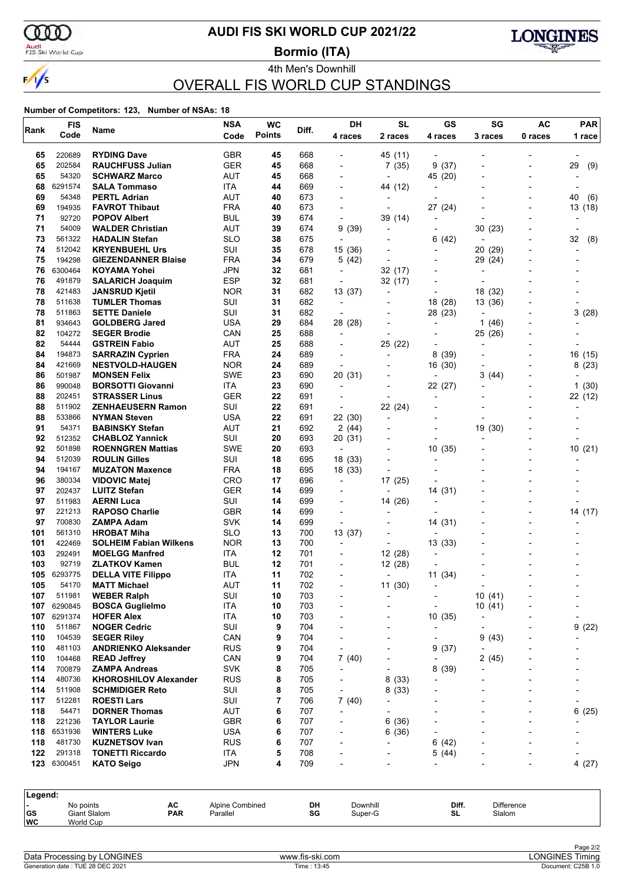# AUDI FIS SKI WORLD CUP 2021/22

## Bormio (ITA)

4th Men's Downhill

## OVERALL FIS WORLD CUP STANDINGS

**Number of Competitors: 123, Number of NSAs: 18**

| Rank | FIS Code | Name | NSA Code | WC Points | Diff. | DH 4 races | SL 2 races | GS 4 races | SG 3 races | AC 0 races | PAR 1 race |
|---|---|---|---|---|---|---|---|---|---|---|---|
| 65 | 220689 | **RYDING Dave** | GBR | **45** | 668 | - | 45 (11) | - | - | - | - |
| 65 | 202584 | **RAUCHFUSS Julian** | GER | **45** | 668 | - | 7 (35) | 9 (37) | - | - | 29 (9) |
| 65 | 54320 | **SCHWARZ Marco** | AUT | **45** | 668 | - | - | 45 (20) | - | - | - |
| 68 | 6291574 | **SALA Tommaso** | ITA | **44** | 669 | - | 44 (12) | - | - | - | - |
| 69 | 54348 | **PERTL Adrian** | AUT | **40** | 673 | - | - | - | - | - | 40 (6) |
| 69 | 194935 | **FAVROT Thibaut** | FRA | **40** | 673 | - | - | 27 (24) | - | - | 13 (18) |
| 71 | 92720 | **POPOV Albert** | BUL | **39** | 674 | - | 39 (14) | - | - | - | - |
| 71 | 54009 | **WALDER Christian** | AUT | **39** | 674 | 9 (39) | - | - | 30 (23) | - | - |
| 73 | 561322 | **HADALIN Stefan** | SLO | **38** | 675 | - | - | 6 (42) | - | - | 32 (8) |
| 74 | 512042 | **KRYENBUEHL Urs** | SUI | **35** | 678 | 15 (36) | - | - | 20 (29) | - | - |
| 75 | 194298 | **GIEZENDANNER Blaise** | FRA | **34** | 679 | 5 (42) | - | - | 29 (24) | - | - |
| 76 | 6300464 | **KOYAMA Yohei** | JPN | **32** | 681 | - | 32 (17) | - | - | - | - |
| 76 | 491879 | **SALARICH Joaquim** | ESP | **32** | 681 | - | 32 (17) | - | - | - | - |
| 78 | 421483 | **JANSRUD Kjetil** | NOR | **31** | 682 | 13 (37) | - | - | 18 (32) | - | - |
| 78 | 511638 | **TUMLER Thomas** | SUI | **31** | 682 | - | - | 18 (28) | 13 (36) | - | - |
| 78 | 511863 | **SETTE Daniele** | SUI | **31** | 682 | - | - | 28 (23) | - | - | 3 (28) |
| 81 | 934643 | **GOLDBERG Jared** | USA | **29** | 684 | 28 (28) | - | - | 1 (46) | - | - |
| 82 | 104272 | **SEGER Brodie** | CAN | **25** | 688 | - | - | - | 25 (26) | - | - |
| 82 | 54444 | **GSTREIN Fabio** | AUT | **25** | 688 | - | 25 (22) | - | - | - | - |
| 84 | 194873 | **SARRAZIN Cyprien** | FRA | **24** | 689 | - | - | 8 (39) | - | - | 16 (15) |
| 84 | 421669 | **NESTVOLD-HAUGEN** | NOR | **24** | 689 | - | - | 16 (30) | - | - | 8 (23) |
| 86 | 501987 | **MONSEN Felix** | SWE | **23** | 690 | 20 (31) | - | - | 3 (44) | - | - |
| 86 | 990048 | **BORSOTTI Giovanni** | ITA | **23** | 690 | - | - | 22 (27) | - | - | 1 (30) |
| 88 | 202451 | **STRASSER Linus** | GER | **22** | 691 | - | - | - | - | - | 22 (12) |
| 88 | 511902 | **ZENHAEUSERN Ramon** | SUI | **22** | 691 | - | 22 (24) | - | - | - | - |
| 88 | 533866 | **NYMAN Steven** | USA | **22** | 691 | 22 (30) | - | - | - | - | - |
| 91 | 54371 | **BABINSKY Stefan** | AUT | **21** | 692 | 2 (44) | - | - | 19 (30) | - | - |
| 92 | 512352 | **CHABLOZ Yannick** | SUI | **20** | 693 | 20 (31) | - | - | - | - | - |
| 92 | 501898 | **ROENNGREN Mattias** | SWE | **20** | 693 | - | - | 10 (35) | - | - | 10 (21) |
| 94 | 512039 | **ROULIN Gilles** | SUI | **18** | 695 | 18 (33) | - | - | - | - | - |
| 94 | 194167 | **MUZATON Maxence** | FRA | **18** | 695 | 18 (33) | - | - | - | - | - |
| 96 | 380334 | **VIDOVIC Matej** | CRO | **17** | 696 | - | 17 (25) | - | - | - | - |
| 97 | 202437 | **LUITZ Stefan** | GER | **14** | 699 | - | - | 14 (31) | - | - | - |
| 97 | 511983 | **AERNI Luca** | SUI | **14** | 699 | - | 14 (26) | - | - | - | - |
| 97 | 221213 | **RAPOSO Charlie** | GBR | **14** | 699 | - | - | - | - | - | 14 (17) |
| 97 | 700830 | **ZAMPA Adam** | SVK | **14** | 699 | - | - | 14 (31) | - | - | - |
| 101 | 561310 | **HROBAT Miha** | SLO | **13** | 700 | 13 (37) | - | - | - | - | - |
| 101 | 422469 | **SOLHEIM Fabian Wilkens** | NOR | **13** | 700 | - | - | 13 (33) | - | - | - |
| 103 | 292491 | **MOELGG Manfred** | ITA | **12** | 701 | - | 12 (28) | - | - | - | - |
| 103 | 92719 | **ZLATKOV Kamen** | BUL | **12** | 701 | - | 12 (28) | - | - | - | - |
| 105 | 6293775 | **DELLA VITE Filippo** | ITA | **11** | 702 | - | - | 11 (34) | - | - | - |
| 105 | 54170 | **MATT Michael** | AUT | **11** | 702 | - | 11 (30) | - | - | - | - |
| 107 | 511981 | **WEBER Ralph** | SUI | **10** | 703 | - | - | - | 10 (41) | - | - |
| 107 | 6290845 | **BOSCA Guglielmo** | ITA | **10** | 703 | - | - | - | 10 (41) | - | - |
| 107 | 6291374 | **HOFER Alex** | ITA | **10** | 703 | - | - | 10 (35) | - | - | - |
| 110 | 511867 | **NOGER Cedric** | SUI | **9** | 704 | - | - | - | - | - | 9 (22) |
| 110 | 104539 | **SEGER Riley** | CAN | **9** | 704 | - | - | - | 9 (43) | - | - |
| 110 | 481103 | **ANDRIENKO Aleksander** | RUS | **9** | 704 | - | - | 9 (37) | - | - | - |
| 110 | 104468 | **READ Jeffrey** | CAN | **9** | 704 | 7 (40) | - | - | 2 (45) | - | - |
| 114 | 700879 | **ZAMPA Andreas** | SVK | **8** | 705 | - | - | 8 (39) | - | - | - |
| 114 | 480736 | **KHOROSHILOV Alexander** | RUS | **8** | 705 | - | 8 (33) | - | - | - | - |
| 114 | 511908 | **SCHMIDIGER Reto** | SUI | **8** | 705 | - | 8 (33) | - | - | - | - |
| 117 | 512281 | **ROESTI Lars** | SUI | **7** | 706 | 7 (40) | - | - | - | - | - |
| 118 | 54471 | **DORNER Thomas** | AUT | **6** | 707 | - | - | - | - | - | 6 (25) |
| 118 | 221236 | **TAYLOR Laurie** | GBR | **6** | 707 | - | 6 (36) | - | - | - | - |
| 118 | 6531936 | **WINTERS Luke** | USA | **6** | 707 | - | 6 (36) | - | - | - | - |
| 118 | 481730 | **KUZNETSOV Ivan** | RUS | **6** | 707 | - | - | 6 (42) | - | - | - |
| 122 | 291318 | **TONETTI Riccardo** | ITA | **5** | 708 | - | - | 5 (44) | - | - | - |
| 123 | 6300451 | **KATO Seigo** | JPN | **4** | 709 | - | - | - | - | - | 4 (27) |

**Legend:**

| | | | | | | | |
|---|---|---|---|---|---|---|---|
| - | No points | AC | Alpine Combined | DH | Downhill | Diff. | Difference |
| GS | Giant Slalom | PAR | Parallel | SG | Super-G | SL | Slalom |
| WC | World Cup | | | | | | |

Data Processing by LONGINES — www.fis-ski.com — LONGINES Timing

Generation date : TUE 28 DEC 2021 — Time : 13:45 — Document: C25B 1.0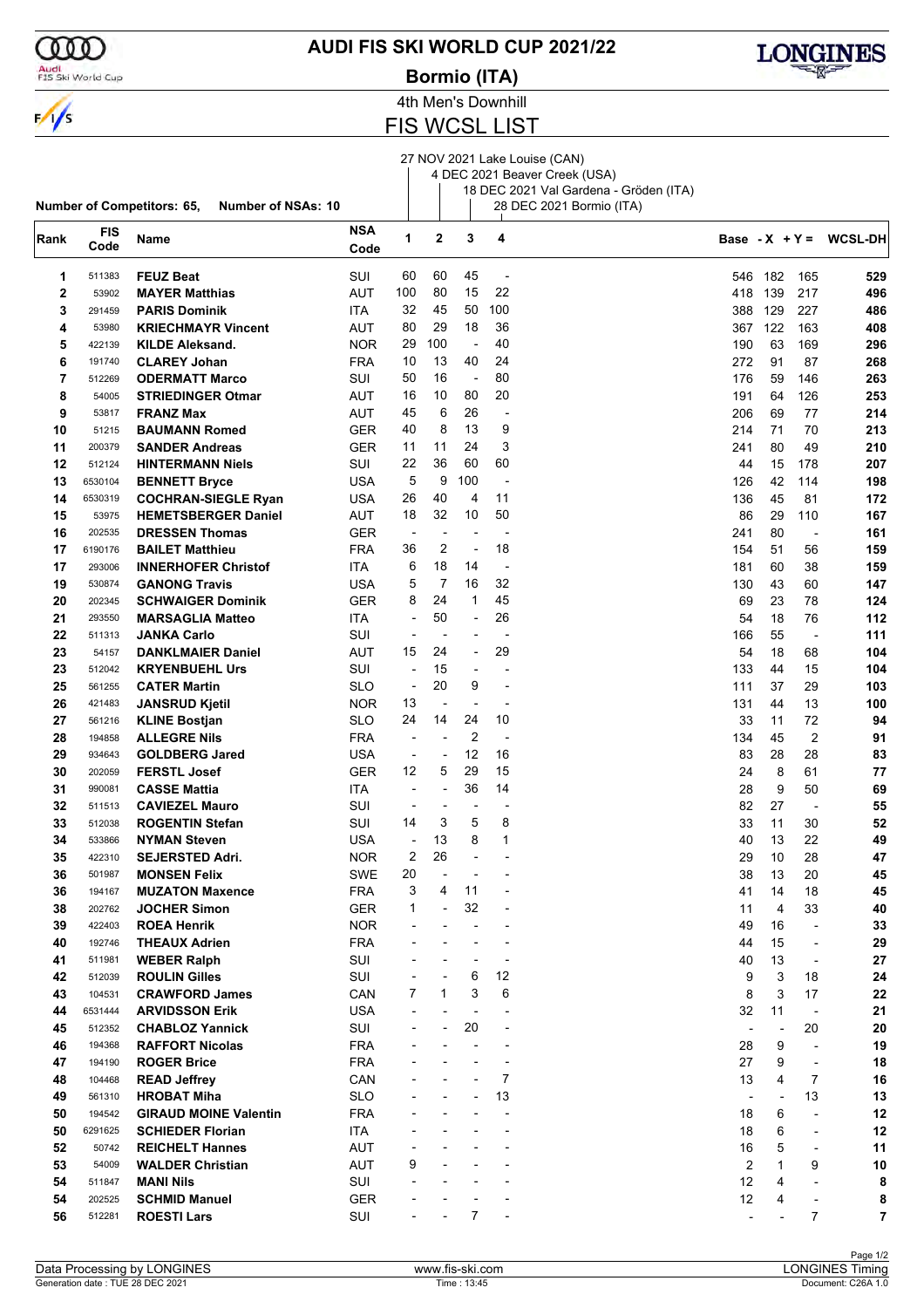# AUDI FIS SKI WORLD CUP 2021/22

**Bormio (ITA)**

4th Men's Downhill

## FIS WCSL LIST

1. 27 NOV 2021 Lake Louise (CAN)
2. 4 DEC 2021 Beaver Creek (USA)
3. 18 DEC 2021 Val Gardena - Gröden (ITA)
4. 28 DEC 2021 Bormio (ITA)

**Number of Competitors: 65, Number of NSAs: 10**

| Rank | FIS Code | Name | NSA Code | 1 | 2 | 3 | 4 | Base | - X | + Y = | WCSL-DH |
|---|---|---|---|---|---|---|---|---|---|---|---|
| 1 | 511383 | **FEUZ Beat** | SUI | 60 | 60 | 45 | - | 546 | 182 | 165 | **529** |
| 2 | 53902 | **MAYER Matthias** | AUT | 100 | 80 | 15 | 22 | 418 | 139 | 217 | **496** |
| 3 | 291459 | **PARIS Dominik** | ITA | 32 | 45 | 50 | 100 | 388 | 129 | 227 | **486** |
| 4 | 53980 | **KRIECHMAYR Vincent** | AUT | 80 | 29 | 18 | 36 | 367 | 122 | 163 | **408** |
| 5 | 422139 | **KILDE Aleksand.** | NOR | 29 | 100 | - | 40 | 190 | 63 | 169 | **296** |
| 6 | 191740 | **CLAREY Johan** | FRA | 10 | 13 | 40 | 24 | 272 | 91 | 87 | **268** |
| 7 | 512269 | **ODERMATT Marco** | SUI | 50 | 16 | - | 80 | 176 | 59 | 146 | **263** |
| 8 | 54005 | **STRIEDINGER Otmar** | AUT | 16 | 10 | 80 | 20 | 191 | 64 | 126 | **253** |
| 9 | 53817 | **FRANZ Max** | AUT | 45 | 6 | 26 | - | 206 | 69 | 77 | **214** |
| 10 | 51215 | **BAUMANN Romed** | GER | 40 | 8 | 13 | 9 | 214 | 71 | 70 | **213** |
| 11 | 200379 | **SANDER Andreas** | GER | 11 | 11 | 24 | 3 | 241 | 80 | 49 | **210** |
| 12 | 512124 | **HINTERMANN Niels** | SUI | 22 | 36 | 60 | 60 | 44 | 15 | 178 | **207** |
| 13 | 6530104 | **BENNETT Bryce** | USA | 5 | 9 | 100 | - | 126 | 42 | 114 | **198** |
| 14 | 6530319 | **COCHRAN-SIEGLE Ryan** | USA | 26 | 40 | 4 | 11 | 136 | 45 | 81 | **172** |
| 15 | 53975 | **HEMETSBERGER Daniel** | AUT | 18 | 32 | 10 | 50 | 86 | 29 | 110 | **167** |
| 16 | 202535 | **DRESSEN Thomas** | GER | - | - | - | - | 241 | 80 | - | **161** |
| 17 | 6190176 | **BAILET Matthieu** | FRA | 36 | 2 | - | 18 | 154 | 51 | 56 | **159** |
| 17 | 293006 | **INNERHOFER Christof** | ITA | 6 | 18 | 14 | - | 181 | 60 | 38 | **159** |
| 19 | 530874 | **GANONG Travis** | USA | 5 | 7 | 16 | 32 | 130 | 43 | 60 | **147** |
| 20 | 202345 | **SCHWAIGER Dominik** | GER | 8 | 24 | 1 | 45 | 69 | 23 | 78 | **124** |
| 21 | 293550 | **MARSAGLIA Matteo** | ITA | - | 50 | - | 26 | 54 | 18 | 76 | **112** |
| 22 | 511313 | **JANKA Carlo** | SUI | - | - | - | - | 166 | 55 | - | **111** |
| 23 | 54157 | **DANKLMAIER Daniel** | AUT | 15 | 24 | - | 29 | 54 | 18 | 68 | **104** |
| 23 | 512042 | **KRYENBUEHL Urs** | SUI | - | 15 | - | - | 133 | 44 | 15 | **104** |
| 25 | 561255 | **CATER Martin** | SLO | - | 20 | 9 | - | 111 | 37 | 29 | **103** |
| 26 | 421483 | **JANSRUD Kjetil** | NOR | 13 | - | - | - | 131 | 44 | 13 | **100** |
| 27 | 561216 | **KLINE Bostjan** | SLO | 24 | 14 | 24 | 10 | 33 | 11 | 72 | **94** |
| 28 | 194858 | **ALLEGRE Nils** | FRA | - | - | 2 | - | 134 | 45 | 2 | **91** |
| 29 | 934643 | **GOLDBERG Jared** | USA | - | - | 12 | 16 | 83 | 28 | 28 | **83** |
| 30 | 202059 | **FERSTL Josef** | GER | 12 | 5 | 29 | 15 | 24 | 8 | 61 | **77** |
| 31 | 990081 | **CASSE Mattia** | ITA | - | - | 36 | 14 | 28 | 9 | 50 | **69** |
| 32 | 511513 | **CAVIEZEL Mauro** | SUI | - | - | - | - | 82 | 27 | - | **55** |
| 33 | 512038 | **ROGENTIN Stefan** | SUI | 14 | 3 | 5 | 8 | 33 | 11 | 30 | **52** |
| 34 | 533866 | **NYMAN Steven** | USA | - | 13 | 8 | 1 | 40 | 13 | 22 | **49** |
| 35 | 422310 | **SEJERSTED Adri.** | NOR | 2 | 26 | - | - | 29 | 10 | 28 | **47** |
| 36 | 501987 | **MONSEN Felix** | SWE | 20 | - | - | - | 38 | 13 | 20 | **45** |
| 36 | 194167 | **MUZATON Maxence** | FRA | 3 | 4 | 11 | - | 41 | 14 | 18 | **45** |
| 38 | 202762 | **JOCHER Simon** | GER | 1 | - | 32 | - | 11 | 4 | 33 | **40** |
| 39 | 422403 | **ROEA Henrik** | NOR | - | - | - | - | 49 | 16 | - | **33** |
| 40 | 192746 | **THEAUX Adrien** | FRA | - | - | - | - | 44 | 15 | - | **29** |
| 41 | 511981 | **WEBER Ralph** | SUI | - | - | - | - | 40 | 13 | - | **27** |
| 42 | 512039 | **ROULIN Gilles** | SUI | - | - | 6 | 12 | 9 | 3 | 18 | **24** |
| 43 | 104531 | **CRAWFORD James** | CAN | 7 | 1 | 3 | 6 | 8 | 3 | 17 | **22** |
| 44 | 6531444 | **ARVIDSSON Erik** | USA | - | - | - | - | 32 | 11 | - | **21** |
| 45 | 512352 | **CHABLOZ Yannick** | SUI | - | - | 20 | - | - | - | 20 | **20** |
| 46 | 194368 | **RAFFORT Nicolas** | FRA | - | - | - | - | 28 | 9 | - | **19** |
| 47 | 194190 | **ROGER Brice** | FRA | - | - | - | - | 27 | 9 | - | **18** |
| 48 | 104468 | **READ Jeffrey** | CAN | - | - | - | 7 | 13 | 4 | 7 | **16** |
| 49 | 561310 | **HROBAT Miha** | SLO | - | - | - | 13 | - | - | 13 | **13** |
| 50 | 194542 | **GIRAUD MOINE Valentin** | FRA | - | - | - | - | 18 | 6 | - | **12** |
| 50 | 6291625 | **SCHIEDER Florian** | ITA | - | - | - | - | 18 | 6 | - | **12** |
| 52 | 50742 | **REICHELT Hannes** | AUT | - | - | - | - | 16 | 5 | - | **11** |
| 53 | 54009 | **WALDER Christian** | AUT | 9 | - | - | - | 2 | 1 | 9 | **10** |
| 54 | 511847 | **MANI Nils** | SUI | - | - | - | - | 12 | 4 | - | **8** |
| 54 | 202525 | **SCHMID Manuel** | GER | - | - | - | - | 12 | 4 | - | **8** |
| 56 | 512281 | **ROESTI Lars** | SUI | - | - | 7 | - | - | - | 7 | **7** |

Data Processing by LONGINES | www.fis-ski.com | LONGINES Timing

Generation date : TUE 28 DEC 2021 | Time : 13:45 | Document: C26A 1.0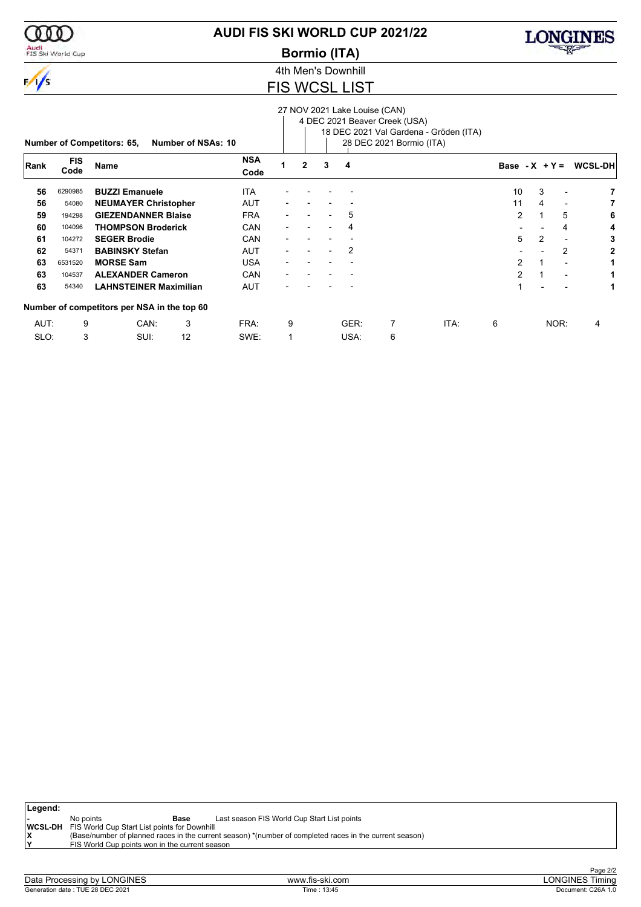# AUDI FIS SKI WORLD CUP 2021/22

## Bormio (ITA)

### 4th Men's Downhill

## FIS WCSL LIST

Races:
1. 27 NOV 2021 Lake Louise (CAN)
2. 4 DEC 2021 Beaver Creek (USA)
3. 18 DEC 2021 Val Gardena - Gröden (ITA)
4. 28 DEC 2021 Bormio (ITA)

**Number of Competitors: 65, Number of NSAs: 10**

| Rank | FIS Code | Name | NSA Code | 1 | 2 | 3 | 4 | Base | -X | +Y = | WCSL-DH |
|---|---|---|---|---|---|---|---|---|---|---|---|
| **56** | 6290985 | **BUZZI Emanuele** | ITA | - | - | - | - | 10 | 3 | - | **7** |
| **56** | 54080 | **NEUMAYER Christopher** | AUT | - | - | - | - | 11 | 4 | - | **7** |
| **59** | 194298 | **GIEZENDANNER Blaise** | FRA | - | - | - | 5 | 2 | 1 | 5 | **6** |
| **60** | 104096 | **THOMPSON Broderick** | CAN | - | - | - | 4 | - | - | 4 | **4** |
| **61** | 104272 | **SEGER Brodie** | CAN | - | - | - | - | 5 | 2 | - | **3** |
| **62** | 54371 | **BABINSKY Stefan** | AUT | - | - | - | 2 | - | - | 2 | **2** |
| **63** | 6531520 | **MORSE Sam** | USA | - | - | - | - | 2 | 1 | - | **1** |
| **63** | 104537 | **ALEXANDER Cameron** | CAN | - | - | - | - | 2 | 1 | - | **1** |
| **63** | 54340 | **LAHNSTEINER Maximilian** | AUT | - | - | - | - | 1 | - | - | **1** |

**Number of competitors per NSA in the top 60**

| | | | | | | | | | | | |
|---|---|---|---|---|---|---|---|---|---|---|---|
| AUT: | 9 | CAN: | 3 | FRA: | 9 | GER: | 7 | ITA: | 6 | NOR: | 4 |
| SLO: | 3 | SUI: | 12 | SWE: | 1 | USA: | 6 | | | | |

**Legend:**

| | | | |
|---|---|---|---|
| - | No points | **Base** | Last season FIS World Cup Start List points |
| **WCSL-DH** | FIS World Cup Start List points for Downhill | | |
| **X** | (Base/number of planned races in the current season) *(number of completed races in the current season) | | |
| **Y** | FIS World Cup points won in the current season | | |

Data Processing by LONGINES — www.fis-ski.com — LONGINES Timing

Generation date : TUE 28 DEC 2021 — Time : 13:45 — Document: C26A 1.0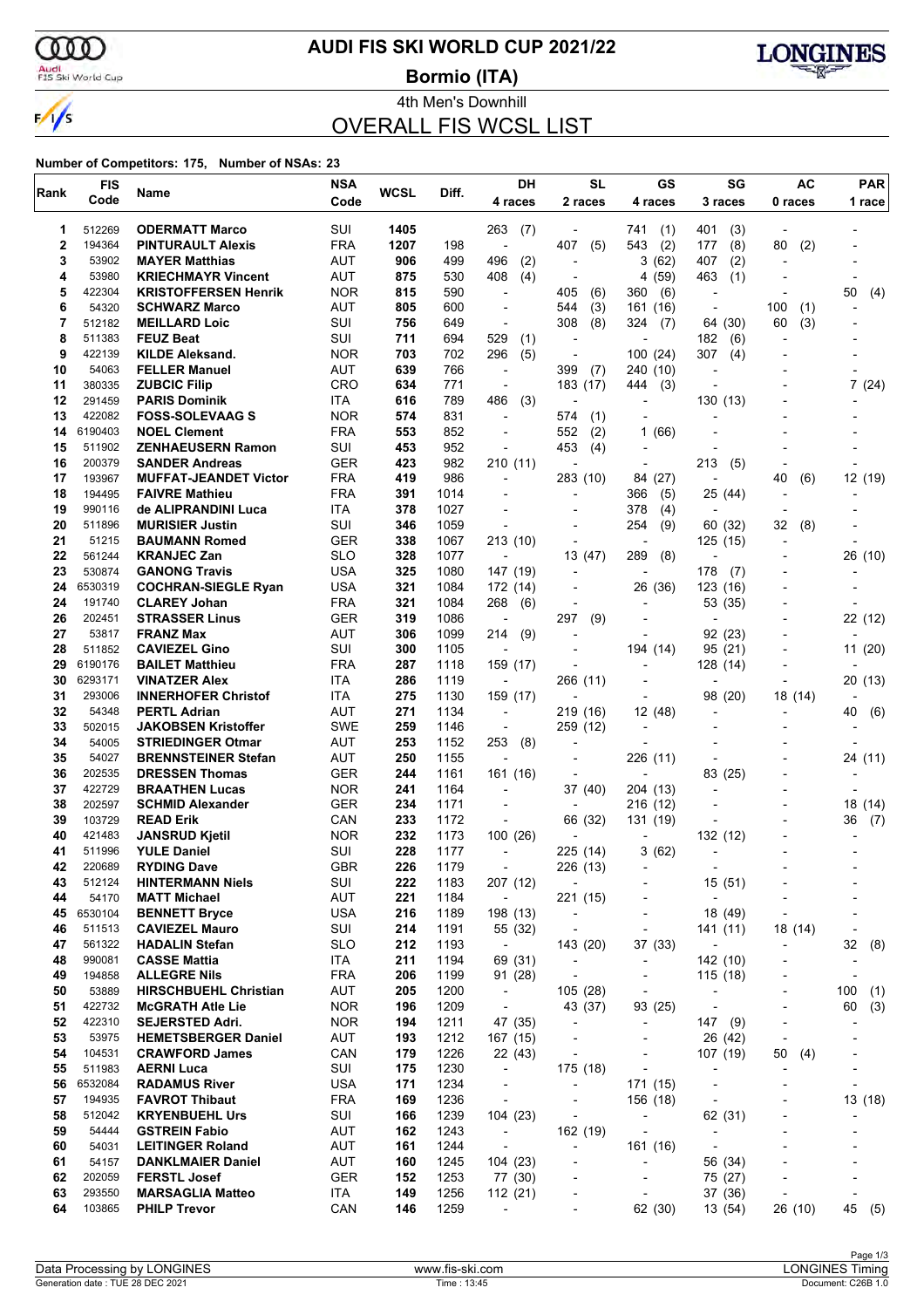# AUDI FIS SKI WORLD CUP 2021/22

**Bormio (ITA)**

4th Men's Downhill

## OVERALL FIS WCSL LIST

**Number of Competitors: 175, Number of NSAs: 23**

| Rank | FIS Code | Name | NSA Code | WCSL | Diff. | DH 4 races | SL 2 races | GS 4 races | SG 3 races | AC 0 races | PAR 1 race |
|---|---|---|---|---|---|---|---|---|---|---|---|
| 1 | 512269 | ODERMATT Marco | SUI | 1405 | | 263 (7) | - | 741 (1) | 401 (3) | - | - |
| 2 | 194364 | PINTURAULT Alexis | FRA | 1207 | 198 | - | 407 (5) | 543 (2) | 177 (8) | 80 (2) | - |
| 3 | 53902 | MAYER Matthias | AUT | 906 | 499 | 496 (2) | - | 3 (62) | 407 (2) | - | - |
| 4 | 53980 | KRIECHMAYR Vincent | AUT | 875 | 530 | 408 (4) | - | 4 (59) | 463 (1) | - | - |
| 5 | 422304 | KRISTOFFERSEN Henrik | NOR | 815 | 590 | - | 405 (6) | 360 (6) | - | - | 50 (4) |
| 6 | 54320 | SCHWARZ Marco | AUT | 805 | 600 | - | 544 (3) | 161 (16) | - | 100 (1) | - |
| 7 | 512182 | MEILLARD Loic | SUI | 756 | 649 | - | 308 (8) | 324 (7) | 64 (30) | 60 (3) | - |
| 8 | 511383 | FEUZ Beat | SUI | 711 | 694 | 529 (1) | - | - | 182 (6) | - | - |
| 9 | 422139 | KILDE Aleksand. | NOR | 703 | 702 | 296 (5) | - | 100 (24) | 307 (4) | - | - |
| 10 | 54063 | FELLER Manuel | AUT | 639 | 766 | - | 399 (7) | 240 (10) | - | - | - |
| 11 | 380335 | ZUBCIC Filip | CRO | 634 | 771 | - | 183 (17) | 444 (3) | - | - | 7 (24) |
| 12 | 291459 | PARIS Dominik | ITA | 616 | 789 | 486 (3) | - | - | 130 (13) | - | - |
| 13 | 422082 | FOSS-SOLEVAAG S | NOR | 574 | 831 | - | 574 (1) | - | - | - | - |
| 14 | 6190403 | NOEL Clement | FRA | 553 | 852 | - | 552 (2) | 1 (66) | - | - | - |
| 15 | 511902 | ZENHAEUSERN Ramon | SUI | 453 | 952 | - | 453 (4) | - | - | - | - |
| 16 | 200379 | SANDER Andreas | GER | 423 | 982 | 210 (11) | - | - | 213 (5) | - | - |
| 17 | 193967 | MUFFAT-JEANDET Victor | FRA | 419 | 986 | - | 283 (10) | 84 (27) | - | 40 (6) | 12 (19) |
| 18 | 194495 | FAIVRE Mathieu | FRA | 391 | 1014 | - | - | 366 (5) | 25 (44) | - | - |
| 19 | 990116 | de ALIPRANDINI Luca | ITA | 378 | 1027 | - | - | 378 (4) | - | - | - |
| 20 | 511896 | MURISIER Justin | SUI | 346 | 1059 | - | - | 254 (9) | 60 (32) | 32 (8) | - |
| 21 | 51215 | BAUMANN Romed | GER | 338 | 1067 | 213 (10) | - | - | 125 (15) | - | - |
| 22 | 561244 | KRANJEC Zan | SLO | 328 | 1077 | - | 13 (47) | 289 (8) | - | - | 26 (10) |
| 23 | 530874 | GANONG Travis | USA | 325 | 1080 | 147 (19) | - | - | 178 (7) | - | - |
| 24 | 6530319 | COCHRAN-SIEGLE Ryan | USA | 321 | 1084 | 172 (14) | - | 26 (36) | 123 (16) | - | - |
| 24 | 191740 | CLAREY Johan | FRA | 321 | 1084 | 268 (6) | - | - | 53 (35) | - | - |
| 26 | 202451 | STRASSER Linus | GER | 319 | 1086 | - | 297 (9) | - | - | - | 22 (12) |
| 27 | 53817 | FRANZ Max | AUT | 306 | 1099 | 214 (9) | - | - | 92 (23) | - | - |
| 28 | 511852 | CAVIEZEL Gino | SUI | 300 | 1105 | - | - | 194 (14) | 95 (21) | - | 11 (20) |
| 29 | 6190176 | BAILET Matthieu | FRA | 287 | 1118 | 159 (17) | - | - | 128 (14) | - | - |
| 30 | 6293171 | VINATZER Alex | ITA | 286 | 1119 | - | 266 (11) | - | - | - | 20 (13) |
| 31 | 293006 | INNERHOFER Christof | ITA | 275 | 1130 | 159 (17) | - | - | 98 (20) | 18 (14) | - |
| 32 | 54348 | PERTL Adrian | AUT | 271 | 1134 | - | 219 (16) | 12 (48) | - | - | 40 (6) |
| 33 | 502015 | JAKOBSEN Kristoffer | SWE | 259 | 1146 | - | 259 (12) | - | - | - | - |
| 34 | 54005 | STRIEDINGER Otmar | AUT | 253 | 1152 | 253 (8) | - | - | - | - | - |
| 35 | 54027 | BRENNSTEINER Stefan | AUT | 250 | 1155 | - | - | 226 (11) | - | - | 24 (11) |
| 36 | 202535 | DRESSEN Thomas | GER | 244 | 1161 | 161 (16) | - | - | 83 (25) | - | - |
| 37 | 422729 | BRAATHEN Lucas | NOR | 241 | 1164 | - | 37 (40) | 204 (13) | - | - | - |
| 38 | 202597 | SCHMID Alexander | GER | 234 | 1171 | - | - | 216 (12) | - | - | 18 (14) |
| 39 | 103729 | READ Erik | CAN | 233 | 1172 | - | 66 (32) | 131 (19) | - | - | 36 (7) |
| 40 | 421483 | JANSRUD Kjetil | NOR | 232 | 1173 | 100 (26) | - | - | 132 (12) | - | - |
| 41 | 511996 | YULE Daniel | SUI | 228 | 1177 | - | 225 (14) | 3 (62) | - | - | - |
| 42 | 220689 | RYDING Dave | GBR | 226 | 1179 | - | 226 (13) | - | - | - | - |
| 43 | 512124 | HINTERMANN Niels | SUI | 222 | 1183 | 207 (12) | - | - | 15 (51) | - | - |
| 44 | 54170 | MATT Michael | AUT | 221 | 1184 | - | 221 (15) | - | - | - | - |
| 45 | 6530104 | BENNETT Bryce | USA | 216 | 1189 | 198 (13) | - | - | 18 (49) | - | - |
| 46 | 511513 | CAVIEZEL Mauro | SUI | 214 | 1191 | 55 (32) | - | - | 141 (11) | 18 (14) | - |
| 47 | 561322 | HADALIN Stefan | SLO | 212 | 1193 | - | 143 (20) | 37 (33) | - | - | 32 (8) |
| 48 | 990081 | CASSE Mattia | ITA | 211 | 1194 | 69 (31) | - | - | 142 (10) | - | - |
| 49 | 194858 | ALLEGRE Nils | FRA | 206 | 1199 | 91 (28) | - | - | 115 (18) | - | - |
| 50 | 53889 | HIRSCHBUEHL Christian | AUT | 205 | 1200 | - | 105 (28) | - | - | - | 100 (1) |
| 51 | 422732 | McGRATH Atle Lie | NOR | 196 | 1209 | - | 43 (37) | 93 (25) | - | - | 60 (3) |
| 52 | 422310 | SEJERSTED Adri. | NOR | 194 | 1211 | 47 (35) | - | - | 147 (9) | - | - |
| 53 | 53975 | HEMETSBERGER Daniel | AUT | 193 | 1212 | 167 (15) | - | - | 26 (42) | - | - |
| 54 | 104531 | CRAWFORD James | CAN | 179 | 1226 | 22 (43) | - | - | 107 (19) | 50 (4) | - |
| 55 | 511983 | AERNI Luca | SUI | 175 | 1230 | - | 175 (18) | - | - | - | - |
| 56 | 6532084 | RADAMUS River | USA | 171 | 1234 | - | - | 171 (15) | - | - | - |
| 57 | 194935 | FAVROT Thibaut | FRA | 169 | 1236 | - | - | 156 (18) | - | - | 13 (18) |
| 58 | 512042 | KRYENBUEHL Urs | SUI | 166 | 1239 | 104 (23) | - | - | 62 (31) | - | - |
| 59 | 54444 | GSTREIN Fabio | AUT | 162 | 1243 | - | 162 (19) | - | - | - | - |
| 60 | 54031 | LEITINGER Roland | AUT | 161 | 1244 | - | - | 161 (16) | - | - | - |
| 61 | 54157 | DANKLMAIER Daniel | AUT | 160 | 1245 | 104 (23) | - | - | 56 (34) | - | - |
| 62 | 202059 | FERSTL Josef | GER | 152 | 1253 | 77 (30) | - | - | 75 (27) | - | - |
| 63 | 293550 | MARSAGLIA Matteo | ITA | 149 | 1256 | 112 (21) | - | - | 37 (36) | - | - |
| 64 | 103865 | PHILP Trevor | CAN | 146 | 1259 | - | - | 62 (30) | 13 (54) | 26 (10) | 45 (5) |

Data Processing by LONGINES | www.fis-ski.com | LONGINES Timing

Generation date : TUE 28 DEC 2021 | Time : 13:45 | Document: C26B 1.0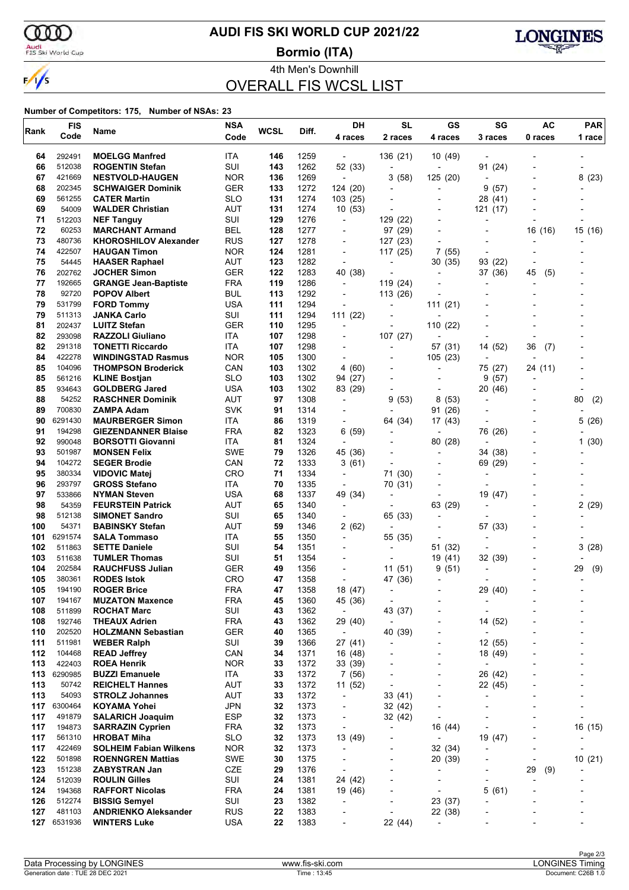# AUDI FIS SKI WORLD CUP 2021/22

## Bormio (ITA)

4th Men's Downhill

## OVERALL FIS WCSL LIST

**Number of Competitors: 175, Number of NSAs: 23**

| Rank | FIS Code | Name | NSA Code | WCSL | Diff. | DH 4 races | SL 2 races | GS 4 races | SG 3 races | AC 0 races | PAR 1 race |
|---|---|---|---|---|---|---|---|---|---|---|---|
| 64 | 292491 | **MOELGG Manfred** | ITA | **146** | 1259 | - | 136 (21) | 10 (49) | - | - | - |
| 66 | 512038 | **ROGENTIN Stefan** | SUI | **143** | 1262 | 52 (33) | - | - | 91 (24) | - | - |
| 67 | 421669 | **NESTVOLD-HAUGEN** | NOR | **136** | 1269 | - | 3 (58) | 125 (20) | - | - | 8 (23) |
| 68 | 202345 | **SCHWAIGER Dominik** | GER | **133** | 1272 | 124 (20) | - | - | 9 (57) | - | - |
| 69 | 561255 | **CATER Martin** | SLO | **131** | 1274 | 103 (25) | - | - | 28 (41) | - | - |
| 69 | 54009 | **WALDER Christian** | AUT | **131** | 1274 | 10 (53) | - | - | 121 (17) | - | - |
| 71 | 512203 | **NEF Tanguy** | SUI | **129** | 1276 | - | 129 (22) | - | - | - | - |
| 72 | 60253 | **MARCHANT Armand** | BEL | **128** | 1277 | - | 97 (29) | - | - | 16 (16) | 15 (16) |
| 73 | 480736 | **KHOROSHILOV Alexander** | RUS | **127** | 1278 | - | 127 (23) | - | - | - | - |
| 74 | 422507 | **HAUGAN Timon** | NOR | **124** | 1281 | - | 117 (25) | 7 (55) | - | - | - |
| 75 | 54445 | **HAASER Raphael** | AUT | **123** | 1282 | - | - | 30 (35) | 93 (22) | - | - |
| 76 | 202762 | **JOCHER Simon** | GER | **122** | 1283 | 40 (38) | - | - | 37 (36) | 45 (5) | - |
| 77 | 192665 | **GRANGE Jean-Baptiste** | FRA | **119** | 1286 | - | 119 (24) | - | - | - | - |
| 78 | 92720 | **POPOV Albert** | BUL | **113** | 1292 | - | 113 (26) | - | - | - | - |
| 79 | 531799 | **FORD Tommy** | USA | **111** | 1294 | - | - | 111 (21) | - | - | - |
| 79 | 511313 | **JANKA Carlo** | SUI | **111** | 1294 | 111 (22) | - | - | - | - | - |
| 81 | 202437 | **LUITZ Stefan** | GER | **110** | 1295 | - | - | 110 (22) | - | - | - |
| 82 | 293098 | **RAZZOLI Giuliano** | ITA | **107** | 1298 | - | 107 (27) | - | - | - | - |
| 82 | 291318 | **TONETTI Riccardo** | ITA | **107** | 1298 | - | - | 57 (31) | 14 (52) | 36 (7) | - |
| 84 | 422278 | **WINDINGSTAD Rasmus** | NOR | **105** | 1300 | - | - | 105 (23) | - | - | - |
| 85 | 104096 | **THOMPSON Broderick** | CAN | **103** | 1302 | 4 (60) | - | - | 75 (27) | 24 (11) | - |
| 85 | 561216 | **KLINE Bostjan** | SLO | **103** | 1302 | 94 (27) | - | - | 9 (57) | - | - |
| 85 | 934643 | **GOLDBERG Jared** | USA | **103** | 1302 | 83 (29) | - | - | 20 (46) | - | - |
| 88 | 54252 | **RASCHNER Dominik** | AUT | **97** | 1308 | - | 9 (53) | 8 (53) | - | - | 80 (2) |
| 89 | 700830 | **ZAMPA Adam** | SVK | **91** | 1314 | - | - | 91 (26) | - | - | - |
| 90 | 6291430 | **MAURBERGER Simon** | ITA | **86** | 1319 | - | 64 (34) | 17 (43) | - | - | 5 (26) |
| 91 | 194298 | **GIEZENDANNER Blaise** | FRA | **82** | 1323 | 6 (59) | - | - | 76 (26) | - | - |
| 92 | 990048 | **BORSOTTI Giovanni** | ITA | **81** | 1324 | - | - | 80 (28) | - | - | 1 (30) |
| 93 | 501987 | **MONSEN Felix** | SWE | **79** | 1326 | 45 (36) | - | - | 34 (38) | - | - |
| 94 | 104272 | **SEGER Brodie** | CAN | **72** | 1333 | 3 (61) | - | - | 69 (29) | - | - |
| 95 | 380334 | **VIDOVIC Matej** | CRO | **71** | 1334 | - | 71 (30) | - | - | - | - |
| 96 | 293797 | **GROSS Stefano** | ITA | **70** | 1335 | - | 70 (31) | - | - | - | - |
| 97 | 533866 | **NYMAN Steven** | USA | **68** | 1337 | 49 (34) | - | - | 19 (47) | - | - |
| 98 | 54359 | **FEURSTEIN Patrick** | AUT | **65** | 1340 | - | - | 63 (29) | - | - | 2 (29) |
| 98 | 512138 | **SIMONET Sandro** | SUI | **65** | 1340 | - | 65 (33) | - | - | - | - |
| 100 | 54371 | **BABINSKY Stefan** | AUT | **59** | 1346 | 2 (62) | - | - | 57 (33) | - | - |
| 101 | 6291574 | **SALA Tommaso** | ITA | **55** | 1350 | - | 55 (35) | - | - | - | - |
| 102 | 511863 | **SETTE Daniele** | SUI | **54** | 1351 | - | - | 51 (32) | - | - | 3 (28) |
| 103 | 511638 | **TUMLER Thomas** | SUI | **51** | 1354 | - | - | 19 (41) | 32 (39) | - | - |
| 104 | 202584 | **RAUCHFUSS Julian** | GER | **49** | 1356 | - | 11 (51) | 9 (51) | - | - | 29 (9) |
| 105 | 380361 | **RODES Istok** | CRO | **47** | 1358 | - | 47 (36) | - | - | - | - |
| 105 | 194190 | **ROGER Brice** | FRA | **47** | 1358 | 18 (47) | - | - | 29 (40) | - | - |
| 107 | 194167 | **MUZATON Maxence** | FRA | **45** | 1360 | 45 (36) | - | - | - | - | - |
| 108 | 511899 | **ROCHAT Marc** | SUI | **43** | 1362 | - | 43 (37) | - | - | - | - |
| 108 | 192746 | **THEAUX Adrien** | FRA | **43** | 1362 | 29 (40) | - | - | 14 (52) | - | - |
| 110 | 202520 | **HOLZMANN Sebastian** | GER | **40** | 1365 | - | 40 (39) | - | - | - | - |
| 111 | 511981 | **WEBER Ralph** | SUI | **39** | 1366 | 27 (41) | - | - | 12 (55) | - | - |
| 112 | 104468 | **READ Jeffrey** | CAN | **34** | 1371 | 16 (48) | - | - | 18 (49) | - | - |
| 113 | 422403 | **ROEA Henrik** | NOR | **33** | 1372 | 33 (39) | - | - | - | - | - |
| 113 | 6290985 | **BUZZI Emanuele** | ITA | **33** | 1372 | 7 (56) | - | - | 26 (42) | - | - |
| 113 | 50742 | **REICHELT Hannes** | AUT | **33** | 1372 | 11 (52) | - | - | 22 (45) | - | - |
| 113 | 54093 | **STROLZ Johannes** | AUT | **33** | 1372 | - | 33 (41) | - | - | - | - |
| 117 | 6300464 | **KOYAMA Yohei** | JPN | **32** | 1373 | - | 32 (42) | - | - | - | - |
| 117 | 491879 | **SALARICH Joaquim** | ESP | **32** | 1373 | - | 32 (42) | - | - | - | - |
| 117 | 194873 | **SARRAZIN Cyprien** | FRA | **32** | 1373 | - | - | 16 (44) | - | - | 16 (15) |
| 117 | 561310 | **HROBAT Miha** | SLO | **32** | 1373 | 13 (49) | - | - | 19 (47) | - | - |
| 117 | 422469 | **SOLHEIM Fabian Wilkens** | NOR | **32** | 1373 | - | - | 32 (34) | - | - | - |
| 122 | 501898 | **ROENNGREN Mattias** | SWE | **30** | 1375 | - | - | 20 (39) | - | - | 10 (21) |
| 123 | 151238 | **ZABYSTRAN Jan** | CZE | **29** | 1376 | - | - | - | - | 29 (9) | - |
| 124 | 512039 | **ROULIN Gilles** | SUI | **24** | 1381 | 24 (42) | - | - | - | - | - |
| 124 | 194368 | **RAFFORT Nicolas** | FRA | **24** | 1381 | 19 (46) | - | - | 5 (61) | - | - |
| 126 | 512274 | **BISSIG Semyel** | SUI | **23** | 1382 | - | - | 23 (37) | - | - | - |
| 127 | 481103 | **ANDRIENKO Aleksander** | RUS | **22** | 1383 | - | - | 22 (38) | - | - | - |
| 127 | 6531936 | **WINTERS Luke** | USA | **22** | 1383 | - | 22 (44) | - | - | - | - |

Data Processing by LONGINES | www.fis-ski.com | LONGINES Timing

Generation date : TUE 28 DEC 2021 | Time : 13:45 | Document: C26B 1.0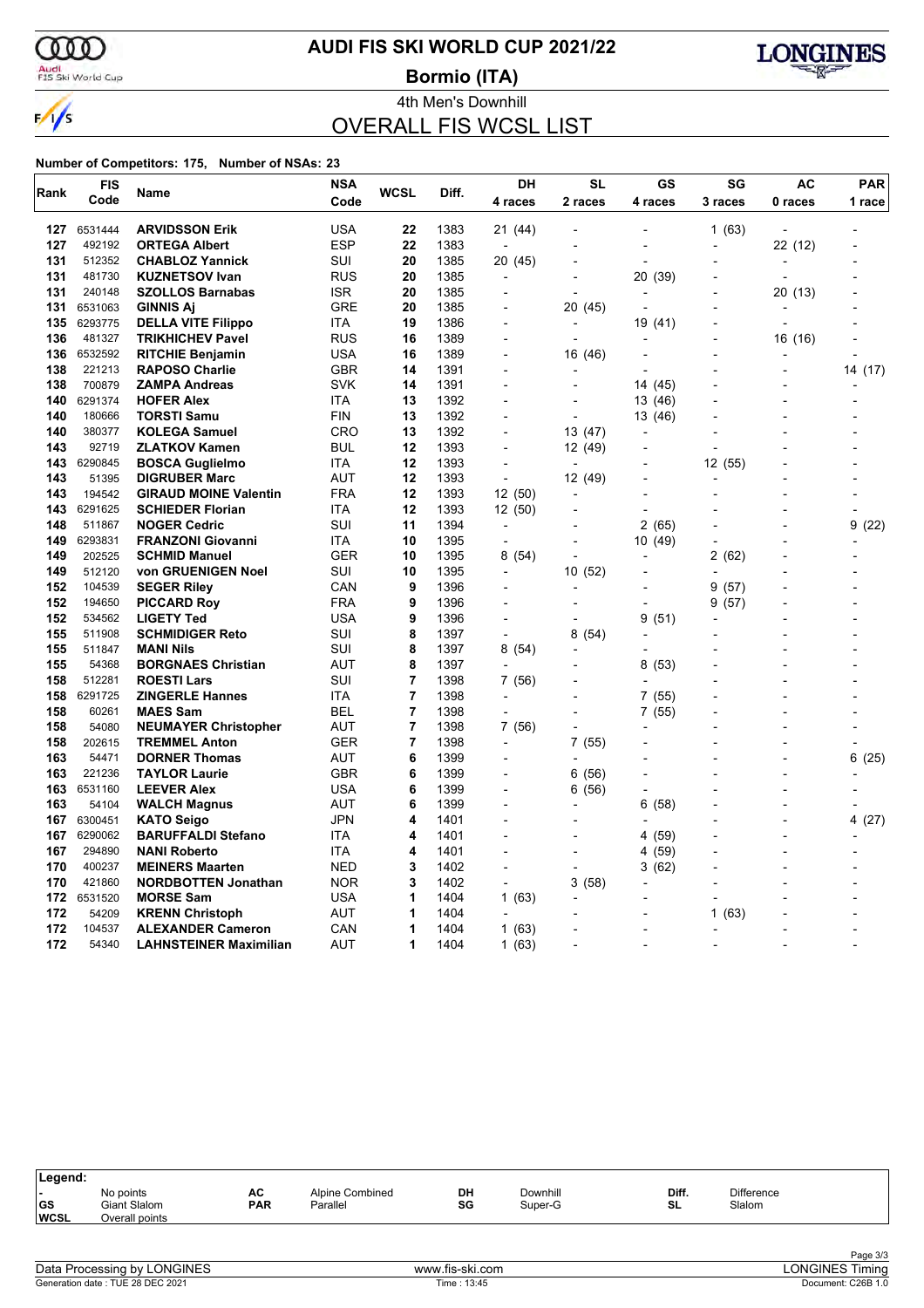# AUDI FIS SKI WORLD CUP 2021/22

## Bormio (ITA)

### 4th Men's Downhill

## OVERALL FIS WCSL LIST

**Number of Competitors: 175, Number of NSAs: 23**

| Rank | FIS Code | Name | NSA Code | WCSL | Diff. | DH 4 races | SL 2 races | GS 4 races | SG 3 races | AC 0 races | PAR 1 race |
|---|---|---|---|---|---|---|---|---|---|---|---|
| 127 | 6531444 | **ARVIDSSON Erik** | USA | **22** | 1383 | 21 (44) | - | - | 1 (63) | - | - |
| 127 | 492192 | **ORTEGA Albert** | ESP | **22** | 1383 | - | - | - | - | 22 (12) | - |
| 131 | 512352 | **CHABLOZ Yannick** | SUI | **20** | 1385 | 20 (45) | - | - | - | - | - |
| 131 | 481730 | **KUZNETSOV Ivan** | RUS | **20** | 1385 | - | - | 20 (39) | - | - | - |
| 131 | 240148 | **SZOLLOS Barnabas** | ISR | **20** | 1385 | - | - | - | - | 20 (13) | - |
| 131 | 6531063 | **GINNIS Aj** | GRE | **20** | 1385 | - | 20 (45) | - | - | - | - |
| 135 | 6293775 | **DELLA VITE Filippo** | ITA | **19** | 1386 | - | - | 19 (41) | - | - | - |
| 136 | 481327 | **TRIKHICHEV Pavel** | RUS | **16** | 1389 | - | - | - | - | 16 (16) | - |
| 136 | 6532592 | **RITCHIE Benjamin** | USA | **16** | 1389 | - | 16 (46) | - | - | - | - |
| 138 | 221213 | **RAPOSO Charlie** | GBR | **14** | 1391 | - | - | - | - | - | 14 (17) |
| 138 | 700879 | **ZAMPA Andreas** | SVK | **14** | 1391 | - | - | 14 (45) | - | - | - |
| 140 | 6291374 | **HOFER Alex** | ITA | **13** | 1392 | - | - | 13 (46) | - | - | - |
| 140 | 180666 | **TORSTI Samu** | FIN | **13** | 1392 | - | - | 13 (46) | - | - | - |
| 140 | 380377 | **KOLEGA Samuel** | CRO | **13** | 1392 | - | 13 (47) | - | - | - | - |
| 143 | 92719 | **ZLATKOV Kamen** | BUL | **12** | 1393 | - | 12 (49) | - | - | - | - |
| 143 | 6290845 | **BOSCA Guglielmo** | ITA | **12** | 1393 | - | - | - | 12 (55) | - | - |
| 143 | 51395 | **DIGRUBER Marc** | AUT | **12** | 1393 | - | 12 (49) | - | - | - | - |
| 143 | 194542 | **GIRAUD MOINE Valentin** | FRA | **12** | 1393 | 12 (50) | - | - | - | - | - |
| 143 | 6291625 | **SCHIEDER Florian** | ITA | **12** | 1393 | 12 (50) | - | - | - | - | - |
| 148 | 511867 | **NOGER Cedric** | SUI | **11** | 1394 | - | - | 2 (65) | - | - | 9 (22) |
| 149 | 6293831 | **FRANZONI Giovanni** | ITA | **10** | 1395 | - | - | 10 (49) | - | - | - |
| 149 | 202525 | **SCHMID Manuel** | GER | **10** | 1395 | 8 (54) | - | - | 2 (62) | - | - |
| 149 | 512120 | **von GRUENIGEN Noel** | SUI | **10** | 1395 | - | 10 (52) | - | - | - | - |
| 152 | 104539 | **SEGER Riley** | CAN | **9** | 1396 | - | - | - | 9 (57) | - | - |
| 152 | 194650 | **PICCARD Roy** | FRA | **9** | 1396 | - | - | - | 9 (57) | - | - |
| 152 | 534562 | **LIGETY Ted** | USA | **9** | 1396 | - | - | 9 (51) | - | - | - |
| 155 | 511908 | **SCHMIDIGER Reto** | SUI | **8** | 1397 | - | 8 (54) | - | - | - | - |
| 155 | 511847 | **MANI Nils** | SUI | **8** | 1397 | 8 (54) | - | - | - | - | - |
| 155 | 54368 | **BORGNAES Christian** | AUT | **8** | 1397 | - | - | 8 (53) | - | - | - |
| 158 | 512281 | **ROESTI Lars** | SUI | **7** | 1398 | 7 (56) | - | - | - | - | - |
| 158 | 6291725 | **ZINGERLE Hannes** | ITA | **7** | 1398 | - | - | 7 (55) | - | - | - |
| 158 | 60261 | **MAES Sam** | BEL | **7** | 1398 | - | - | 7 (55) | - | - | - |
| 158 | 54080 | **NEUMAYER Christopher** | AUT | **7** | 1398 | 7 (56) | - | - | - | - | - |
| 158 | 202615 | **TREMMEL Anton** | GER | **7** | 1398 | - | 7 (55) | - | - | - | - |
| 163 | 54471 | **DORNER Thomas** | AUT | **6** | 1399 | - | - | - | - | - | 6 (25) |
| 163 | 221236 | **TAYLOR Laurie** | GBR | **6** | 1399 | - | 6 (56) | - | - | - | - |
| 163 | 6531160 | **LEEVER Alex** | USA | **6** | 1399 | - | 6 (56) | - | - | - | - |
| 163 | 54104 | **WALCH Magnus** | AUT | **6** | 1399 | - | - | 6 (58) | - | - | - |
| 167 | 6300451 | **KATO Seigo** | JPN | **4** | 1401 | - | - | - | - | - | 4 (27) |
| 167 | 6290062 | **BARUFFALDI Stefano** | ITA | **4** | 1401 | - | - | 4 (59) | - | - | - |
| 167 | 294890 | **NANI Roberto** | ITA | **4** | 1401 | - | - | 4 (59) | - | - | - |
| 170 | 400237 | **MEINERS Maarten** | NED | **3** | 1402 | - | - | 3 (62) | - | - | - |
| 170 | 421860 | **NORDBOTTEN Jonathan** | NOR | **3** | 1402 | - | 3 (58) | - | - | - | - |
| 172 | 6531520 | **MORSE Sam** | USA | **1** | 1404 | 1 (63) | - | - | - | - | - |
| 172 | 54209 | **KRENN Christoph** | AUT | **1** | 1404 | - | - | - | 1 (63) | - | - |
| 172 | 104537 | **ALEXANDER Cameron** | CAN | **1** | 1404 | 1 (63) | - | - | - | - | - |
| 172 | 54340 | **LAHNSTEINER Maximilian** | AUT | **1** | 1404 | 1 (63) | - | - | - | - | - |

| Legend: | | | | | | | |
|---|---|---|---|---|---|---|---|
| - | No points | AC | Alpine Combined | DH | Downhill | Diff. | Difference |
| GS | Giant Slalom | PAR | Parallel | SG | Super-G | SL | Slalom |
| WCSL | Overall points | | | | | | |

Data Processing by LONGINES — www.fis-ski.com — LONGINES Timing

Generation date : TUE 28 DEC 2021 — Time : 13:45 — Document: C26B 1.0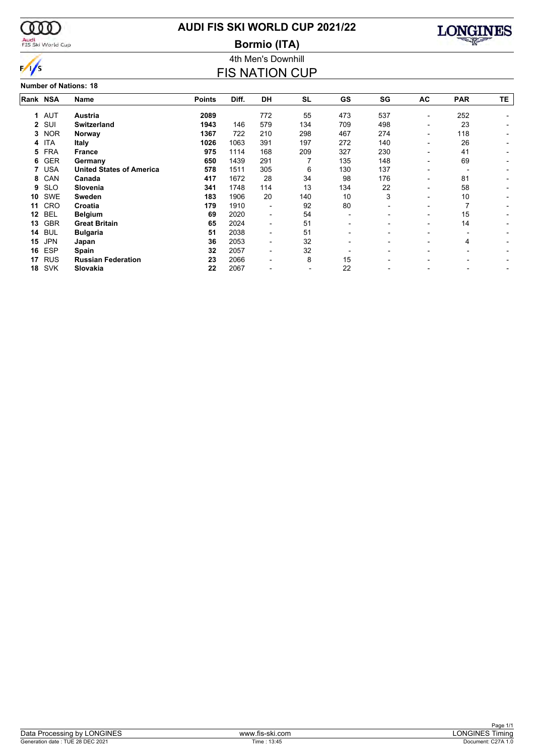# AUDI FIS SKI WORLD CUP 2021/22

## Bormio (ITA)

### 4th Men's Downhill

## FIS NATION CUP

**Number of Nations: 18**

| Rank | NSA | Name | Points | Diff. | DH | SL | GS | SG | AC | PAR | TE |
|---|---|---|---|---|---|---|---|---|---|---|---|
| 1 | AUT | **Austria** | **2089** | | 772 | 55 | 473 | 537 | - | 252 | - |
| 2 | SUI | **Switzerland** | **1943** | 146 | 579 | 134 | 709 | 498 | - | 23 | - |
| 3 | NOR | **Norway** | **1367** | 722 | 210 | 298 | 467 | 274 | - | 118 | - |
| 4 | ITA | **Italy** | **1026** | 1063 | 391 | 197 | 272 | 140 | - | 26 | - |
| 5 | FRA | **France** | **975** | 1114 | 168 | 209 | 327 | 230 | - | 41 | - |
| 6 | GER | **Germany** | **650** | 1439 | 291 | 7 | 135 | 148 | - | 69 | - |
| 7 | USA | **United States of America** | **578** | 1511 | 305 | 6 | 130 | 137 | - | - | - |
| 8 | CAN | **Canada** | **417** | 1672 | 28 | 34 | 98 | 176 | - | 81 | - |
| 9 | SLO | **Slovenia** | **341** | 1748 | 114 | 13 | 134 | 22 | - | 58 | - |
| 10 | SWE | **Sweden** | **183** | 1906 | 20 | 140 | 10 | 3 | - | 10 | - |
| 11 | CRO | **Croatia** | **179** | 1910 | - | 92 | 80 | - | - | 7 | - |
| 12 | BEL | **Belgium** | **69** | 2020 | - | 54 | - | - | - | 15 | - |
| 13 | GBR | **Great Britain** | **65** | 2024 | - | 51 | - | - | - | 14 | - |
| 14 | BUL | **Bulgaria** | **51** | 2038 | - | 51 | - | - | - | - | - |
| 15 | JPN | **Japan** | **36** | 2053 | - | 32 | - | - | - | 4 | - |
| 16 | ESP | **Spain** | **32** | 2057 | - | 32 | - | - | - | - | - |
| 17 | RUS | **Russian Federation** | **23** | 2066 | - | 8 | 15 | - | - | - | - |
| 18 | SVK | **Slovakia** | **22** | 2067 | - | - | 22 | - | - | - | - |

Data Processing by LONGINES — www.fis-ski.com — LONGINES Timing

Generation date : TUE 28 DEC 2021 — Time : 13:45 — Document: C27A 1.0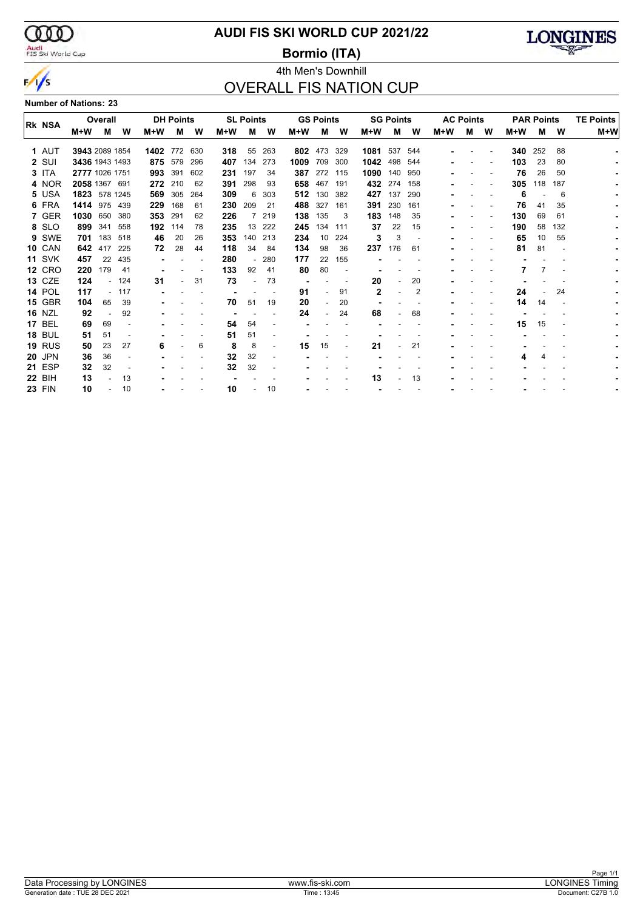# AUDI FIS SKI WORLD CUP 2021/22

## Bormio (ITA)

### 4th Men's Downhill

## OVERALL FIS NATION CUP

**Number of Nations: 23**

| Rk | NSA | Overall | | | DH Points | | | SL Points | | | GS Points | | | SG Points | | | AC Points | | | PAR Points | | | TE Points |
|---|---|---|---|---|---|---|---|---|---|---|---|---|---|---|---|---|---|---|---|---|---|---|---|
| | | M+W | M | W | M+W | M | W | M+W | M | W | M+W | M | W | M+W | M | W | M+W | M | W | M+W | M | W | M+W |
| 1 | AUT | 3943 | 2089 | 1854 | 1402 | 772 | 630 | 318 | 55 | 263 | 802 | 473 | 329 | 1081 | 537 | 544 | - | - | - | 340 | 252 | 88 | - |
| 2 | SUI | 3436 | 1943 | 1493 | 875 | 579 | 296 | 407 | 134 | 273 | 1009 | 709 | 300 | 1042 | 498 | 544 | - | - | - | 103 | 23 | 80 | - |
| 3 | ITA | 2777 | 1026 | 1751 | 993 | 391 | 602 | 231 | 197 | 34 | 387 | 272 | 115 | 1090 | 140 | 950 | - | - | - | 76 | 26 | 50 | - |
| 4 | NOR | 2058 | 1367 | 691 | 272 | 210 | 62 | 391 | 298 | 93 | 658 | 467 | 191 | 432 | 274 | 158 | - | - | - | 305 | 118 | 187 | - |
| 5 | USA | 1823 | 578 | 1245 | 569 | 305 | 264 | 309 | 6 | 303 | 512 | 130 | 382 | 427 | 137 | 290 | - | - | - | 6 | - | 6 | - |
| 6 | FRA | 1414 | 975 | 439 | 229 | 168 | 61 | 230 | 209 | 21 | 488 | 327 | 161 | 391 | 230 | 161 | - | - | - | 76 | 41 | 35 | - |
| 7 | GER | 1030 | 650 | 380 | 353 | 291 | 62 | 226 | 7 | 219 | 138 | 135 | 3 | 183 | 148 | 35 | - | - | - | 130 | 69 | 61 | - |
| 8 | SLO | 899 | 341 | 558 | 192 | 114 | 78 | 235 | 13 | 222 | 245 | 134 | 111 | 37 | 22 | 15 | - | - | - | 190 | 58 | 132 | - |
| 9 | SWE | 701 | 183 | 518 | 46 | 20 | 26 | 353 | 140 | 213 | 234 | 10 | 224 | 3 | 3 | - | - | - | - | 65 | 10 | 55 | - |
| 10 | CAN | 642 | 417 | 225 | 72 | 28 | 44 | 118 | 34 | 84 | 134 | 98 | 36 | 237 | 176 | 61 | - | - | - | 81 | 81 | - | - |
| 11 | SVK | 457 | 22 | 435 | - | - | - | 280 | - | 280 | 177 | 22 | 155 | - | - | - | - | - | - | - | - | - | - |
| 12 | CRO | 220 | 179 | 41 | - | - | - | 133 | 92 | 41 | 80 | 80 | - | - | - | - | - | - | - | 7 | 7 | - | - |
| 13 | CZE | 124 | - | 124 | 31 | - | 31 | 73 | - | 73 | - | - | - | 20 | - | 20 | - | - | - | - | - | - | - |
| 14 | POL | 117 | - | 117 | - | - | - | - | - | - | 91 | - | 91 | 2 | - | 2 | - | - | - | 24 | - | 24 | - |
| 15 | GBR | 104 | 65 | 39 | - | - | - | 70 | 51 | 19 | 20 | - | 20 | - | - | - | - | - | - | 14 | 14 | - | - |
| 16 | NZL | 92 | - | 92 | - | - | - | - | - | - | 24 | - | 24 | 68 | - | 68 | - | - | - | - | - | - | - |
| 17 | BEL | 69 | 69 | - | - | - | - | 54 | 54 | - | - | - | - | - | - | - | - | - | - | 15 | 15 | - | - |
| 18 | BUL | 51 | 51 | - | - | - | - | 51 | 51 | - | - | - | - | - | - | - | - | - | - | - | - | - | - |
| 19 | RUS | 50 | 23 | 27 | 6 | - | 6 | 8 | 8 | - | 15 | 15 | - | 21 | - | 21 | - | - | - | - | - | - | - |
| 20 | JPN | 36 | 36 | - | - | - | - | 32 | 32 | - | - | - | - | - | - | - | - | - | - | 4 | 4 | - | - |
| 21 | ESP | 32 | 32 | - | - | - | - | 32 | 32 | - | - | - | - | - | - | - | - | - | - | - | - | - | - |
| 22 | BIH | 13 | - | 13 | - | - | - | - | - | - | - | - | - | 13 | - | 13 | - | - | - | - | - | - | - |
| 23 | FIN | 10 | - | 10 | - | - | - | 10 | - | 10 | - | - | - | - | - | - | - | - | - | - | - | - | - |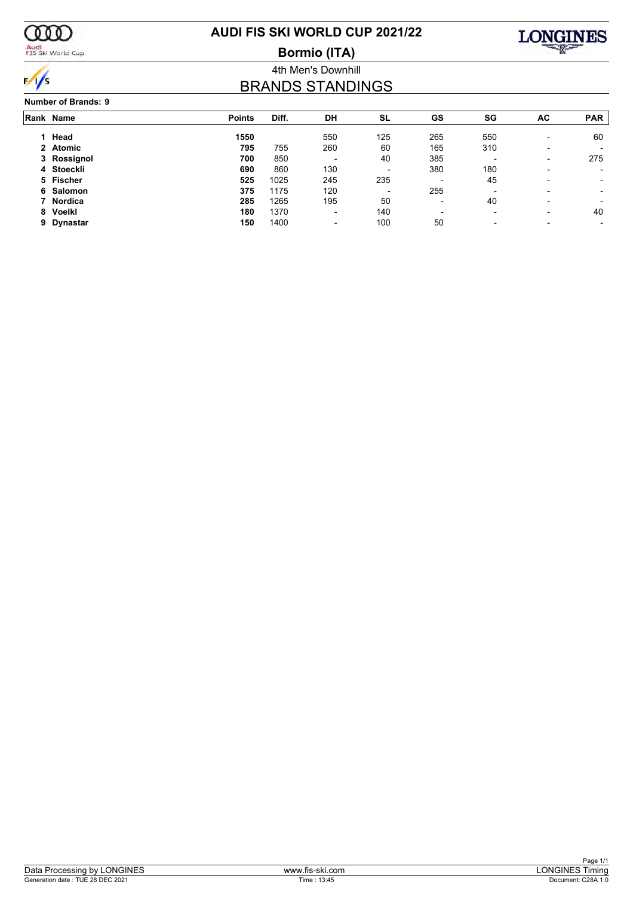# AUDI FIS SKI WORLD CUP 2021/22

## Bormio (ITA)

### 4th Men's Downhill

## BRANDS STANDINGS

**Number of Brands: 9**

| Rank | Name | Points | Diff. | DH | SL | GS | SG | AC | PAR |
|---|---|---|---|---|---|---|---|---|---|
| 1 | **Head** | **1550** | | 550 | 125 | 265 | 550 | - | 60 |
| 2 | **Atomic** | **795** | 755 | 260 | 60 | 165 | 310 | - | - |
| 3 | **Rossignol** | **700** | 850 | - | 40 | 385 | - | - | 275 |
| 4 | **Stoeckli** | **690** | 860 | 130 | - | 380 | 180 | - | - |
| 5 | **Fischer** | **525** | 1025 | 245 | 235 | - | 45 | - | - |
| 6 | **Salomon** | **375** | 1175 | 120 | - | 255 | - | - | - |
| 7 | **Nordica** | **285** | 1265 | 195 | 50 | - | 40 | - | - |
| 8 | **Voelkl** | **180** | 1370 | - | 140 | - | - | - | 40 |
| 9 | **Dynastar** | **150** | 1400 | - | 100 | 50 | - | - | - |

Data Processing by LONGINES | www.fis-ski.com | LONGINES Timing

Generation date : TUE 28 DEC 2021 | Time : 13:45 | Document: C28A 1.0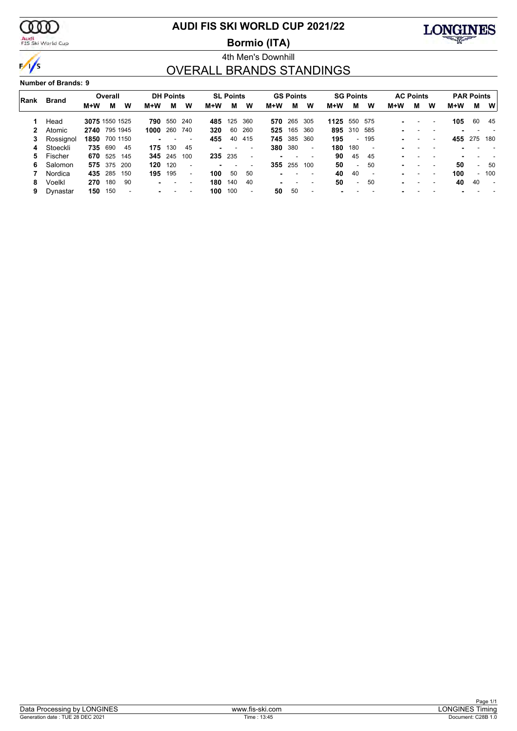# AUDI FIS SKI WORLD CUP 2021/22

**Bormio (ITA)**

4th Men's Downhill

## OVERALL BRANDS STANDINGS

**Number of Brands: 9**

| Rank | Brand | Overall | | | DH Points | | | SL Points | | | GS Points | | | SG Points | | | AC Points | | | PAR Points | | |
|---|---|---|---|---|---|---|---|---|---|---|---|---|---|---|---|---|---|---|---|---|---|---|
| | | M+W | M | W | M+W | M | W | M+W | M | W | M+W | M | W | M+W | M | W | M+W | M | W | M+W | M | W |
| 1 | Head | **3075** | 1550 | 1525 | **790** | 550 | 240 | **485** | 125 | 360 | **570** | 265 | 305 | **1125** | 550 | 575 | - | - | - | **105** | 60 | 45 |
| 2 | Atomic | **2740** | 795 | 1945 | **1000** | 260 | 740 | **320** | 60 | 260 | **525** | 165 | 360 | **895** | 310 | 585 | - | - | - | - | - | - |
| 3 | Rossignol | **1850** | 700 | 1150 | - | - | - | **455** | 40 | 415 | **745** | 385 | 360 | **195** | - | 195 | - | - | - | **455** | 275 | 180 |
| 4 | Stoeckli | **735** | 690 | 45 | **175** | 130 | 45 | - | - | - | **380** | 380 | - | **180** | 180 | - | - | - | - | - | - | - |
| 5 | Fischer | **670** | 525 | 145 | **345** | 245 | 100 | **235** | 235 | - | - | - | - | **90** | 45 | 45 | - | - | - | - | - | - |
| 6 | Salomon | **575** | 375 | 200 | **120** | 120 | - | - | - | - | **355** | 255 | 100 | **50** | - | 50 | - | - | - | **50** | - | 50 |
| 7 | Nordica | **435** | 285 | 150 | **195** | 195 | - | **100** | 50 | 50 | - | - | - | **40** | 40 | - | - | - | - | **100** | - | 100 |
| 8 | Voelkl | **270** | 180 | 90 | - | - | - | **180** | 140 | 40 | - | - | - | **50** | - | 50 | - | - | - | **40** | 40 | - |
| 9 | Dynastar | **150** | 150 | - | - | - | - | **100** | 100 | - | **50** | 50 | - | - | - | - | - | - | - | - | - | - |

Data Processing by LONGINES — www.fis-ski.com — LONGINES Timing

Generation date : TUE 28 DEC 2021 — Time : 13:45 — Document: C28B 1.0